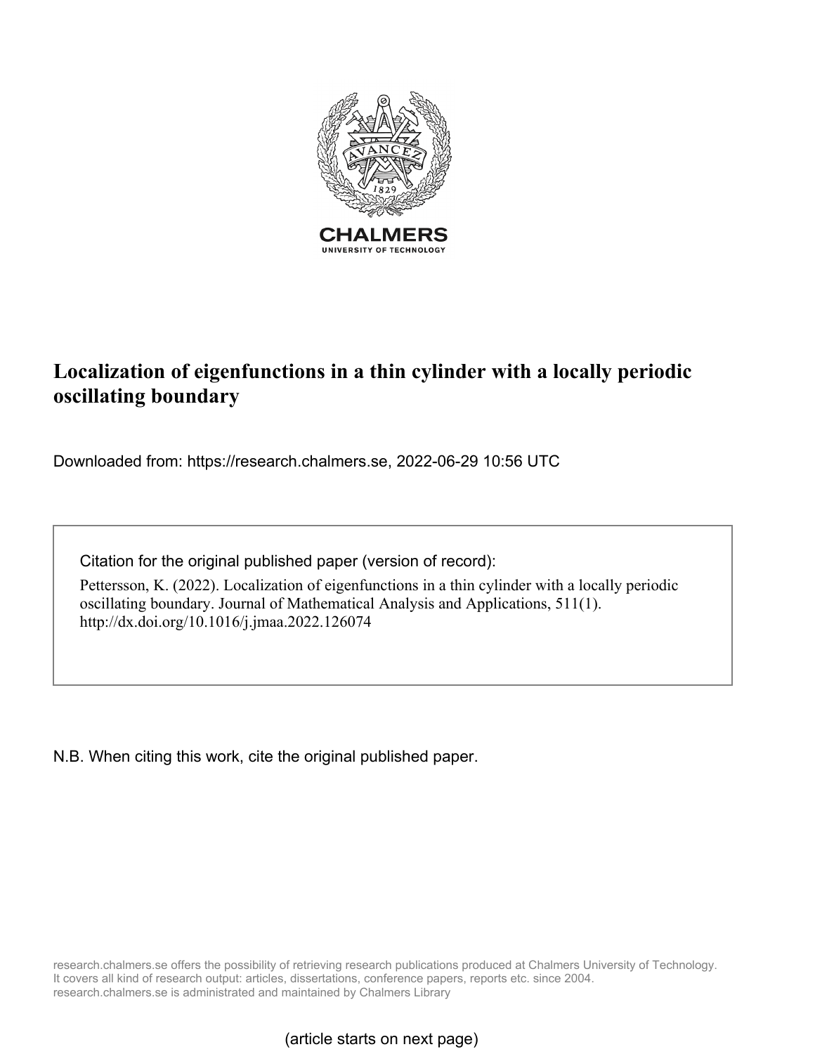CHALMERS

UNIVERSITY OF TECHNOLOGY

# Localization of eigenfunctions in a thin cylinder with a locally periodic oscillating boundary

Downloaded from: https://research.chalmers.se, 2022-06-29 10:56 UTC

Citation for the original published paper (version of record):

Pettersson, K. (2022). Localization of eigenfunctions in a thin cylinder with a locally periodic oscillating boundary. Journal of Mathematical Analysis and Applications, 511(1). http://dx.doi.org/10.1016/j.jmaa.2022.126074

N.B. When citing this work, cite the original published paper.

research.chalmers.se offers the possibility of retrieving research publications produced at Chalmers University of Technology. It covers all kind of research output: articles, dissertations, conference papers, reports etc. since 2004. research.chalmers.se is administrated and maintained by Chalmers Library

(article starts on next page)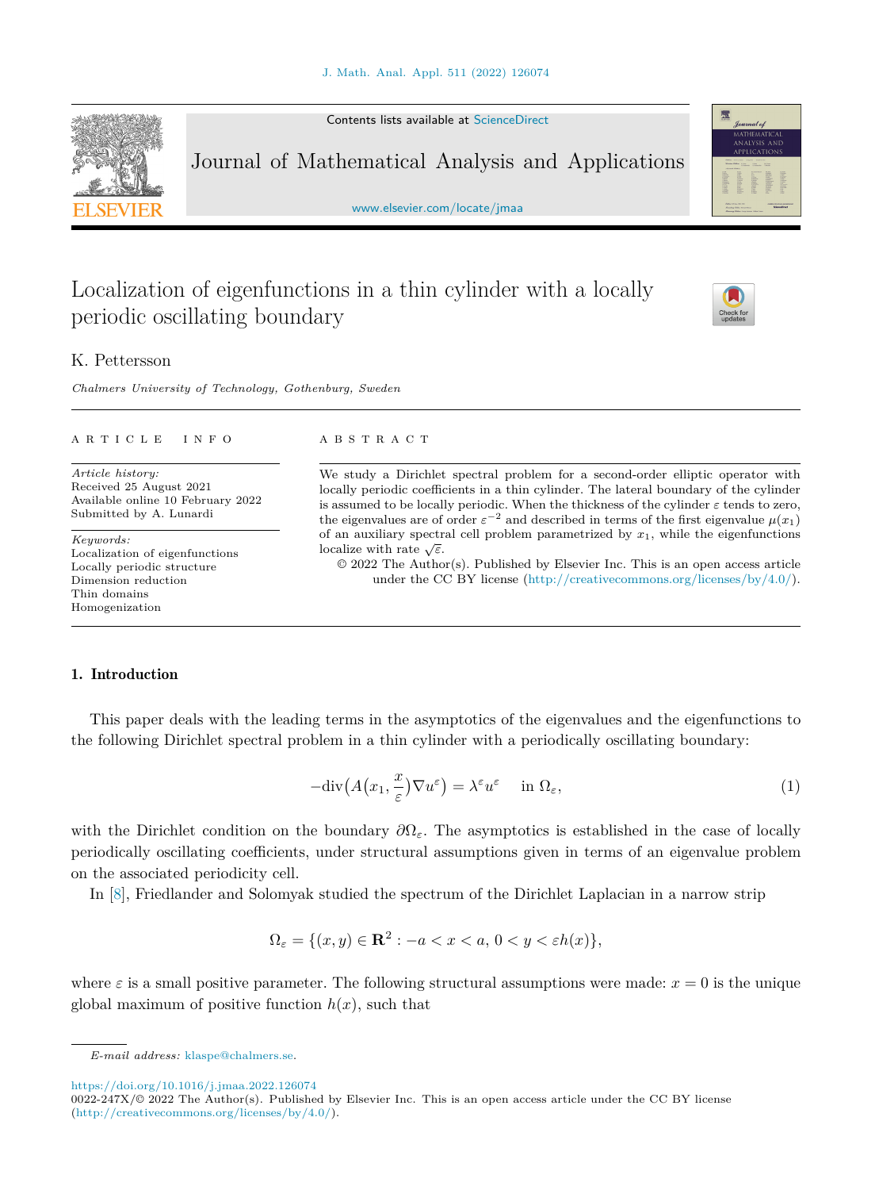# Localization of eigenfunctions in a thin cylinder with a locally periodic oscillating boundary

K. Pettersson

*Chalmers University of Technology, Gothenburg, Sweden*

**ARTICLE INFO**

*Article history:*
Received 25 August 2021
Available online 10 February 2022
Submitted by A. Lunardi

*Keywords:*
Localization of eigenfunctions
Locally periodic structure
Dimension reduction
Thin domains
Homogenization

**ABSTRACT**

We study a Dirichlet spectral problem for a second-order elliptic operator with locally periodic coefficients in a thin cylinder. The lateral boundary of the cylinder is assumed to be locally periodic. When the thickness of the cylinder $\varepsilon$ tends to zero, the eigenvalues are of order $\varepsilon^{-2}$ and described in terms of the first eigenvalue $\mu(x_1)$ of an auxiliary spectral cell problem parametrized by $x_1$, while the eigenfunctions localize with rate $\sqrt{\varepsilon}$.

© 2022 The Author(s). Published by Elsevier Inc. This is an open access article under the CC BY license (http://creativecommons.org/licenses/by/4.0/).

## 1. Introduction

This paper deals with the leading terms in the asymptotics of the eigenvalues and the eigenfunctions to the following Dirichlet spectral problem in a thin cylinder with a periodically oscillating boundary:

$$-\mathrm{div}\big(A\big(x_1, \frac{x}{\varepsilon}\big)\nabla u^\varepsilon\big) = \lambda^\varepsilon u^\varepsilon \quad \text{in } \Omega_\varepsilon, \tag{1}$$

with the Dirichlet condition on the boundary $\partial\Omega_\varepsilon$. The asymptotics is established in the case of locally periodically oscillating coefficients, under structural assumptions given in terms of an eigenvalue problem on the associated periodicity cell.

In [8], Friedlander and Solomyak studied the spectrum of the Dirichlet Laplacian in a narrow strip

$$\Omega_\varepsilon = \{(x, y) \in \mathbf{R}^2 : -a < x < a,\ 0 < y < \varepsilon h(x)\},$$

where $\varepsilon$ is a small positive parameter. The following structural assumptions were made: $x = 0$ is the unique global maximum of positive function $h(x)$, such that

*E-mail address:* klaspe@chalmers.se.

https://doi.org/10.1016/j.jmaa.2022.126074
0022-247X/© 2022 The Author(s). Published by Elsevier Inc. This is an open access article under the CC BY license (http://creativecommons.org/licenses/by/4.0/).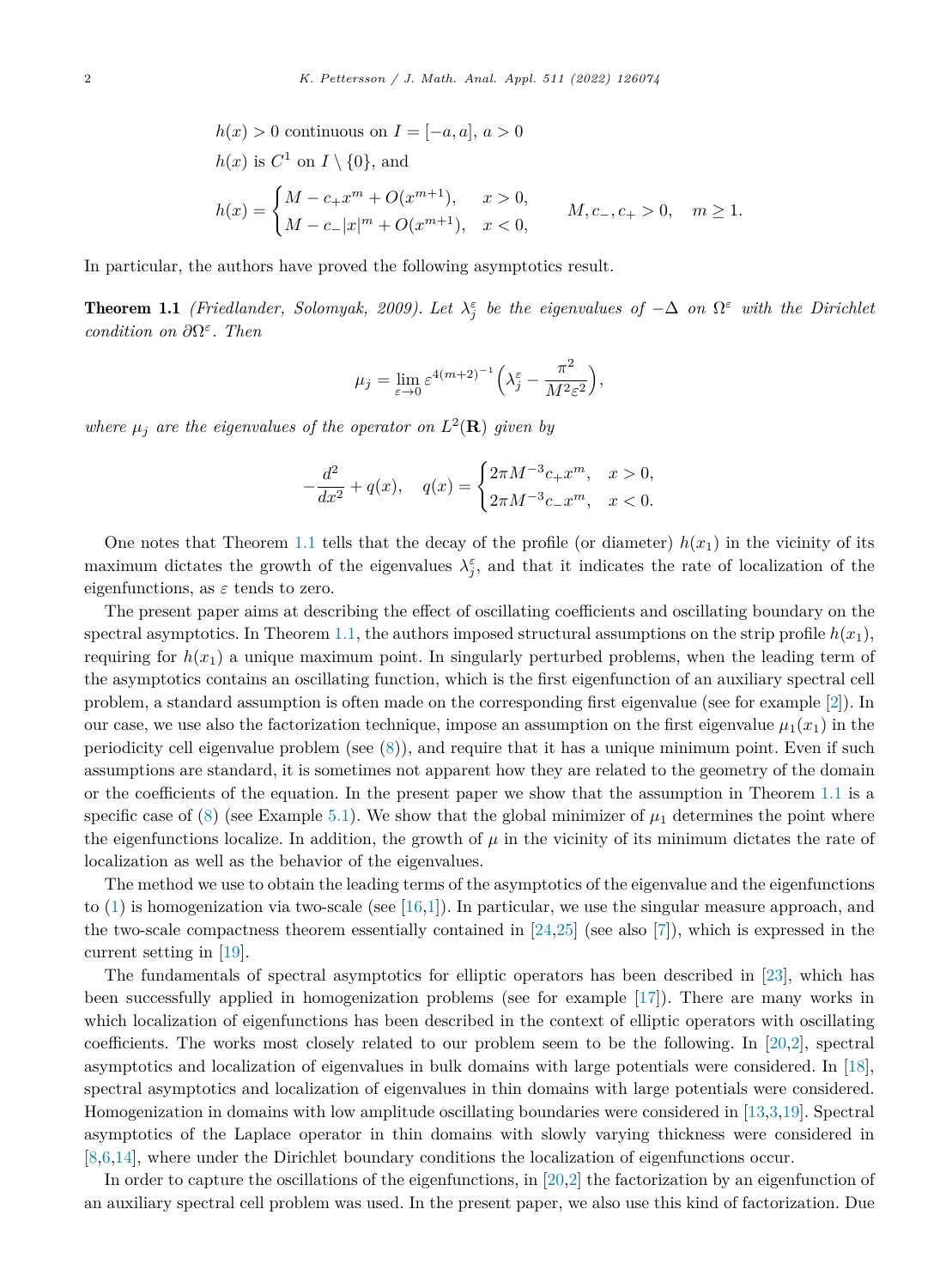$$
\begin{aligned}
&h(x) > 0 \text{ continuous on } I = [-a, a],\ a > 0 \\
&h(x) \text{ is } C^1 \text{ on } I \setminus \{0\}, \text{ and} \\
&h(x) = \begin{cases} M - c_+ x^m + O(x^{m+1}), & x > 0, \\ M - c_- |x|^m + O(x^{m+1}), & x < 0, \end{cases} \qquad M, c_-, c_+ > 0, \quad m \geq 1.
\end{aligned}
$$

In particular, the authors have proved the following asymptotics result.

**Theorem 1.1** *(Friedlander, Solomyak, 2009). Let $\lambda_j^\varepsilon$ be the eigenvalues of $-\Delta$ on $\Omega^\varepsilon$ with the Dirichlet condition on $\partial\Omega^\varepsilon$. Then*

$$
\mu_j = \lim_{\varepsilon \to 0} \varepsilon^{4(m+2)^{-1}} \Big( \lambda_j^\varepsilon - \frac{\pi^2}{M^2 \varepsilon^2} \Big),
$$

*where $\mu_j$ are the eigenvalues of the operator on $L^2(\mathbf{R})$ given by*

$$
-\frac{d^2}{dx^2} + q(x), \quad q(x) = \begin{cases} 2\pi M^{-3} c_+ x^m, & x > 0, \\ 2\pi M^{-3} c_- x^m, & x < 0. \end{cases}
$$

One notes that Theorem 1.1 tells that the decay of the profile (or diameter) $h(x_1)$ in the vicinity of its maximum dictates the growth of the eigenvalues $\lambda_j^\varepsilon$, and that it indicates the rate of localization of the eigenfunctions, as $\varepsilon$ tends to zero.

The present paper aims at describing the effect of oscillating coefficients and oscillating boundary on the spectral asymptotics. In Theorem 1.1, the authors imposed structural assumptions on the strip profile $h(x_1)$, requiring for $h(x_1)$ a unique maximum point. In singularly perturbed problems, when the leading term of the asymptotics contains an oscillating function, which is the first eigenfunction of an auxiliary spectral cell problem, a standard assumption is often made on the corresponding first eigenvalue (see for example [2]). In our case, we use also the factorization technique, impose an assumption on the first eigenvalue $\mu_1(x_1)$ in the periodicity cell eigenvalue problem (see (8)), and require that it has a unique minimum point. Even if such assumptions are standard, it is sometimes not apparent how they are related to the geometry of the domain or the coefficients of the equation. In the present paper we show that the assumption in Theorem 1.1 is a specific case of (8) (see Example 5.1). We show that the global minimizer of $\mu_1$ determines the point where the eigenfunctions localize. In addition, the growth of $\mu$ in the vicinity of its minimum dictates the rate of localization as well as the behavior of the eigenvalues.

The method we use to obtain the leading terms of the asymptotics of the eigenvalue and the eigenfunctions to (1) is homogenization via two-scale (see [16,1]). In particular, we use the singular measure approach, and the two-scale compactness theorem essentially contained in [24,25] (see also [7]), which is expressed in the current setting in [19].

The fundamentals of spectral asymptotics for elliptic operators has been described in [23], which has been successfully applied in homogenization problems (see for example [17]). There are many works in which localization of eigenfunctions has been described in the context of elliptic operators with oscillating coefficients. The works most closely related to our problem seem to be the following. In [20,2], spectral asymptotics and localization of eigenvalues in bulk domains with large potentials were considered. In [18], spectral asymptotics and localization of eigenvalues in thin domains with large potentials were considered. Homogenization in domains with low amplitude oscillating boundaries were considered in [13,3,19]. Spectral asymptotics of the Laplace operator in thin domains with slowly varying thickness were considered in [8,6,14], where under the Dirichlet boundary conditions the localization of eigenfunctions occur.

In order to capture the oscillations of the eigenfunctions, in [20,2] the factorization by an eigenfunction of an auxiliary spectral cell problem was used. In the present paper, we also use this kind of factorization. Due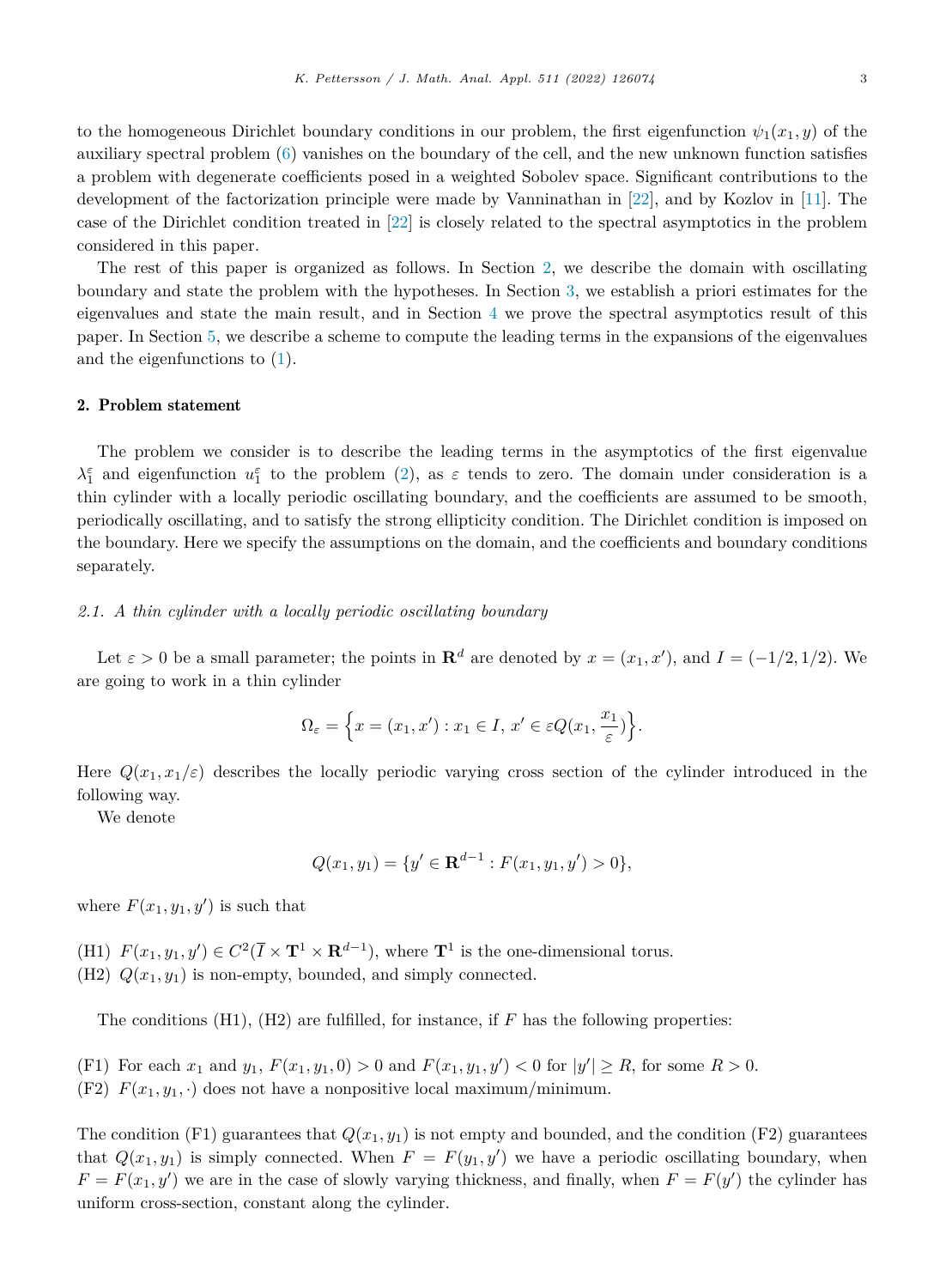to the homogeneous Dirichlet boundary conditions in our problem, the first eigenfunction $\psi_1(x_1, y)$ of the auxiliary spectral problem (6) vanishes on the boundary of the cell, and the new unknown function satisfies a problem with degenerate coefficients posed in a weighted Sobolev space. Significant contributions to the development of the factorization principle were made by Vanninathan in [22], and by Kozlov in [11]. The case of the Dirichlet condition treated in [22] is closely related to the spectral asymptotics in the problem considered in this paper.

The rest of this paper is organized as follows. In Section 2, we describe the domain with oscillating boundary and state the problem with the hypotheses. In Section 3, we establish a priori estimates for the eigenvalues and state the main result, and in Section 4 we prove the spectral asymptotics result of this paper. In Section 5, we describe a scheme to compute the leading terms in the expansions of the eigenvalues and the eigenfunctions to (1).

## 2. Problem statement

The problem we consider is to describe the leading terms in the asymptotics of the first eigenvalue $\lambda_1^\varepsilon$ and eigenfunction $u_1^\varepsilon$ to the problem (2), as $\varepsilon$ tends to zero. The domain under consideration is a thin cylinder with a locally periodic oscillating boundary, and the coefficients are assumed to be smooth, periodically oscillating, and to satisfy the strong ellipticity condition. The Dirichlet condition is imposed on the boundary. Here we specify the assumptions on the domain, and the coefficients and boundary conditions separately.

### *2.1. A thin cylinder with a locally periodic oscillating boundary*

Let $\varepsilon > 0$ be a small parameter; the points in $\mathbf{R}^d$ are denoted by $x = (x_1, x')$, and $I = (-1/2, 1/2)$. We are going to work in a thin cylinder

$$\Omega_\varepsilon = \Big\{ x = (x_1, x') : x_1 \in I,\, x' \in \varepsilon Q(x_1, \frac{x_1}{\varepsilon}) \Big\}.$$

Here $Q(x_1, x_1/\varepsilon)$ describes the locally periodic varying cross section of the cylinder introduced in the following way.

We denote

$$Q(x_1, y_1) = \{ y' \in \mathbf{R}^{d-1} : F(x_1, y_1, y') > 0 \},$$

where $F(x_1, y_1, y')$ is such that

(H1) $F(x_1, y_1, y') \in C^2(\overline{I} \times \mathbf{T}^1 \times \mathbf{R}^{d-1})$, where $\mathbf{T}^1$ is the one-dimensional torus.
(H2) $Q(x_1, y_1)$ is non-empty, bounded, and simply connected.

The conditions (H1), (H2) are fulfilled, for instance, if $F$ has the following properties:

(F1) For each $x_1$ and $y_1$, $F(x_1, y_1, 0) > 0$ and $F(x_1, y_1, y') < 0$ for $|y'| \geq R$, for some $R > 0$.
(F2) $F(x_1, y_1, \cdot)$ does not have a nonpositive local maximum/minimum.

The condition (F1) guarantees that $Q(x_1, y_1)$ is not empty and bounded, and the condition (F2) guarantees that $Q(x_1, y_1)$ is simply connected. When $F = F(y_1, y')$ we have a periodic oscillating boundary, when $F = F(x_1, y')$ we are in the case of slowly varying thickness, and finally, when $F = F(y')$ the cylinder has uniform cross-section, constant along the cylinder.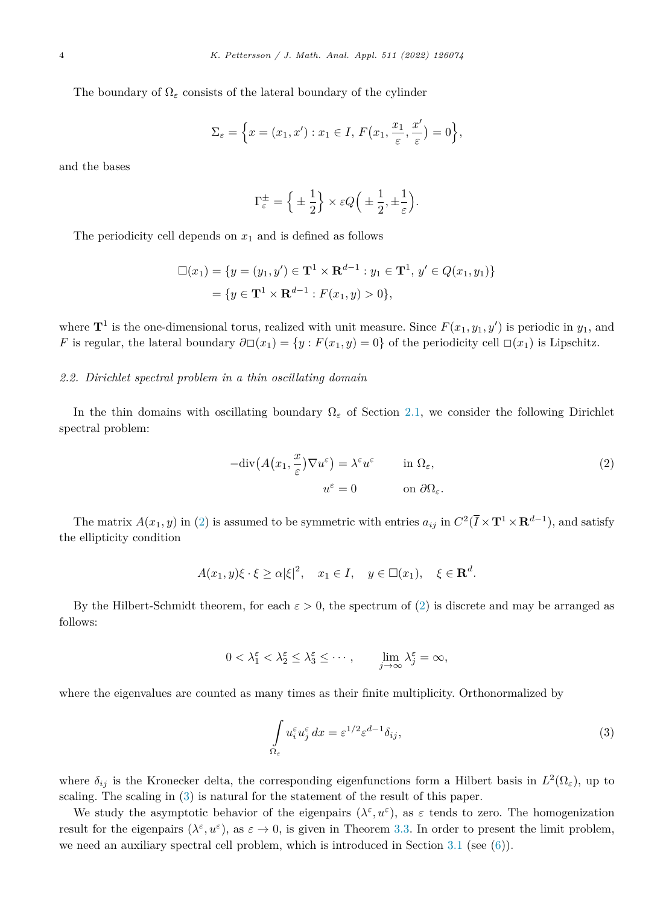The boundary of $\Omega_\varepsilon$ consists of the lateral boundary of the cylinder

$$\Sigma_\varepsilon = \Big\{ x = (x_1, x') : x_1 \in I,\, F\big(x_1, \frac{x_1}{\varepsilon}, \frac{x'}{\varepsilon}\big) = 0 \Big\},$$

and the bases

$$\Gamma_\varepsilon^\pm = \Big\{ \pm \frac{1}{2} \Big\} \times \varepsilon Q\Big( \pm \frac{1}{2}, \pm \frac{1}{\varepsilon} \Big).$$

The periodicity cell depends on $x_1$ and is defined as follows

$$\begin{aligned}\square(x_1) &= \{ y = (y_1, y') \in \mathbf{T}^1 \times \mathbf{R}^{d-1} : y_1 \in \mathbf{T}^1,\, y' \in Q(x_1, y_1) \} \\ &= \{ y \in \mathbf{T}^1 \times \mathbf{R}^{d-1} : F(x_1, y) > 0 \},\end{aligned}$$

where $\mathbf{T}^1$ is the one-dimensional torus, realized with unit measure. Since $F(x_1, y_1, y')$ is periodic in $y_1$, and $F$ is regular, the lateral boundary $\partial\square(x_1) = \{ y : F(x_1, y) = 0 \}$ of the periodicity cell $\square(x_1)$ is Lipschitz.

### 2.2. *Dirichlet spectral problem in a thin oscillating domain*

In the thin domains with oscillating boundary $\Omega_\varepsilon$ of Section 2.1, we consider the following Dirichlet spectral problem:

$$\begin{aligned} -\mathrm{div}\big( A\big(x_1, \frac{x}{\varepsilon}\big) \nabla u^\varepsilon \big) &= \lambda^\varepsilon u^\varepsilon \qquad \text{in } \Omega_\varepsilon, \\ u^\varepsilon &= 0 \qquad \text{on } \partial\Omega_\varepsilon. \end{aligned} \tag{2}$$

The matrix $A(x_1, y)$ in (2) is assumed to be symmetric with entries $a_{ij}$ in $C^2(\overline{I} \times \mathbf{T}^1 \times \mathbf{R}^{d-1})$, and satisfy the ellipticity condition

$$A(x_1, y)\xi \cdot \xi \geq \alpha |\xi|^2, \quad x_1 \in I, \quad y \in \square(x_1), \quad \xi \in \mathbf{R}^d.$$

By the Hilbert-Schmidt theorem, for each $\varepsilon > 0$, the spectrum of (2) is discrete and may be arranged as follows:

$$0 < \lambda_1^\varepsilon < \lambda_2^\varepsilon \leq \lambda_3^\varepsilon \leq \cdots, \qquad \lim_{j \to \infty} \lambda_j^\varepsilon = \infty,$$

where the eigenvalues are counted as many times as their finite multiplicity. Orthonormalized by

$$\int_{\Omega_\varepsilon} u_i^\varepsilon u_j^\varepsilon \, dx = \varepsilon^{1/2} \varepsilon^{d-1} \delta_{ij}, \tag{3}$$

where $\delta_{ij}$ is the Kronecker delta, the corresponding eigenfunctions form a Hilbert basis in $L^2(\Omega_\varepsilon)$, up to scaling. The scaling in (3) is natural for the statement of the result of this paper.

We study the asymptotic behavior of the eigenpairs $(\lambda^\varepsilon, u^\varepsilon)$, as $\varepsilon$ tends to zero. The homogenization result for the eigenpairs $(\lambda^\varepsilon, u^\varepsilon)$, as $\varepsilon \to 0$, is given in Theorem 3.3. In order to present the limit problem, we need an auxiliary spectral cell problem, which is introduced in Section 3.1 (see (6)).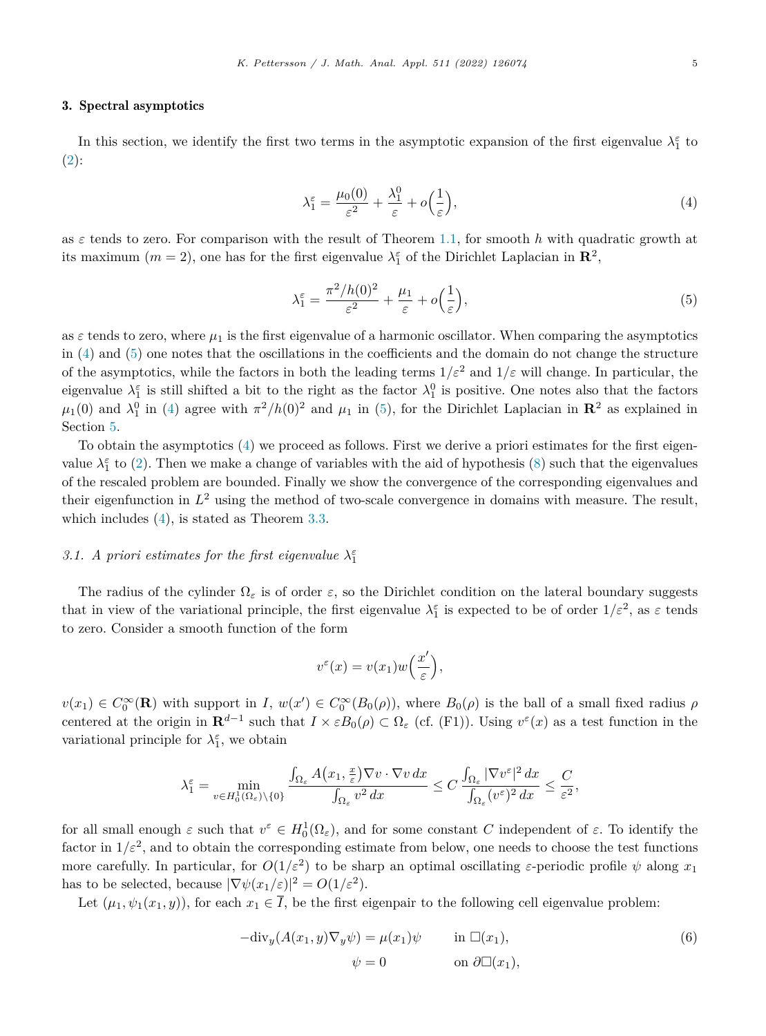## 3. Spectral asymptotics

In this section, we identify the first two terms in the asymptotic expansion of the first eigenvalue $\lambda_1^\varepsilon$ to (2):

$$
\lambda_1^\varepsilon = \frac{\mu_0(0)}{\varepsilon^2} + \frac{\lambda_1^0}{\varepsilon} + o\Big(\frac{1}{\varepsilon}\Big), \tag{4}
$$

as $\varepsilon$ tends to zero. For comparison with the result of Theorem 1.1, for smooth $h$ with quadratic growth at its maximum ($m = 2$), one has for the first eigenvalue $\lambda_1^\varepsilon$ of the Dirichlet Laplacian in $\mathbf{R}^2$,

$$
\lambda_1^\varepsilon = \frac{\pi^2/h(0)^2}{\varepsilon^2} + \frac{\mu_1}{\varepsilon} + o\Big(\frac{1}{\varepsilon}\Big), \tag{5}
$$

as $\varepsilon$ tends to zero, where $\mu_1$ is the first eigenvalue of a harmonic oscillator. When comparing the asymptotics in (4) and (5) one notes that the oscillations in the coefficients and the domain do not change the structure of the asymptotics, while the factors in both the leading terms $1/\varepsilon^2$ and $1/\varepsilon$ will change. In particular, the eigenvalue $\lambda_1^\varepsilon$ is still shifted a bit to the right as the factor $\lambda_1^0$ is positive. One notes also that the factors $\mu_1(0)$ and $\lambda_1^0$ in (4) agree with $\pi^2/h(0)^2$ and $\mu_1$ in (5), for the Dirichlet Laplacian in $\mathbf{R}^2$ as explained in Section 5.

To obtain the asymptotics (4) we proceed as follows. First we derive a priori estimates for the first eigenvalue $\lambda_1^\varepsilon$ to (2). Then we make a change of variables with the aid of hypothesis (8) such that the eigenvalues of the rescaled problem are bounded. Finally we show the convergence of the corresponding eigenvalues and their eigenfunction in $L^2$ using the method of two-scale convergence in domains with measure. The result, which includes (4), is stated as Theorem 3.3.

### *3.1. A priori estimates for the first eigenvalue $\lambda_1^\varepsilon$*

The radius of the cylinder $\Omega_\varepsilon$ is of order $\varepsilon$, so the Dirichlet condition on the lateral boundary suggests that in view of the variational principle, the first eigenvalue $\lambda_1^\varepsilon$ is expected to be of order $1/\varepsilon^2$, as $\varepsilon$ tends to zero. Consider a smooth function of the form

$$
v^\varepsilon(x) = v(x_1) w\Big(\frac{x'}{\varepsilon}\Big),
$$

$v(x_1) \in C_0^\infty(\mathbf{R})$ with support in $I$, $w(x') \in C_0^\infty(B_0(\rho))$, where $B_0(\rho)$ is the ball of a small fixed radius $\rho$ centered at the origin in $\mathbf{R}^{d-1}$ such that $I \times \varepsilon B_0(\rho) \subset \Omega_\varepsilon$ (cf. (F1)). Using $v^\varepsilon(x)$ as a test function in the variational principle for $\lambda_1^\varepsilon$, we obtain

$$
\lambda_1^\varepsilon = \min_{v \in H_0^1(\Omega_\varepsilon)\setminus\{0\}} \frac{\int_{\Omega_\varepsilon} A\big(x_1, \frac{x}{\varepsilon}\big)\nabla v \cdot \nabla v \, dx}{\int_{\Omega_\varepsilon} v^2 \, dx} \leq C \frac{\int_{\Omega_\varepsilon} |\nabla v^\varepsilon|^2 \, dx}{\int_{\Omega_\varepsilon} (v^\varepsilon)^2 \, dx} \leq \frac{C}{\varepsilon^2},
$$

for all small enough $\varepsilon$ such that $v^\varepsilon \in H_0^1(\Omega_\varepsilon)$, and for some constant $C$ independent of $\varepsilon$. To identify the factor in $1/\varepsilon^2$, and to obtain the corresponding estimate from below, one needs to choose the test functions more carefully. In particular, for $O(1/\varepsilon^2)$ to be sharp an optimal oscillating $\varepsilon$-periodic profile $\psi$ along $x_1$ has to be selected, because $|\nabla \psi(x_1/\varepsilon)|^2 = O(1/\varepsilon^2)$.

Let $(\mu_1, \psi_1(x_1, y))$, for each $x_1 \in \overline{I}$, be the first eigenpair to the following cell eigenvalue problem:

$$
\begin{aligned}
-\operatorname{div}_y(A(x_1, y)\nabla_y \psi) &= \mu(x_1)\psi && \text{in } \square(x_1), \\
\psi &= 0 && \text{on } \partial\square(x_1),
\end{aligned} \tag{6}
$$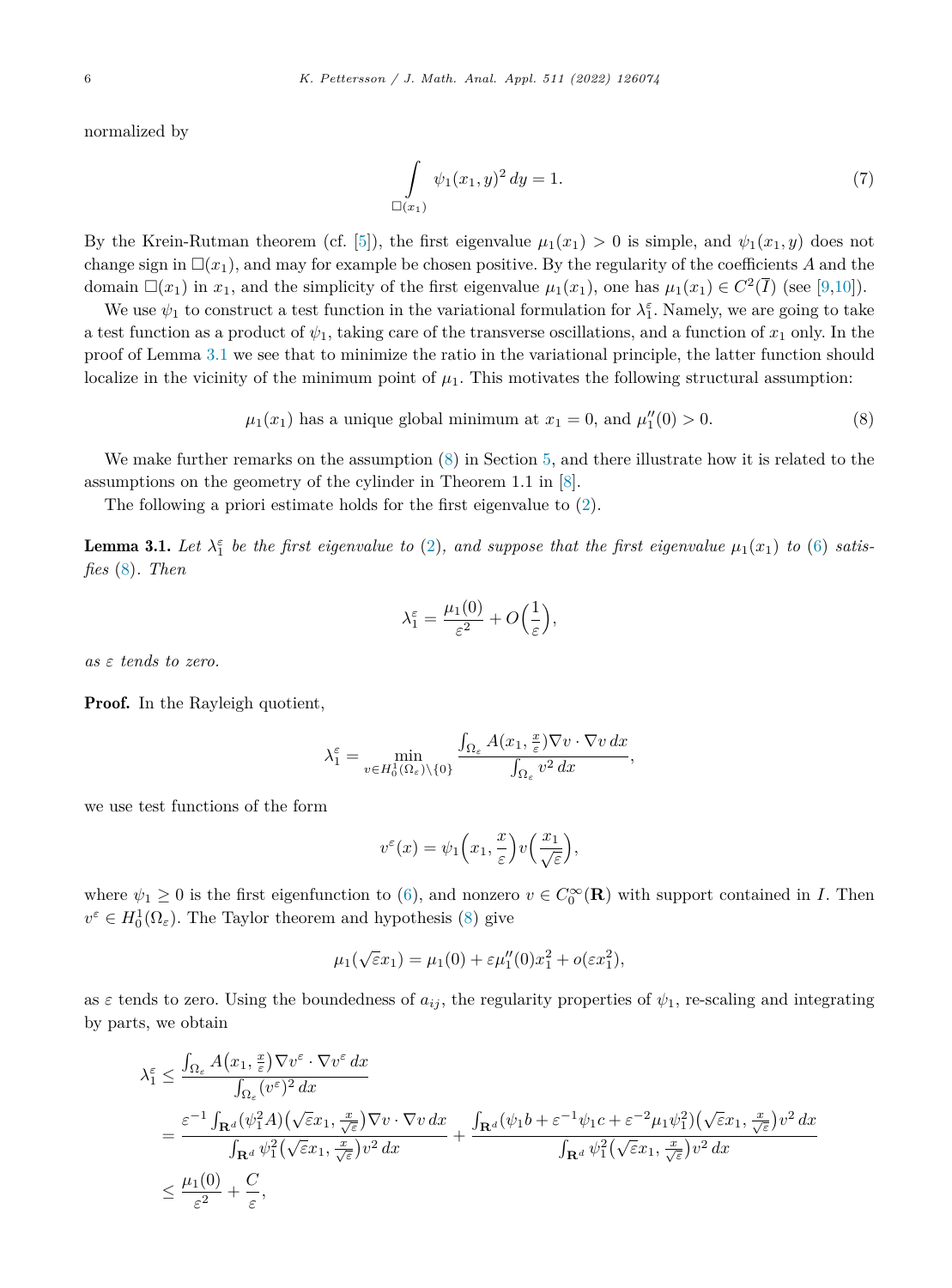normalized by

$$\int_{\square(x_1)} \psi_1(x_1, y)^2 \, dy = 1. \tag{7}$$

By the Krein-Rutman theorem (cf. [5]), the first eigenvalue $\mu_1(x_1) > 0$ is simple, and $\psi_1(x_1, y)$ does not change sign in $\square(x_1)$, and may for example be chosen positive. By the regularity of the coefficients $A$ and the domain $\square(x_1)$ in $x_1$, and the simplicity of the first eigenvalue $\mu_1(x_1)$, one has $\mu_1(x_1) \in C^2(\overline{I})$ (see [9,10]).

We use $\psi_1$ to construct a test function in the variational formulation for $\lambda_1^\varepsilon$. Namely, we are going to take a test function as a product of $\psi_1$, taking care of the transverse oscillations, and a function of $x_1$ only. In the proof of Lemma 3.1 we see that to minimize the ratio in the variational principle, the latter function should localize in the vicinity of the minimum point of $\mu_1$. This motivates the following structural assumption:

$$\mu_1(x_1) \text{ has a unique global minimum at } x_1 = 0, \text{ and } \mu_1''(0) > 0. \tag{8}$$

We make further remarks on the assumption (8) in Section 5, and there illustrate how it is related to the assumptions on the geometry of the cylinder in Theorem 1.1 in [8].

The following a priori estimate holds for the first eigenvalue to (2).

**Lemma 3.1.** *Let $\lambda_1^\varepsilon$ be the first eigenvalue to (2), and suppose that the first eigenvalue $\mu_1(x_1)$ to (6) satisfies (8). Then*

$$\lambda_1^\varepsilon = \frac{\mu_1(0)}{\varepsilon^2} + O\Big(\frac{1}{\varepsilon}\Big),$$

*as $\varepsilon$ tends to zero.*

**Proof.** In the Rayleigh quotient,

$$\lambda_1^\varepsilon = \min_{v \in H_0^1(\Omega_\varepsilon)\setminus\{0\}} \frac{\int_{\Omega_\varepsilon} A(x_1, \frac{x}{\varepsilon}) \nabla v \cdot \nabla v \, dx}{\int_{\Omega_\varepsilon} v^2 \, dx},$$

we use test functions of the form

$$v^\varepsilon(x) = \psi_1\Big(x_1, \frac{x}{\varepsilon}\Big) v\Big(\frac{x_1}{\sqrt{\varepsilon}}\Big),$$

where $\psi_1 \geq 0$ is the first eigenfunction to (6), and nonzero $v \in C_0^\infty(\mathbf{R})$ with support contained in $I$. Then $v^\varepsilon \in H_0^1(\Omega_\varepsilon)$. The Taylor theorem and hypothesis (8) give

$$\mu_1(\sqrt{\varepsilon} x_1) = \mu_1(0) + \varepsilon \mu_1''(0) x_1^2 + o(\varepsilon x_1^2),$$

as $\varepsilon$ tends to zero. Using the boundedness of $a_{ij}$, the regularity properties of $\psi_1$, re-scaling and integrating by parts, we obtain

$$\begin{aligned}
\lambda_1^\varepsilon &\leq \frac{\int_{\Omega_\varepsilon} A\big(x_1, \frac{x}{\varepsilon}\big) \nabla v^\varepsilon \cdot \nabla v^\varepsilon \, dx}{\int_{\Omega_\varepsilon} (v^\varepsilon)^2 \, dx} \\
&= \frac{\varepsilon^{-1} \int_{\mathbf{R}^d} (\psi_1^2 A)\big(\sqrt{\varepsilon} x_1, \frac{x}{\sqrt{\varepsilon}}\big) \nabla v \cdot \nabla v \, dx}{\int_{\mathbf{R}^d} \psi_1^2\big(\sqrt{\varepsilon} x_1, \frac{x}{\sqrt{\varepsilon}}\big) v^2 \, dx} + \frac{\int_{\mathbf{R}^d} (\psi_1 b + \varepsilon^{-1} \psi_1 c + \varepsilon^{-2} \mu_1 \psi_1^2)\big(\sqrt{\varepsilon} x_1, \frac{x}{\sqrt{\varepsilon}}\big) v^2 \, dx}{\int_{\mathbf{R}^d} \psi_1^2\big(\sqrt{\varepsilon} x_1, \frac{x}{\sqrt{\varepsilon}}\big) v^2 \, dx} \\
&\leq \frac{\mu_1(0)}{\varepsilon^2} + \frac{C}{\varepsilon},
\end{aligned}$$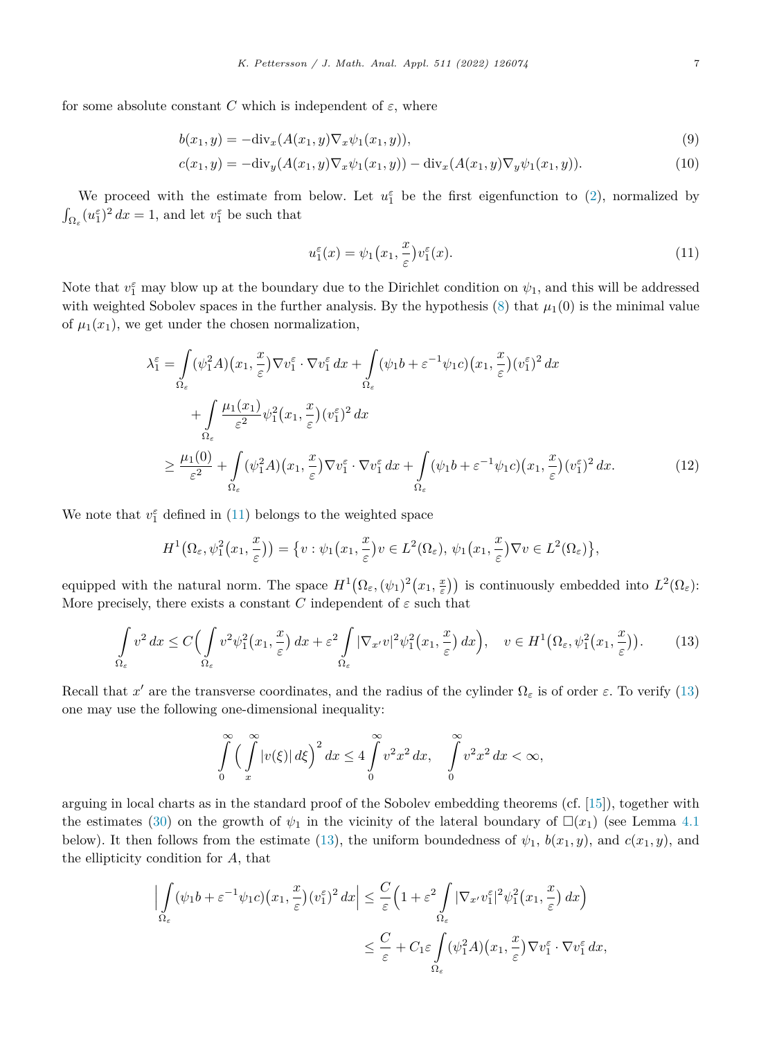for some absolute constant $C$ which is independent of $\varepsilon$, where

$$b(x_1, y) = -\mathrm{div}_x(A(x_1, y)\nabla_x \psi_1(x_1, y)), \tag{9}$$

$$c(x_1, y) = -\mathrm{div}_y(A(x_1, y)\nabla_x \psi_1(x_1, y)) - \mathrm{div}_x(A(x_1, y)\nabla_y \psi_1(x_1, y)). \tag{10}$$

We proceed with the estimate from below. Let $u_1^\varepsilon$ be the first eigenfunction to (2), normalized by $\int_{\Omega_\varepsilon}(u_1^\varepsilon)^2\,dx = 1$, and let $v_1^\varepsilon$ be such that

$$u_1^\varepsilon(x) = \psi_1\big(x_1, \frac{x}{\varepsilon}\big)v_1^\varepsilon(x). \tag{11}$$

Note that $v_1^\varepsilon$ may blow up at the boundary due to the Dirichlet condition on $\psi_1$, and this will be addressed with weighted Sobolev spaces in the further analysis. By the hypothesis (8) that $\mu_1(0)$ is the minimal value of $\mu_1(x_1)$, we get under the chosen normalization,

$$\begin{aligned}
\lambda_1^\varepsilon &= \int_{\Omega_\varepsilon} (\psi_1^2 A)\big(x_1, \frac{x}{\varepsilon}\big)\nabla v_1^\varepsilon \cdot \nabla v_1^\varepsilon\,dx + \int_{\Omega_\varepsilon} (\psi_1 b + \varepsilon^{-1}\psi_1 c)\big(x_1, \frac{x}{\varepsilon}\big)(v_1^\varepsilon)^2\,dx \\
&\quad + \int_{\Omega_\varepsilon} \frac{\mu_1(x_1)}{\varepsilon^2}\psi_1^2\big(x_1, \frac{x}{\varepsilon}\big)(v_1^\varepsilon)^2\,dx \\
&\geq \frac{\mu_1(0)}{\varepsilon^2} + \int_{\Omega_\varepsilon} (\psi_1^2 A)\big(x_1, \frac{x}{\varepsilon}\big)\nabla v_1^\varepsilon \cdot \nabla v_1^\varepsilon\,dx + \int_{\Omega_\varepsilon} (\psi_1 b + \varepsilon^{-1}\psi_1 c)\big(x_1, \frac{x}{\varepsilon}\big)(v_1^\varepsilon)^2\,dx.
\end{aligned} \tag{12}$$

We note that $v_1^\varepsilon$ defined in (11) belongs to the weighted space

$$H^1\big(\Omega_\varepsilon, \psi_1^2\big(x_1, \frac{x}{\varepsilon}\big)\big) = \big\{v : \psi_1\big(x_1, \frac{x}{\varepsilon}\big)v \in L^2(\Omega_\varepsilon),\ \psi_1\big(x_1, \frac{x}{\varepsilon}\big)\nabla v \in L^2(\Omega_\varepsilon)\big\},$$

equipped with the natural norm. The space $H^1\big(\Omega_\varepsilon, (\psi_1)^2\big(x_1, \frac{x}{\varepsilon}\big)\big)$ is continuously embedded into $L^2(\Omega_\varepsilon)$: More precisely, there exists a constant $C$ independent of $\varepsilon$ such that

$$\int_{\Omega_\varepsilon} v^2\,dx \leq C\Big(\int_{\Omega_\varepsilon} v^2\psi_1^2\big(x_1, \frac{x}{\varepsilon}\big)\,dx + \varepsilon^2\int_{\Omega_\varepsilon} |\nabla_{x'}v|^2\psi_1^2\big(x_1, \frac{x}{\varepsilon}\big)\,dx\Big), \quad v \in H^1\big(\Omega_\varepsilon, \psi_1^2\big(x_1, \frac{x}{\varepsilon}\big)\big). \tag{13}$$

Recall that $x'$ are the transverse coordinates, and the radius of the cylinder $\Omega_\varepsilon$ is of order $\varepsilon$. To verify (13) one may use the following one-dimensional inequality:

$$\int_0^\infty \Big(\int_x^\infty |v(\xi)|\,d\xi\Big)^2 dx \leq 4\int_0^\infty v^2x^2\,dx, \quad \int_0^\infty v^2x^2\,dx < \infty,$$

arguing in local charts as in the standard proof of the Sobolev embedding theorems (cf. [15]), together with the estimates (30) on the growth of $\psi_1$ in the vicinity of the lateral boundary of $\square(x_1)$ (see Lemma 4.1 below). It then follows from the estimate (13), the uniform boundedness of $\psi_1$, $b(x_1, y)$, and $c(x_1, y)$, and the ellipticity condition for $A$, that

$$\begin{aligned}
\Big|\int_{\Omega_\varepsilon} (\psi_1 b + \varepsilon^{-1}\psi_1 c)\big(x_1, \frac{x}{\varepsilon}\big)(v_1^\varepsilon)^2\,dx\Big| &\leq \frac{C}{\varepsilon}\Big(1 + \varepsilon^2\int_{\Omega_\varepsilon} |\nabla_{x'}v_1^\varepsilon|^2\psi_1^2\big(x_1, \frac{x}{\varepsilon}\big)\,dx\Big) \\
&\leq \frac{C}{\varepsilon} + C_1\varepsilon\int_{\Omega_\varepsilon} (\psi_1^2 A)\big(x_1, \frac{x}{\varepsilon}\big)\nabla v_1^\varepsilon \cdot \nabla v_1^\varepsilon\,dx,
\end{aligned}$$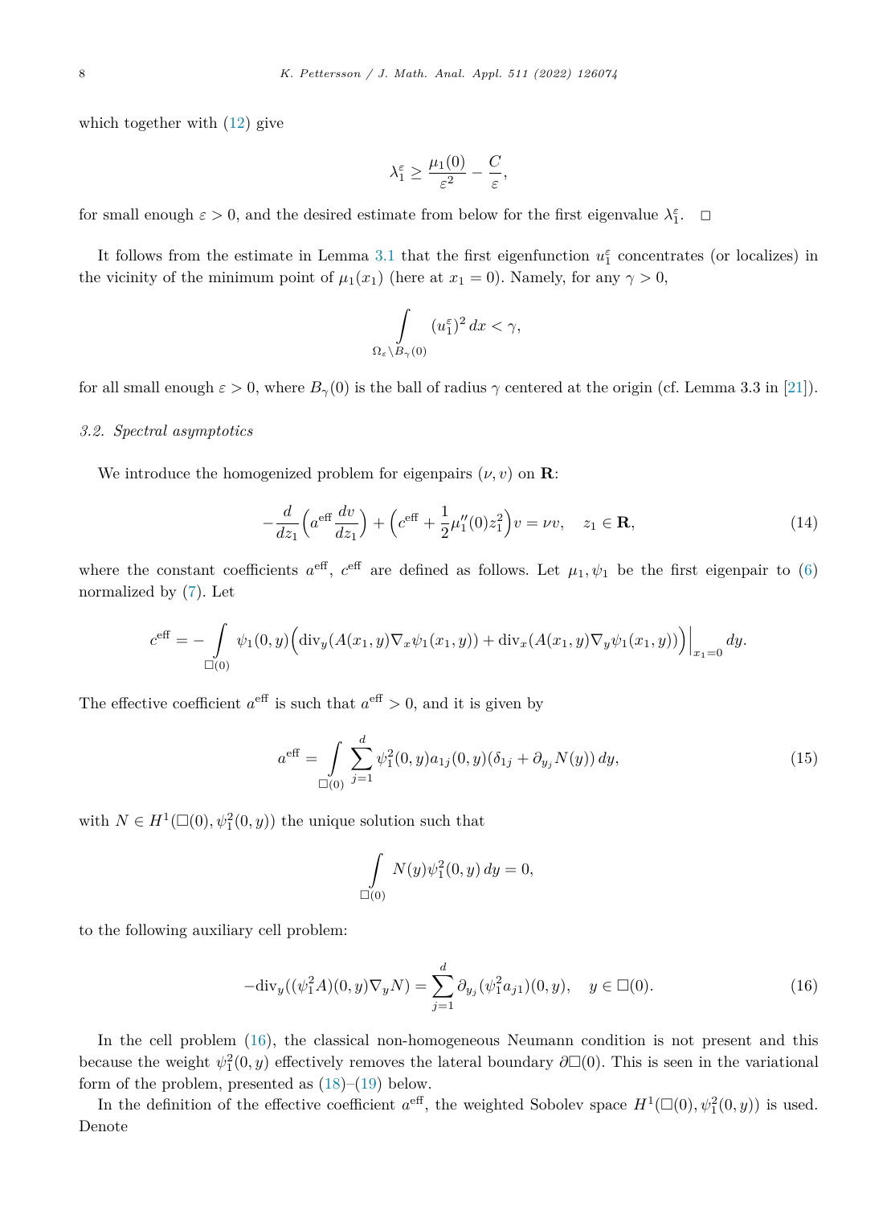which together with (12) give

$$\lambda_1^\varepsilon \geq \frac{\mu_1(0)}{\varepsilon^2} - \frac{C}{\varepsilon},$$

for small enough $\varepsilon > 0$, and the desired estimate from below for the first eigenvalue $\lambda_1^\varepsilon$. □

It follows from the estimate in Lemma 3.1 that the first eigenfunction $u_1^\varepsilon$ concentrates (or localizes) in the vicinity of the minimum point of $\mu_1(x_1)$ (here at $x_1 = 0$). Namely, for any $\gamma > 0$,

$$\int_{\Omega_\varepsilon \setminus B_\gamma(0)} (u_1^\varepsilon)^2 \, dx < \gamma,$$

for all small enough $\varepsilon > 0$, where $B_\gamma(0)$ is the ball of radius $\gamma$ centered at the origin (cf. Lemma 3.3 in [21]).

### *3.2. Spectral asymptotics*

We introduce the homogenized problem for eigenpairs $(\nu, v)$ on $\mathbf{R}$:

$$-\frac{d}{dz_1}\Big(a^{\text{eff}} \frac{dv}{dz_1}\Big) + \Big(c^{\text{eff}} + \frac{1}{2}\mu_1''(0) z_1^2\Big) v = \nu v, \quad z_1 \in \mathbf{R}, \tag{14}$$

where the constant coefficients $a^{\text{eff}}$, $c^{\text{eff}}$ are defined as follows. Let $\mu_1, \psi_1$ be the first eigenpair to (6) normalized by (7). Let

$$c^{\text{eff}} = -\int_{\square(0)} \psi_1(0,y)\Big(\operatorname{div}_y(A(x_1,y)\nabla_x \psi_1(x_1,y)) + \operatorname{div}_x(A(x_1,y)\nabla_y \psi_1(x_1,y))\Big)\Big|_{x_1=0} dy.$$

The effective coefficient $a^{\text{eff}}$ is such that $a^{\text{eff}} > 0$, and it is given by

$$a^{\text{eff}} = \int_{\square(0)} \sum_{j=1}^{d} \psi_1^2(0,y) a_{1j}(0,y)(\delta_{1j} + \partial_{y_j} N(y)) \, dy, \tag{15}$$

with $N \in H^1(\square(0), \psi_1^2(0,y))$ the unique solution such that

$$\int_{\square(0)} N(y) \psi_1^2(0,y) \, dy = 0,$$

to the following auxiliary cell problem:

$$-\operatorname{div}_y((\psi_1^2 A)(0,y)\nabla_y N) = \sum_{j=1}^{d} \partial_{y_j}(\psi_1^2 a_{j1})(0,y), \quad y \in \square(0). \tag{16}$$

In the cell problem (16), the classical non-homogeneous Neumann condition is not present and this because the weight $\psi_1^2(0,y)$ effectively removes the lateral boundary $\partial\square(0)$. This is seen in the variational form of the problem, presented as (18)–(19) below.

In the definition of the effective coefficient $a^{\text{eff}}$, the weighted Sobolev space $H^1(\square(0), \psi_1^2(0,y))$ is used. Denote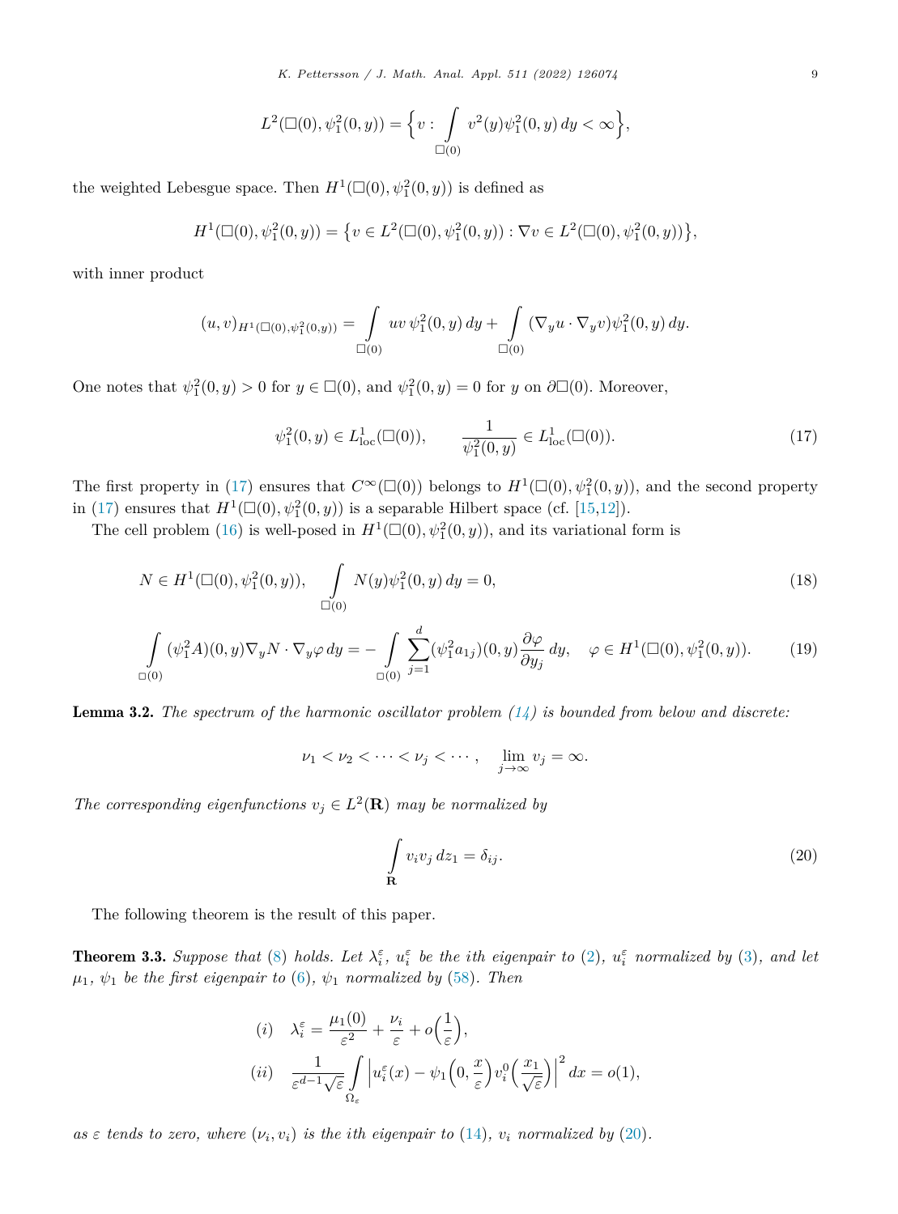$$L^2(\square(0), \psi_1^2(0,y)) = \Big\{ v : \int\limits_{\square(0)} v^2(y)\psi_1^2(0,y)\, dy < \infty \Big\},$$

the weighted Lebesgue space. Then $H^1(\square(0), \psi_1^2(0,y))$ is defined as

$$H^1(\square(0), \psi_1^2(0,y)) = \big\{ v \in L^2(\square(0), \psi_1^2(0,y)) : \nabla v \in L^2(\square(0), \psi_1^2(0,y)) \big\},$$

with inner product

$$(u,v)_{H^1(\square(0),\psi_1^2(0,y))} = \int\limits_{\square(0)} uv\, \psi_1^2(0,y)\, dy + \int\limits_{\square(0)} (\nabla_y u \cdot \nabla_y v)\psi_1^2(0,y)\, dy.$$

One notes that $\psi_1^2(0,y) > 0$ for $y \in \square(0)$, and $\psi_1^2(0,y) = 0$ for $y$ on $\partial\square(0)$. Moreover,

$$\psi_1^2(0,y) \in L^1_{\text{loc}}(\square(0)), \qquad \frac{1}{\psi_1^2(0,y)} \in L^1_{\text{loc}}(\square(0)). \tag{17}$$

The first property in (17) ensures that $C^\infty(\square(0))$ belongs to $H^1(\square(0), \psi_1^2(0,y))$, and the second property in (17) ensures that $H^1(\square(0), \psi_1^2(0,y))$ is a separable Hilbert space (cf. [15,12]).

The cell problem (16) is well-posed in $H^1(\square(0), \psi_1^2(0,y))$, and its variational form is

$$N \in H^1(\square(0), \psi_1^2(0,y)), \qquad \int\limits_{\square(0)} N(y)\psi_1^2(0,y)\, dy = 0, \tag{18}$$

$$\int\limits_{\square(0)} (\psi_1^2 A)(0,y)\nabla_y N \cdot \nabla_y \varphi\, dy = -\int\limits_{\square(0)} \sum_{j=1}^{d} (\psi_1^2 a_{1j})(0,y)\frac{\partial \varphi}{\partial y_j}\, dy, \quad \varphi \in H^1(\square(0), \psi_1^2(0,y)). \tag{19}$$

**Lemma 3.2.** *The spectrum of the harmonic oscillator problem (14) is bounded from below and discrete:*

$$\nu_1 < \nu_2 < \cdots < \nu_j < \cdots, \quad \lim_{j\to\infty} v_j = \infty.$$

*The corresponding eigenfunctions $v_j \in L^2(\mathbf{R})$ may be normalized by*

$$\int\limits_{\mathbf{R}} v_i v_j\, dz_1 = \delta_{ij}. \tag{20}$$

The following theorem is the result of this paper.

**Theorem 3.3.** *Suppose that* (8) *holds. Let $\lambda_i^\varepsilon$, $u_i^\varepsilon$ be the ith eigenpair to* (2)*, $u_i^\varepsilon$ normalized by* (3)*, and let $\mu_1$, $\psi_1$ be the first eigenpair to* (6)*, $\psi_1$ normalized by* (58)*. Then*

$$(i) \quad \lambda_i^\varepsilon = \frac{\mu_1(0)}{\varepsilon^2} + \frac{\nu_i}{\varepsilon} + o\Big(\frac{1}{\varepsilon}\Big),$$

$$(ii) \quad \frac{1}{\varepsilon^{d-1}\sqrt{\varepsilon}} \int\limits_{\Omega_\varepsilon} \Big| u_i^\varepsilon(x) - \psi_1\Big(0, \frac{x}{\varepsilon}\Big) v_i^0\Big(\frac{x_1}{\sqrt{\varepsilon}}\Big) \Big|^2 dx = o(1),$$

*as $\varepsilon$ tends to zero, where $(\nu_i, v_i)$ is the ith eigenpair to* (14)*, $v_i$ normalized by* (20)*.*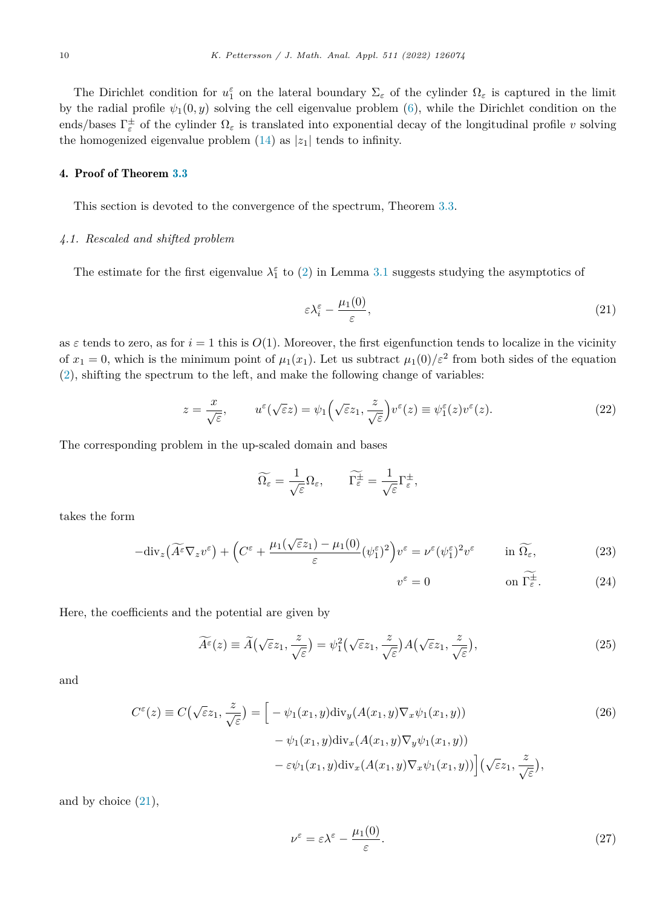The Dirichlet condition for $u_1^\varepsilon$ on the lateral boundary $\Sigma_\varepsilon$ of the cylinder $\Omega_\varepsilon$ is captured in the limit by the radial profile $\psi_1(0, y)$ solving the cell eigenvalue problem (6), while the Dirichlet condition on the ends/bases $\Gamma_\varepsilon^\pm$ of the cylinder $\Omega_\varepsilon$ is translated into exponential decay of the longitudinal profile $v$ solving the homogenized eigenvalue problem (14) as $|z_1|$ tends to infinity.

## 4. Proof of Theorem 3.3

This section is devoted to the convergence of the spectrum, Theorem 3.3.

### *4.1. Rescaled and shifted problem*

The estimate for the first eigenvalue $\lambda_1^\varepsilon$ to (2) in Lemma 3.1 suggests studying the asymptotics of

$$\varepsilon\lambda_i^\varepsilon - \frac{\mu_1(0)}{\varepsilon}, \tag{21}$$

as $\varepsilon$ tends to zero, as for $i = 1$ this is $O(1)$. Moreover, the first eigenfunction tends to localize in the vicinity of $x_1 = 0$, which is the minimum point of $\mu_1(x_1)$. Let us subtract $\mu_1(0)/\varepsilon^2$ from both sides of the equation (2), shifting the spectrum to the left, and make the following change of variables:

$$z = \frac{x}{\sqrt{\varepsilon}}, \qquad u^\varepsilon(\sqrt{\varepsilon}z) = \psi_1\Big(\sqrt{\varepsilon}z_1, \frac{z}{\sqrt{\varepsilon}}\Big)v^\varepsilon(z) \equiv \psi_1^\varepsilon(z)v^\varepsilon(z). \tag{22}$$

The corresponding problem in the up-scaled domain and bases

$$\widetilde{\Omega_\varepsilon} = \frac{1}{\sqrt{\varepsilon}}\Omega_\varepsilon, \qquad \widetilde{\Gamma_\varepsilon^\pm} = \frac{1}{\sqrt{\varepsilon}}\Gamma_\varepsilon^\pm,$$

takes the form

$$-\mathrm{div}_z\big(\widetilde{A^\varepsilon}\nabla_z v^\varepsilon\big) + \Big(C^\varepsilon + \frac{\mu_1(\sqrt{\varepsilon}z_1) - \mu_1(0)}{\varepsilon}(\psi_1^\varepsilon)^2\Big)v^\varepsilon = \nu^\varepsilon(\psi_1^\varepsilon)^2 v^\varepsilon \qquad \text{in } \widetilde{\Omega_\varepsilon}, \tag{23}$$

$$v^\varepsilon = 0 \qquad \text{on } \widetilde{\Gamma_\varepsilon^\pm}. \tag{24}$$

Here, the coefficients and the potential are given by

$$\widetilde{A^\varepsilon}(z) \equiv \widetilde{A}\big(\sqrt{\varepsilon}z_1, \frac{z}{\sqrt{\varepsilon}}\big) = \psi_1^2\big(\sqrt{\varepsilon}z_1, \frac{z}{\sqrt{\varepsilon}}\big)A\big(\sqrt{\varepsilon}z_1, \frac{z}{\sqrt{\varepsilon}}\big), \tag{25}$$

and

$$\begin{aligned} C^\varepsilon(z) \equiv C\big(\sqrt{\varepsilon}z_1, \frac{z}{\sqrt{\varepsilon}}\big) = \Big[ &- \psi_1(x_1, y)\mathrm{div}_y(A(x_1, y)\nabla_x\psi_1(x_1, y)) \\ &- \psi_1(x_1, y)\mathrm{div}_x(A(x_1, y)\nabla_y\psi_1(x_1, y)) \\ &- \varepsilon\psi_1(x_1, y)\mathrm{div}_x(A(x_1, y)\nabla_x\psi_1(x_1, y))\Big]\big(\sqrt{\varepsilon}z_1, \frac{z}{\sqrt{\varepsilon}}\big), \end{aligned} \tag{26}$$

and by choice (21),

$$\nu^\varepsilon = \varepsilon\lambda^\varepsilon - \frac{\mu_1(0)}{\varepsilon}. \tag{27}$$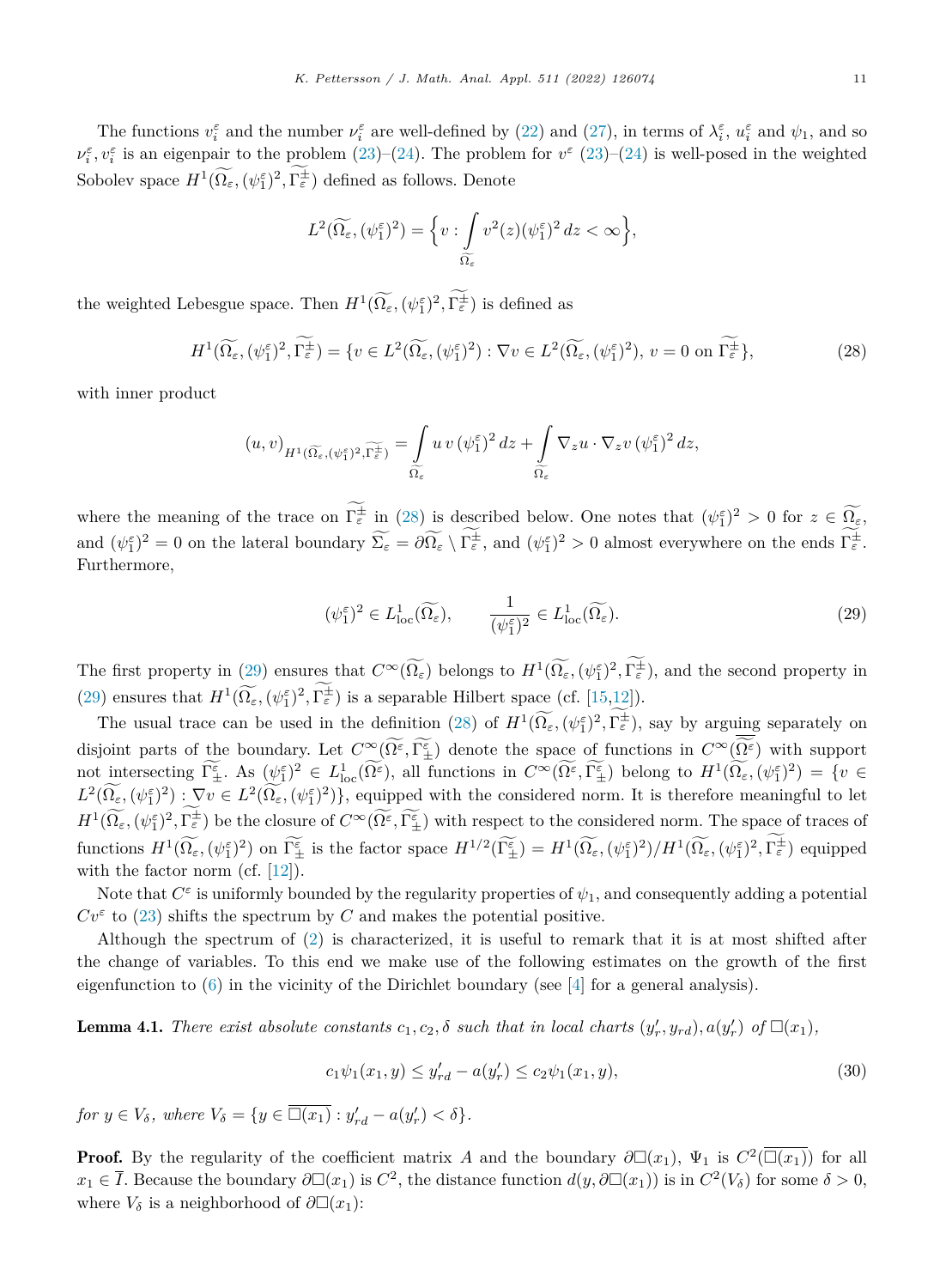The functions $v_i^\varepsilon$ and the number $\nu_i^\varepsilon$ are well-defined by (22) and (27), in terms of $\lambda_i^\varepsilon$, $u_i^\varepsilon$ and $\psi_1$, and so $\nu_i^\varepsilon, v_i^\varepsilon$ is an eigenpair to the problem (23)–(24). The problem for $v^\varepsilon$ (23)–(24) is well-posed in the weighted Sobolev space $H^1(\widetilde{\Omega_\varepsilon}, (\psi_1^\varepsilon)^2, \widetilde{\Gamma_\varepsilon^\pm})$ defined as follows. Denote

$$
L^2(\widetilde{\Omega_\varepsilon}, (\psi_1^\varepsilon)^2) = \Big\{ v : \int_{\widetilde{\Omega_\varepsilon}} v^2(z)(\psi_1^\varepsilon)^2 \, dz < \infty \Big\},
$$

the weighted Lebesgue space. Then $H^1(\widetilde{\Omega_\varepsilon}, (\psi_1^\varepsilon)^2, \widetilde{\Gamma_\varepsilon^\pm})$ is defined as

$$
H^1(\widetilde{\Omega_\varepsilon}, (\psi_1^\varepsilon)^2, \widetilde{\Gamma_\varepsilon^\pm}) = \{ v \in L^2(\widetilde{\Omega_\varepsilon}, (\psi_1^\varepsilon)^2) : \nabla v \in L^2(\widetilde{\Omega_\varepsilon}, (\psi_1^\varepsilon)^2), \, v = 0 \text{ on } \widetilde{\Gamma_\varepsilon^\pm} \}, \tag{28}
$$

with inner product

$$
(u, v)_{H^1(\widetilde{\Omega_\varepsilon}, (\psi_1^\varepsilon)^2, \widetilde{\Gamma_\varepsilon^\pm})} = \int_{\widetilde{\Omega_\varepsilon}} u \, v \, (\psi_1^\varepsilon)^2 \, dz + \int_{\widetilde{\Omega_\varepsilon}} \nabla_z u \cdot \nabla_z v \, (\psi_1^\varepsilon)^2 \, dz,
$$

where the meaning of the trace on $\widetilde{\Gamma_\varepsilon^\pm}$ in (28) is described below. One notes that $(\psi_1^\varepsilon)^2 > 0$ for $z \in \widetilde{\Omega_\varepsilon}$, and $(\psi_1^\varepsilon)^2 = 0$ on the lateral boundary $\widetilde{\Sigma_\varepsilon} = \partial\widetilde{\Omega_\varepsilon} \setminus \widetilde{\Gamma_\varepsilon^\pm}$, and $(\psi_1^\varepsilon)^2 > 0$ almost everywhere on the ends $\widetilde{\Gamma_\varepsilon^\pm}$. Furthermore,

$$
(\psi_1^\varepsilon)^2 \in L^1_{\text{loc}}(\widetilde{\Omega_\varepsilon}), \qquad \frac{1}{(\psi_1^\varepsilon)^2} \in L^1_{\text{loc}}(\widetilde{\Omega_\varepsilon}). \tag{29}
$$

The first property in (29) ensures that $C^\infty(\widetilde{\Omega_\varepsilon})$ belongs to $H^1(\widetilde{\Omega_\varepsilon}, (\psi_1^\varepsilon)^2, \widetilde{\Gamma_\varepsilon^\pm})$, and the second property in (29) ensures that $H^1(\widetilde{\Omega_\varepsilon}, (\psi_1^\varepsilon)^2, \widetilde{\Gamma_\varepsilon^\pm})$ is a separable Hilbert space (cf. [15,12]).

The usual trace can be used in the definition (28) of $H^1(\widetilde{\Omega_\varepsilon}, (\psi_1^\varepsilon)^2, \widetilde{\Gamma_\varepsilon^\pm})$, say by arguing separately on disjoint parts of the boundary. Let $C^\infty(\widetilde{\Omega^\varepsilon}, \widetilde{\Gamma_\pm^\varepsilon})$ denote the space of functions in $C^\infty(\overline{\widetilde{\Omega^\varepsilon}})$ with support not intersecting $\widetilde{\Gamma_\pm^\varepsilon}$. As $(\psi_1^\varepsilon)^2 \in L^1_{\text{loc}}(\widetilde{\Omega^\varepsilon})$, all functions in $C^\infty(\widetilde{\Omega^\varepsilon}, \widetilde{\Gamma_\pm^\varepsilon})$ belong to $H^1(\widetilde{\Omega_\varepsilon}, (\psi_1^\varepsilon)^2) = \{ v \in L^2(\widetilde{\Omega_\varepsilon}, (\psi_1^\varepsilon)^2) : \nabla v \in L^2(\widetilde{\Omega_\varepsilon}, (\psi_1^\varepsilon)^2) \}$, equipped with the considered norm. It is therefore meaningful to let $H^1(\widetilde{\Omega_\varepsilon}, (\psi_1^\varepsilon)^2, \widetilde{\Gamma_\varepsilon^\pm})$ be the closure of $C^\infty(\widetilde{\Omega^\varepsilon}, \widetilde{\Gamma_\pm^\varepsilon})$ with respect to the considered norm. The space of traces of functions $H^1(\widetilde{\Omega_\varepsilon}, (\psi_1^\varepsilon)^2)$ on $\widetilde{\Gamma_\pm^\varepsilon}$ is the factor space $H^{1/2}(\widetilde{\Gamma_\pm^\varepsilon}) = H^1(\widetilde{\Omega_\varepsilon}, (\psi_1^\varepsilon)^2)/H^1(\widetilde{\Omega_\varepsilon}, (\psi_1^\varepsilon)^2, \widetilde{\Gamma_\varepsilon^\pm})$ equipped with the factor norm (cf. [12]).

Note that $C^\varepsilon$ is uniformly bounded by the regularity properties of $\psi_1$, and consequently adding a potential $Cv^\varepsilon$ to (23) shifts the spectrum by $C$ and makes the potential positive.

Although the spectrum of (2) is characterized, it is useful to remark that it is at most shifted after the change of variables. To this end we make use of the following estimates on the growth of the first eigenfunction to (6) in the vicinity of the Dirichlet boundary (see [4] for a general analysis).

**Lemma 4.1.** *There exist absolute constants $c_1, c_2, \delta$ such that in local charts $(y_r', y_{rd}), a(y_r')$ of $\square(x_1)$,*

$$
c_1 \psi_1(x_1, y) \le y_{rd}' - a(y_r') \le c_2 \psi_1(x_1, y), \tag{30}
$$

*for $y \in V_\delta$, where $V_\delta = \{ y \in \overline{\square(x_1)} : y_{rd}' - a(y_r') < \delta \}$.*

**Proof.** By the regularity of the coefficient matrix $A$ and the boundary $\partial\square(x_1)$, $\Psi_1$ is $C^2(\overline{\square(x_1)})$ for all $x_1 \in \overline{I}$. Because the boundary $\partial\square(x_1)$ is $C^2$, the distance function $d(y, \partial\square(x_1))$ is in $C^2(V_\delta)$ for some $\delta > 0$, where $V_\delta$ is a neighborhood of $\partial\square(x_1)$: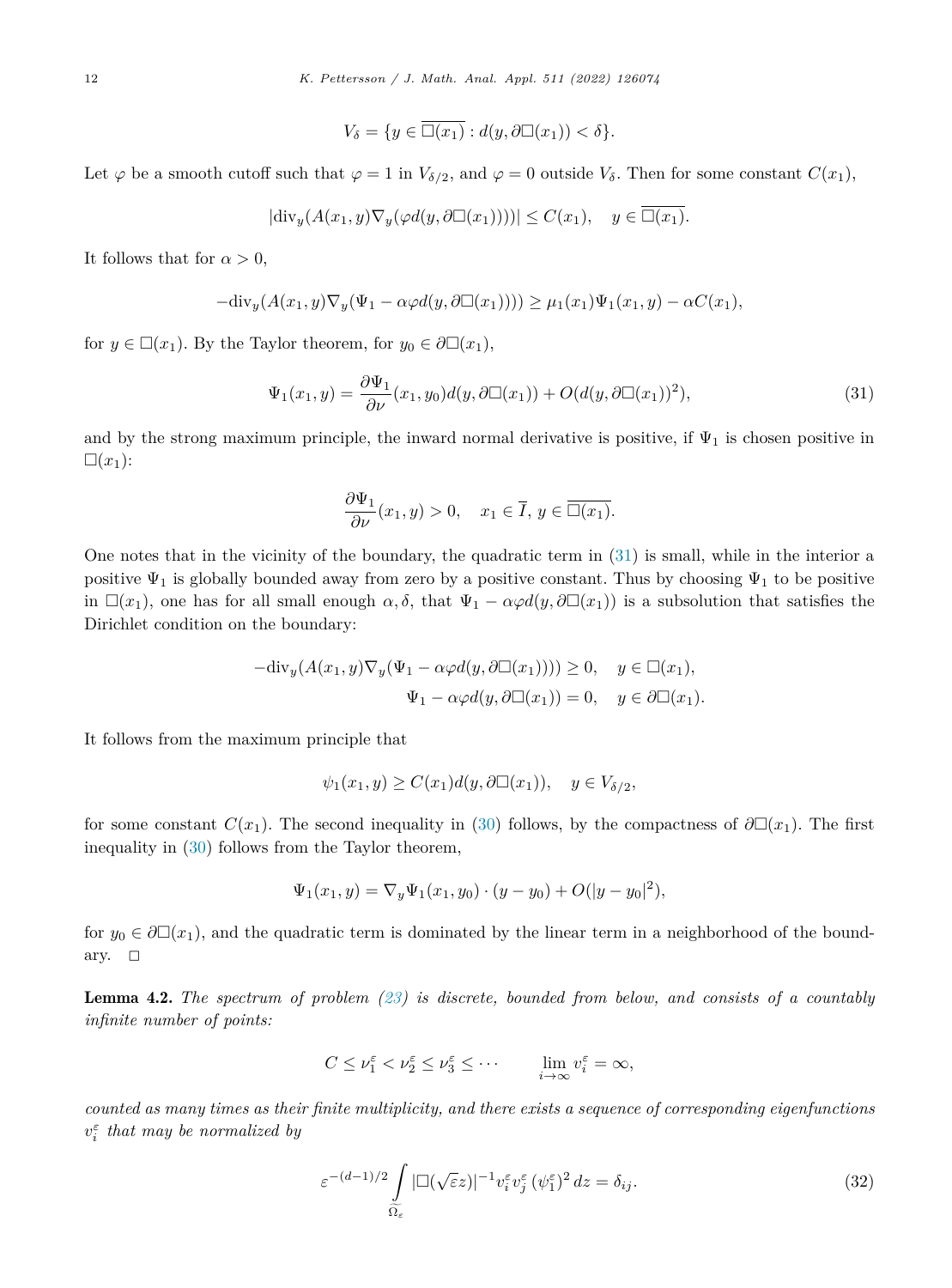$$V_\delta = \{y \in \overline{\square(x_1)} : d(y, \partial\square(x_1)) < \delta\}.$$

Let $\varphi$ be a smooth cutoff such that $\varphi = 1$ in $V_{\delta/2}$, and $\varphi = 0$ outside $V_\delta$. Then for some constant $C(x_1)$,

$$|\mathrm{div}_y(A(x_1, y)\nabla_y(\varphi d(y, \partial\square(x_1))))| \le C(x_1), \quad y \in \overline{\square(x_1)}.$$

It follows that for $\alpha > 0$,

$$-\mathrm{div}_y(A(x_1, y)\nabla_y(\Psi_1 - \alpha\varphi d(y, \partial\square(x_1)))) \ge \mu_1(x_1)\Psi_1(x_1, y) - \alpha C(x_1),$$

for $y \in \square(x_1)$. By the Taylor theorem, for $y_0 \in \partial\square(x_1)$,

$$\Psi_1(x_1, y) = \frac{\partial \Psi_1}{\partial \nu}(x_1, y_0)d(y, \partial\square(x_1)) + O(d(y, \partial\square(x_1))^2), \tag{31}$$

and by the strong maximum principle, the inward normal derivative is positive, if $\Psi_1$ is chosen positive in $\square(x_1)$:

$$\frac{\partial \Psi_1}{\partial \nu}(x_1, y) > 0, \quad x_1 \in \overline{I},\ y \in \overline{\square(x_1)}.$$

One notes that in the vicinity of the boundary, the quadratic term in (31) is small, while in the interior a positive $\Psi_1$ is globally bounded away from zero by a positive constant. Thus by choosing $\Psi_1$ to be positive in $\square(x_1)$, one has for all small enough $\alpha, \delta$, that $\Psi_1 - \alpha\varphi d(y, \partial\square(x_1))$ is a subsolution that satisfies the Dirichlet condition on the boundary:

$$-\mathrm{div}_y(A(x_1, y)\nabla_y(\Psi_1 - \alpha\varphi d(y, \partial\square(x_1)))) \ge 0, \quad y \in \square(x_1),$$
$$\Psi_1 - \alpha\varphi d(y, \partial\square(x_1)) = 0, \quad y \in \partial\square(x_1).$$

It follows from the maximum principle that

$$\psi_1(x_1, y) \ge C(x_1)d(y, \partial\square(x_1)), \quad y \in V_{\delta/2},$$

for some constant $C(x_1)$. The second inequality in (30) follows, by the compactness of $\partial\square(x_1)$. The first inequality in (30) follows from the Taylor theorem,

$$\Psi_1(x_1, y) = \nabla_y\Psi_1(x_1, y_0)\cdot(y - y_0) + O(|y - y_0|^2),$$

for $y_0 \in \partial\square(x_1)$, and the quadratic term is dominated by the linear term in a neighborhood of the boundary. $\square$

**Lemma 4.2.** *The spectrum of problem (23) is discrete, bounded from below, and consists of a countably infinite number of points:*

$$C \le \nu_1^\varepsilon < \nu_2^\varepsilon \le \nu_3^\varepsilon \le \cdots \qquad \lim_{i\to\infty} v_i^\varepsilon = \infty,$$

*counted as many times as their finite multiplicity, and there exists a sequence of corresponding eigenfunctions $v_i^\varepsilon$ that may be normalized by*

$$\varepsilon^{-(d-1)/2}\int\limits_{\widetilde{\Omega}_\varepsilon} |\square(\sqrt{\varepsilon}z)|^{-1} v_i^\varepsilon v_j^\varepsilon\,(\psi_1^\varepsilon)^2\,dz = \delta_{ij}. \tag{32}$$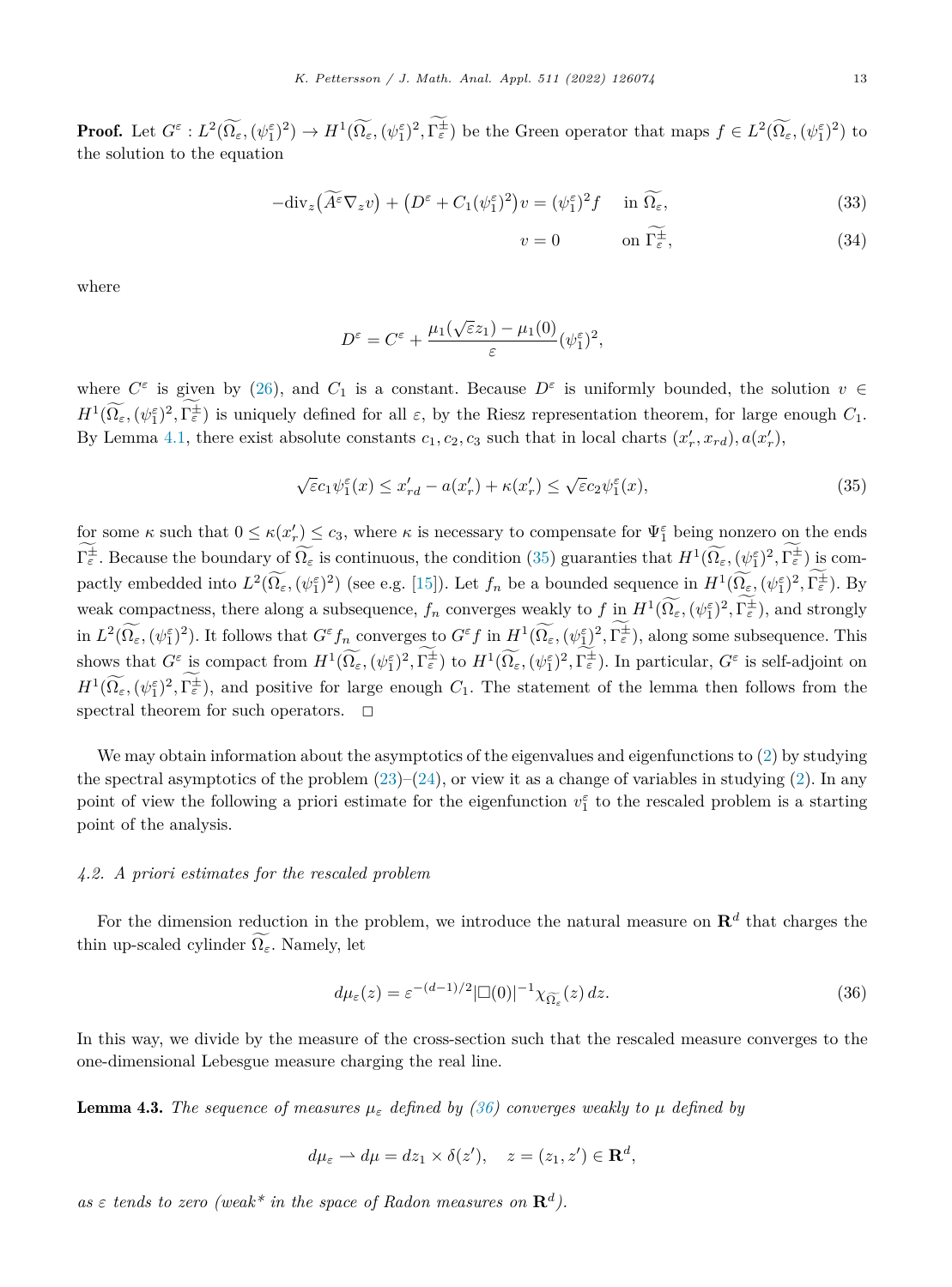**Proof.** Let $G^\varepsilon : L^2(\widetilde{\Omega_\varepsilon}, (\psi_1^\varepsilon)^2) \to H^1(\widetilde{\Omega_\varepsilon}, (\psi_1^\varepsilon)^2, \widetilde{\Gamma_\varepsilon^\pm})$ be the Green operator that maps $f \in L^2(\widetilde{\Omega_\varepsilon}, (\psi_1^\varepsilon)^2)$ to the solution to the equation

$$-\mathrm{div}_z\big(\widetilde{A^\varepsilon}\nabla_z v\big) + \big(D^\varepsilon + C_1(\psi_1^\varepsilon)^2\big)v = (\psi_1^\varepsilon)^2 f \quad \text{ in } \widetilde{\Omega_\varepsilon}, \tag{33}$$

$$v = 0 \qquad \text{ on } \widetilde{\Gamma_\varepsilon^\pm}, \tag{34}$$

where

$$D^\varepsilon = C^\varepsilon + \frac{\mu_1(\sqrt{\varepsilon}z_1) - \mu_1(0)}{\varepsilon}(\psi_1^\varepsilon)^2,$$

where $C^\varepsilon$ is given by (26), and $C_1$ is a constant. Because $D^\varepsilon$ is uniformly bounded, the solution $v \in H^1(\widetilde{\Omega_\varepsilon}, (\psi_1^\varepsilon)^2, \widetilde{\Gamma_\varepsilon^\pm})$ is uniquely defined for all $\varepsilon$, by the Riesz representation theorem, for large enough $C_1$. By Lemma 4.1, there exist absolute constants $c_1, c_2, c_3$ such that in local charts $(x_r', x_{rd}), a(x_r')$,

$$\sqrt{\varepsilon}c_1\psi_1^\varepsilon(x) \le x_{rd}' - a(x_r') + \kappa(x_r') \le \sqrt{\varepsilon}c_2\psi_1^\varepsilon(x), \tag{35}$$

for some $\kappa$ such that $0 \le \kappa(x_r') \le c_3$, where $\kappa$ is necessary to compensate for $\Psi_1^\varepsilon$ being nonzero on the ends $\widetilde{\Gamma_\varepsilon^\pm}$. Because the boundary of $\widetilde{\Omega_\varepsilon}$ is continuous, the condition (35) guaranties that $H^1(\widetilde{\Omega_\varepsilon}, (\psi_1^\varepsilon)^2, \widetilde{\Gamma_\varepsilon^\pm})$ is compactly embedded into $L^2(\widetilde{\Omega_\varepsilon}, (\psi_1^\varepsilon)^2)$ (see e.g. [15]). Let $f_n$ be a bounded sequence in $H^1(\widetilde{\Omega_\varepsilon}, (\psi_1^\varepsilon)^2, \widetilde{\Gamma_\varepsilon^\pm})$. By weak compactness, there along a subsequence, $f_n$ converges weakly to $f$ in $H^1(\widetilde{\Omega_\varepsilon}, (\psi_1^\varepsilon)^2, \widetilde{\Gamma_\varepsilon^\pm})$, and strongly in $L^2(\widetilde{\Omega_\varepsilon}, (\psi_1^\varepsilon)^2)$. It follows that $G^\varepsilon f_n$ converges to $G^\varepsilon f$ in $H^1(\widetilde{\Omega_\varepsilon}, (\psi_1^\varepsilon)^2, \widetilde{\Gamma_\varepsilon^\pm})$, along some subsequence. This shows that $G^\varepsilon$ is compact from $H^1(\widetilde{\Omega_\varepsilon}, (\psi_1^\varepsilon)^2, \widetilde{\Gamma_\varepsilon^\pm})$ to $H^1(\widetilde{\Omega_\varepsilon}, (\psi_1^\varepsilon)^2, \widetilde{\Gamma_\varepsilon^\pm})$. In particular, $G^\varepsilon$ is self-adjoint on $H^1(\widetilde{\Omega_\varepsilon}, (\psi_1^\varepsilon)^2, \widetilde{\Gamma_\varepsilon^\pm})$, and positive for large enough $C_1$. The statement of the lemma then follows from the spectral theorem for such operators. $\square$

We may obtain information about the asymptotics of the eigenvalues and eigenfunctions to (2) by studying the spectral asymptotics of the problem (23)–(24), or view it as a change of variables in studying (2). In any point of view the following a priori estimate for the eigenfunction $v_1^\varepsilon$ to the rescaled problem is a starting point of the analysis.

### 4.2. A priori estimates for the rescaled problem

For the dimension reduction in the problem, we introduce the natural measure on $\mathbf{R}^d$ that charges the thin up-scaled cylinder $\widetilde{\Omega_\varepsilon}$. Namely, let

$$d\mu_\varepsilon(z) = \varepsilon^{-(d-1)/2}|\square(0)|^{-1}\chi_{\widetilde{\Omega_\varepsilon}}(z)\,dz. \tag{36}$$

In this way, we divide by the measure of the cross-section such that the rescaled measure converges to the one-dimensional Lebesgue measure charging the real line.

**Lemma 4.3.** *The sequence of measures $\mu_\varepsilon$ defined by (36) converges weakly to $\mu$ defined by*

$$d\mu_\varepsilon \rightharpoonup d\mu = dz_1 \times \delta(z'), \quad z = (z_1, z') \in \mathbf{R}^d,$$

*as $\varepsilon$ tends to zero (weak\* in the space of Radon measures on $\mathbf{R}^d$).*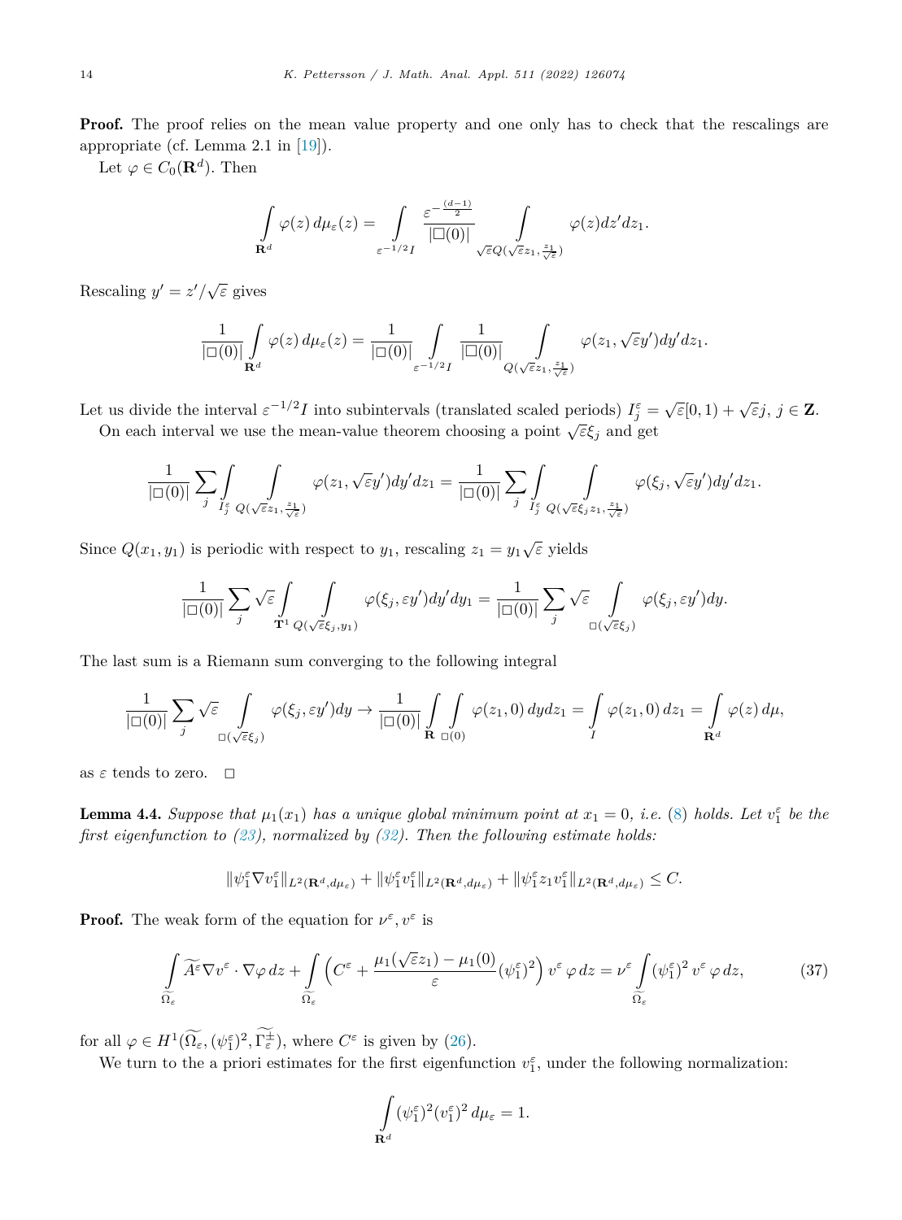**Proof.** The proof relies on the mean value property and one only has to check that the rescalings are appropriate (cf. Lemma 2.1 in [19]).

Let $\varphi \in C_0(\mathbf{R}^d)$. Then

$$\int_{\mathbf{R}^d} \varphi(z)\, d\mu_\varepsilon(z) = \int_{\varepsilon^{-1/2} I} \frac{\varepsilon^{-\frac{(d-1)}{2}}}{|\square(0)|} \int_{\sqrt{\varepsilon} Q(\sqrt{\varepsilon} z_1, \frac{z_1}{\sqrt{\varepsilon}})} \varphi(z) dz' dz_1.$$

Rescaling $y' = z'/\sqrt{\varepsilon}$ gives

$$\frac{1}{|\square(0)|} \int_{\mathbf{R}^d} \varphi(z)\, d\mu_\varepsilon(z) = \frac{1}{|\square(0)|} \int_{\varepsilon^{-1/2} I} \frac{1}{|\square(0)|} \int_{Q(\sqrt{\varepsilon} z_1, \frac{z_1}{\sqrt{\varepsilon}})} \varphi(z_1, \sqrt{\varepsilon} y') dy' dz_1.$$

Let us divide the interval $\varepsilon^{-1/2} I$ into subintervals (translated scaled periods) $I_j^\varepsilon = \sqrt{\varepsilon}[0,1) + \sqrt{\varepsilon} j$, $j \in \mathbf{Z}$.

On each interval we use the mean-value theorem choosing a point $\sqrt{\varepsilon}\xi_j$ and get

$$\frac{1}{|\square(0)|} \sum_j \int_{I_j^\varepsilon} \int_{Q(\sqrt{\varepsilon} z_1, \frac{z_1}{\sqrt{\varepsilon}})} \varphi(z_1, \sqrt{\varepsilon} y') dy' dz_1 = \frac{1}{|\square(0)|} \sum_j \int_{I_j^\varepsilon} \int_{Q(\sqrt{\varepsilon}\xi_j z_1, \frac{z_1}{\sqrt{\varepsilon}})} \varphi(\xi_j, \sqrt{\varepsilon} y') dy' dz_1.$$

Since $Q(x_1, y_1)$ is periodic with respect to $y_1$, rescaling $z_1 = y_1 \sqrt{\varepsilon}$ yields

$$\frac{1}{|\square(0)|} \sum_j \sqrt{\varepsilon} \int_{\mathbf{T}^1} \int_{Q(\sqrt{\varepsilon}\xi_j, y_1)} \varphi(\xi_j, \varepsilon y') dy' dy_1 = \frac{1}{|\square(0)|} \sum_j \sqrt{\varepsilon} \int_{\square(\sqrt{\varepsilon}\xi_j)} \varphi(\xi_j, \varepsilon y') dy.$$

The last sum is a Riemann sum converging to the following integral

$$\frac{1}{|\square(0)|} \sum_j \sqrt{\varepsilon} \int_{\square(\sqrt{\varepsilon}\xi_j)} \varphi(\xi_j, \varepsilon y') dy \to \frac{1}{|\square(0)|} \int_{\mathbf{R}} \int_{\square(0)} \varphi(z_1, 0)\, dy dz_1 = \int_I \varphi(z_1, 0)\, dz_1 = \int_{\mathbf{R}^d} \varphi(z)\, d\mu,$$

as $\varepsilon$ tends to zero. $\square$

**Lemma 4.4.** *Suppose that $\mu_1(x_1)$ has a unique global minimum point at $x_1 = 0$, i.e. (8) holds. Let $v_1^\varepsilon$ be the first eigenfunction to (23), normalized by (32). Then the following estimate holds:*

$$\|\psi_1^\varepsilon \nabla v_1^\varepsilon\|_{L^2(\mathbf{R}^d, d\mu_\varepsilon)} + \|\psi_1^\varepsilon v_1^\varepsilon\|_{L^2(\mathbf{R}^d, d\mu_\varepsilon)} + \|\psi_1^\varepsilon z_1 v_1^\varepsilon\|_{L^2(\mathbf{R}^d, d\mu_\varepsilon)} \le C.$$

**Proof.** The weak form of the equation for $\nu^\varepsilon, v^\varepsilon$ is

$$\int_{\widetilde{\Omega}_\varepsilon} \widetilde{A^\varepsilon} \nabla v^\varepsilon \cdot \nabla \varphi\, dz + \int_{\widetilde{\Omega}_\varepsilon} \Big( C^\varepsilon + \frac{\mu_1(\sqrt{\varepsilon} z_1) - \mu_1(0)}{\varepsilon} (\psi_1^\varepsilon)^2 \Big) v^\varepsilon\, \varphi\, dz = \nu^\varepsilon \int_{\widetilde{\Omega}_\varepsilon} (\psi_1^\varepsilon)^2\, v^\varepsilon\, \varphi\, dz, \tag{37}$$

for all $\varphi \in H^1(\widetilde{\Omega}_\varepsilon, (\psi_1^\varepsilon)^2, \widetilde{\Gamma_\varepsilon^\pm})$, where $C^\varepsilon$ is given by (26).

We turn to the a priori estimates for the first eigenfunction $v_1^\varepsilon$, under the following normalization:

$$\int_{\mathbf{R}^d} (\psi_1^\varepsilon)^2 (v_1^\varepsilon)^2\, d\mu_\varepsilon = 1.$$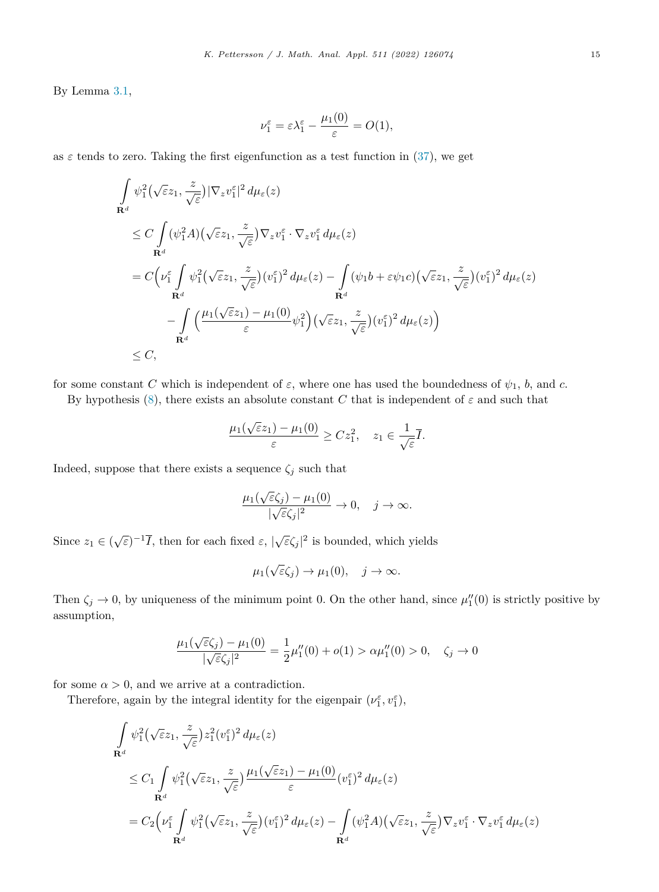By Lemma 3.1,

$$\nu_1^\varepsilon = \varepsilon\lambda_1^\varepsilon - \frac{\mu_1(0)}{\varepsilon} = O(1),$$

as $\varepsilon$ tends to zero. Taking the first eigenfunction as a test function in (37), we get

$$\begin{aligned}
&\int\limits_{\mathbf{R}^d} \psi_1^2\big(\sqrt{\varepsilon}z_1, \frac{z}{\sqrt{\varepsilon}}\big)|\nabla_z v_1^\varepsilon|^2\, d\mu_\varepsilon(z) \\
&\quad\le C \int\limits_{\mathbf{R}^d} (\psi_1^2 A)\big(\sqrt{\varepsilon}z_1, \frac{z}{\sqrt{\varepsilon}}\big)\nabla_z v_1^\varepsilon \cdot \nabla_z v_1^\varepsilon\, d\mu_\varepsilon(z) \\
&\quad= C\Big(\nu_1^\varepsilon \int\limits_{\mathbf{R}^d} \psi_1^2\big(\sqrt{\varepsilon}z_1, \frac{z}{\sqrt{\varepsilon}}\big)(v_1^\varepsilon)^2\, d\mu_\varepsilon(z) - \int\limits_{\mathbf{R}^d} (\psi_1 b + \varepsilon\psi_1 c)\big(\sqrt{\varepsilon}z_1, \frac{z}{\sqrt{\varepsilon}}\big)(v_1^\varepsilon)^2\, d\mu_\varepsilon(z) \\
&\qquad - \int\limits_{\mathbf{R}^d} \Big(\frac{\mu_1(\sqrt{\varepsilon}z_1) - \mu_1(0)}{\varepsilon}\psi_1^2\Big)\big(\sqrt{\varepsilon}z_1, \frac{z}{\sqrt{\varepsilon}}\big)(v_1^\varepsilon)^2\, d\mu_\varepsilon(z)\Big) \\
&\quad\le C,
\end{aligned}$$

for some constant $C$ which is independent of $\varepsilon$, where one has used the boundedness of $\psi_1$, $b$, and $c$.

By hypothesis (8), there exists an absolute constant $C$ that is independent of $\varepsilon$ and such that

$$\frac{\mu_1(\sqrt{\varepsilon}z_1) - \mu_1(0)}{\varepsilon} \ge C z_1^2, \quad z_1 \in \frac{1}{\sqrt{\varepsilon}}\overline{I}.$$

Indeed, suppose that there exists a sequence $\zeta_j$ such that

$$\frac{\mu_1(\sqrt{\varepsilon}\zeta_j) - \mu_1(0)}{|\sqrt{\varepsilon}\zeta_j|^2} \to 0, \quad j \to \infty.$$

Since $z_1 \in (\sqrt{\varepsilon})^{-1}\overline{I}$, then for each fixed $\varepsilon$, $|\sqrt{\varepsilon}\zeta_j|^2$ is bounded, which yields

$$\mu_1(\sqrt{\varepsilon}\zeta_j) \to \mu_1(0), \quad j \to \infty.$$

Then $\zeta_j \to 0$, by uniqueness of the minimum point 0. On the other hand, since $\mu_1''(0)$ is strictly positive by assumption,

$$\frac{\mu_1(\sqrt{\varepsilon}\zeta_j) - \mu_1(0)}{|\sqrt{\varepsilon}\zeta_j|^2} = \frac{1}{2}\mu_1''(0) + o(1) > \alpha\mu_1''(0) > 0, \quad \zeta_j \to 0$$

for some $\alpha > 0$, and we arrive at a contradiction.

Therefore, again by the integral identity for the eigenpair $(\nu_1^\varepsilon, v_1^\varepsilon)$,

$$\begin{aligned}
&\int\limits_{\mathbf{R}^d} \psi_1^2\big(\sqrt{\varepsilon}z_1, \frac{z}{\sqrt{\varepsilon}}\big)z_1^2(v_1^\varepsilon)^2\, d\mu_\varepsilon(z) \\
&\quad\le C_1 \int\limits_{\mathbf{R}^d} \psi_1^2\big(\sqrt{\varepsilon}z_1, \frac{z}{\sqrt{\varepsilon}}\big)\frac{\mu_1(\sqrt{\varepsilon}z_1) - \mu_1(0)}{\varepsilon}(v_1^\varepsilon)^2\, d\mu_\varepsilon(z) \\
&\quad= C_2\Big(\nu_1^\varepsilon \int\limits_{\mathbf{R}^d} \psi_1^2\big(\sqrt{\varepsilon}z_1, \frac{z}{\sqrt{\varepsilon}}\big)(v_1^\varepsilon)^2\, d\mu_\varepsilon(z) - \int\limits_{\mathbf{R}^d} (\psi_1^2 A)\big(\sqrt{\varepsilon}z_1, \frac{z}{\sqrt{\varepsilon}}\big)\nabla_z v_1^\varepsilon \cdot \nabla_z v_1^\varepsilon\, d\mu_\varepsilon(z)
\end{aligned}$$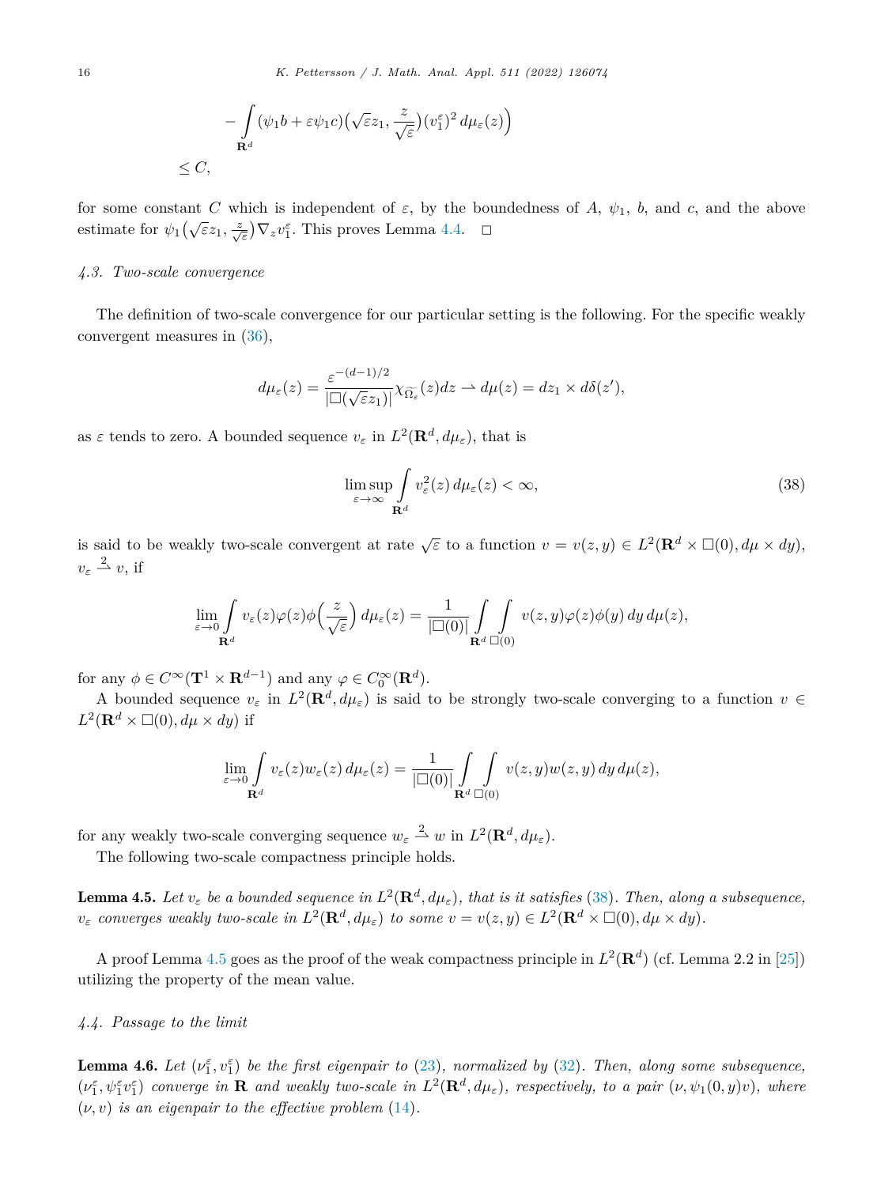$$
-\int_{\mathbf{R}^d} (\psi_1 b + \varepsilon \psi_1 c)\big(\sqrt{\varepsilon} z_1, \frac{z}{\sqrt{\varepsilon}}\big)(v_1^\varepsilon)^2 \, d\mu_\varepsilon(z)\Big)
$$

$$
\leq C,
$$

for some constant $C$ which is independent of $\varepsilon$, by the boundedness of $A$, $\psi_1$, $b$, and $c$, and the above estimate for $\psi_1\big(\sqrt{\varepsilon} z_1, \frac{z}{\sqrt{\varepsilon}}\big)\nabla_z v_1^\varepsilon$. This proves Lemma 4.4. $\square$

### 4.3. Two-scale convergence

The definition of two-scale convergence for our particular setting is the following. For the specific weakly convergent measures in (36),

$$
d\mu_\varepsilon(z) = \frac{\varepsilon^{-(d-1)/2}}{|\square(\sqrt{\varepsilon} z_1)|} \chi_{\widetilde{\Omega}_\varepsilon}(z) dz \rightharpoonup d\mu(z) = dz_1 \times d\delta(z'),
$$

as $\varepsilon$ tends to zero. A bounded sequence $v_\varepsilon$ in $L^2(\mathbf{R}^d, d\mu_\varepsilon)$, that is

$$
\limsup_{\varepsilon \to \infty} \int_{\mathbf{R}^d} v_\varepsilon^2(z) \, d\mu_\varepsilon(z) < \infty, \tag{38}
$$

is said to be weakly two-scale convergent at rate $\sqrt{\varepsilon}$ to a function $v = v(z, y) \in L^2(\mathbf{R}^d \times \square(0), d\mu \times dy)$, $v_\varepsilon \overset{2}{\rightharpoonup} v$, if

$$
\lim_{\varepsilon \to 0} \int_{\mathbf{R}^d} v_\varepsilon(z)\varphi(z)\phi\Big(\frac{z}{\sqrt{\varepsilon}}\Big) \, d\mu_\varepsilon(z) = \frac{1}{|\square(0)|} \int_{\mathbf{R}^d} \int_{\square(0)} v(z, y)\varphi(z)\phi(y) \, dy \, d\mu(z),
$$

for any $\phi \in C^\infty(\mathbf{T}^1 \times \mathbf{R}^{d-1})$ and any $\varphi \in C_0^\infty(\mathbf{R}^d)$.

A bounded sequence $v_\varepsilon$ in $L^2(\mathbf{R}^d, d\mu_\varepsilon)$ is said to be strongly two-scale converging to a function $v \in L^2(\mathbf{R}^d \times \square(0), d\mu \times dy)$ if

$$
\lim_{\varepsilon \to 0} \int_{\mathbf{R}^d} v_\varepsilon(z) w_\varepsilon(z) \, d\mu_\varepsilon(z) = \frac{1}{|\square(0)|} \int_{\mathbf{R}^d} \int_{\square(0)} v(z, y) w(z, y) \, dy \, d\mu(z),
$$

for any weakly two-scale converging sequence $w_\varepsilon \overset{2}{\rightharpoonup} w$ in $L^2(\mathbf{R}^d, d\mu_\varepsilon)$.

The following two-scale compactness principle holds.

**Lemma 4.5.** *Let $v_\varepsilon$ be a bounded sequence in $L^2(\mathbf{R}^d, d\mu_\varepsilon)$, that is it satisfies (38). Then, along a subsequence, $v_\varepsilon$ converges weakly two-scale in $L^2(\mathbf{R}^d, d\mu_\varepsilon)$ to some $v = v(z, y) \in L^2(\mathbf{R}^d \times \square(0), d\mu \times dy)$.*

A proof Lemma 4.5 goes as the proof of the weak compactness principle in $L^2(\mathbf{R}^d)$ (cf. Lemma 2.2 in [25]) utilizing the property of the mean value.

### 4.4. Passage to the limit

**Lemma 4.6.** *Let $(\nu_1^\varepsilon, v_1^\varepsilon)$ be the first eigenpair to (23), normalized by (32). Then, along some subsequence, $(\nu_1^\varepsilon, \psi_1^\varepsilon v_1^\varepsilon)$ converge in $\mathbf{R}$ and weakly two-scale in $L^2(\mathbf{R}^d, d\mu_\varepsilon)$, respectively, to a pair $(\nu, \psi_1(0, y)v)$, where $(\nu, v)$ is an eigenpair to the effective problem (14).*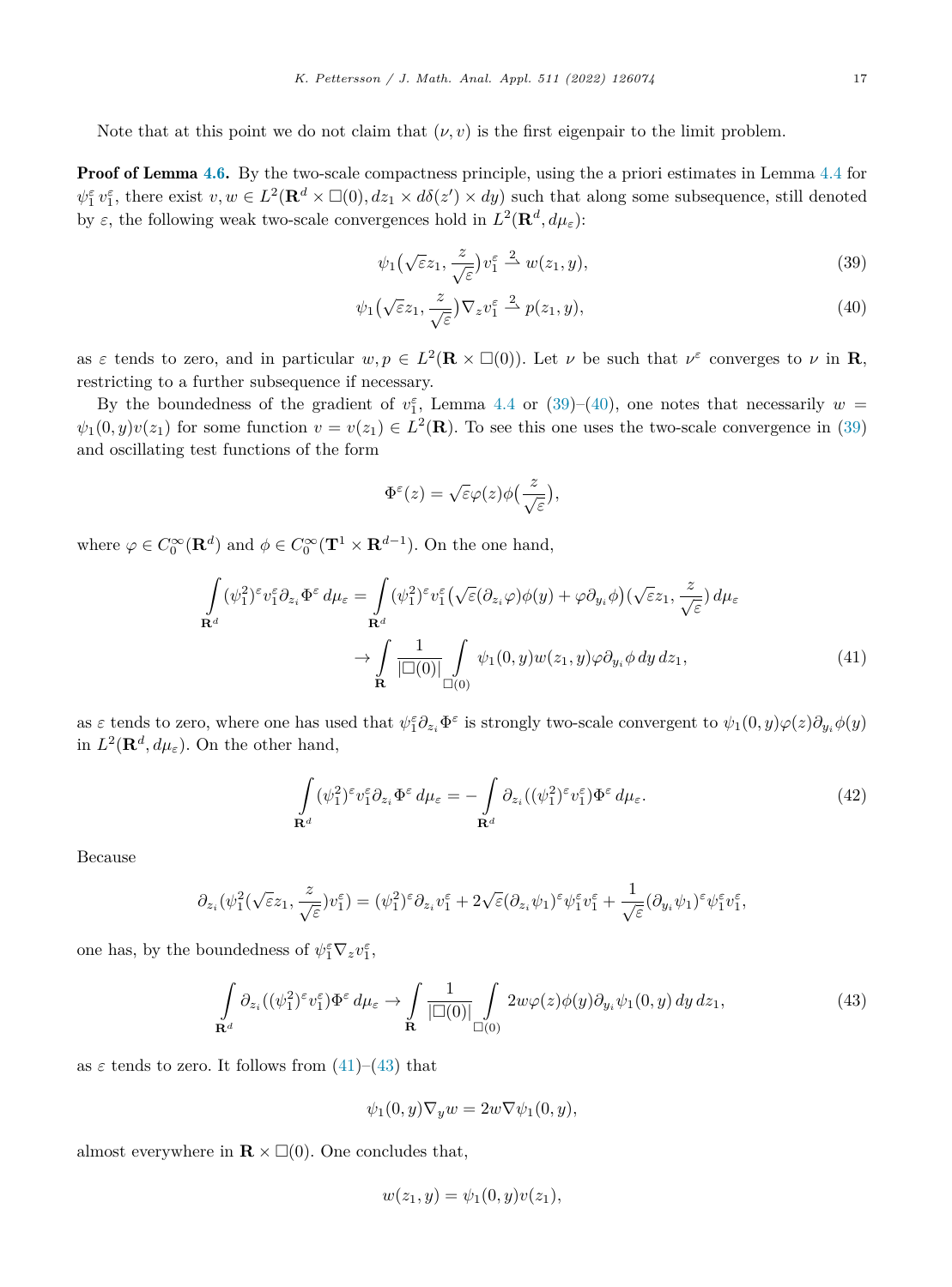Note that at this point we do not claim that $(\nu, v)$ is the first eigenpair to the limit problem.

**Proof of Lemma 4.6.** By the two-scale compactness principle, using the a priori estimates in Lemma 4.4 for $\psi_1^\varepsilon v_1^\varepsilon$, there exist $v, w \in L^2(\mathbf{R}^d \times \square(0), dz_1 \times d\delta(z') \times dy)$ such that along some subsequence, still denoted by $\varepsilon$, the following weak two-scale convergences hold in $L^2(\mathbf{R}^d, d\mu_\varepsilon)$:

$$\psi_1\big(\sqrt{\varepsilon} z_1, \frac{z}{\sqrt{\varepsilon}}\big) v_1^\varepsilon \xrightarrow{2} w(z_1, y), \tag{39}$$

$$\psi_1\big(\sqrt{\varepsilon} z_1, \frac{z}{\sqrt{\varepsilon}}\big) \nabla_z v_1^\varepsilon \xrightarrow{2} p(z_1, y), \tag{40}$$

as $\varepsilon$ tends to zero, and in particular $w, p \in L^2(\mathbf{R} \times \square(0))$. Let $\nu$ be such that $\nu^\varepsilon$ converges to $\nu$ in $\mathbf{R}$, restricting to a further subsequence if necessary.

By the boundedness of the gradient of $v_1^\varepsilon$, Lemma 4.4 or (39)–(40), one notes that necessarily $w = \psi_1(0, y) v(z_1)$ for some function $v = v(z_1) \in L^2(\mathbf{R})$. To see this one uses the two-scale convergence in (39) and oscillating test functions of the form

$$\Phi^\varepsilon(z) = \sqrt{\varepsilon} \varphi(z) \phi\big(\frac{z}{\sqrt{\varepsilon}}\big),$$

where $\varphi \in C_0^\infty(\mathbf{R}^d)$ and $\phi \in C_0^\infty(\mathbf{T}^1 \times \mathbf{R}^{d-1})$. On the one hand,

$$\begin{aligned}
\int_{\mathbf{R}^d} (\psi_1^2)^\varepsilon v_1^\varepsilon \partial_{z_i} \Phi^\varepsilon \, d\mu_\varepsilon &= \int_{\mathbf{R}^d} (\psi_1^2)^\varepsilon v_1^\varepsilon \big(\sqrt{\varepsilon}(\partial_{z_i}\varphi)\phi(y) + \varphi \partial_{y_i}\phi\big)\big(\sqrt{\varepsilon} z_1, \frac{z}{\sqrt{\varepsilon}}\big) \, d\mu_\varepsilon \\
&\to \int_{\mathbf{R}} \frac{1}{|\square(0)|} \int_{\square(0)} \psi_1(0, y) w(z_1, y) \varphi \partial_{y_i}\phi \, dy \, dz_1,
\end{aligned} \tag{41}$$

as $\varepsilon$ tends to zero, where one has used that $\psi_1^\varepsilon \partial_{z_i} \Phi^\varepsilon$ is strongly two-scale convergent to $\psi_1(0, y)\varphi(z)\partial_{y_i}\phi(y)$ in $L^2(\mathbf{R}^d, d\mu_\varepsilon)$. On the other hand,

$$\int_{\mathbf{R}^d} (\psi_1^2)^\varepsilon v_1^\varepsilon \partial_{z_i} \Phi^\varepsilon \, d\mu_\varepsilon = -\int_{\mathbf{R}^d} \partial_{z_i}((\psi_1^2)^\varepsilon v_1^\varepsilon) \Phi^\varepsilon \, d\mu_\varepsilon. \tag{42}$$

Because

$$\partial_{z_i}\big(\psi_1^2\big(\sqrt{\varepsilon} z_1, \frac{z}{\sqrt{\varepsilon}}\big) v_1^\varepsilon\big) = (\psi_1^2)^\varepsilon \partial_{z_i} v_1^\varepsilon + 2\sqrt{\varepsilon}(\partial_{z_i}\psi_1)^\varepsilon \psi_1^\varepsilon v_1^\varepsilon + \frac{1}{\sqrt{\varepsilon}}(\partial_{y_i}\psi_1)^\varepsilon \psi_1^\varepsilon v_1^\varepsilon,$$

one has, by the boundedness of $\psi_1^\varepsilon \nabla_z v_1^\varepsilon$,

$$\int_{\mathbf{R}^d} \partial_{z_i}((\psi_1^2)^\varepsilon v_1^\varepsilon) \Phi^\varepsilon \, d\mu_\varepsilon \to \int_{\mathbf{R}} \frac{1}{|\square(0)|} \int_{\square(0)} 2w\varphi(z)\phi(y)\partial_{y_i}\psi_1(0, y) \, dy \, dz_1, \tag{43}$$

as $\varepsilon$ tends to zero. It follows from (41)–(43) that

$$\psi_1(0, y)\nabla_y w = 2w\nabla\psi_1(0, y),$$

almost everywhere in $\mathbf{R} \times \square(0)$. One concludes that,

$$w(z_1, y) = \psi_1(0, y) v(z_1),$$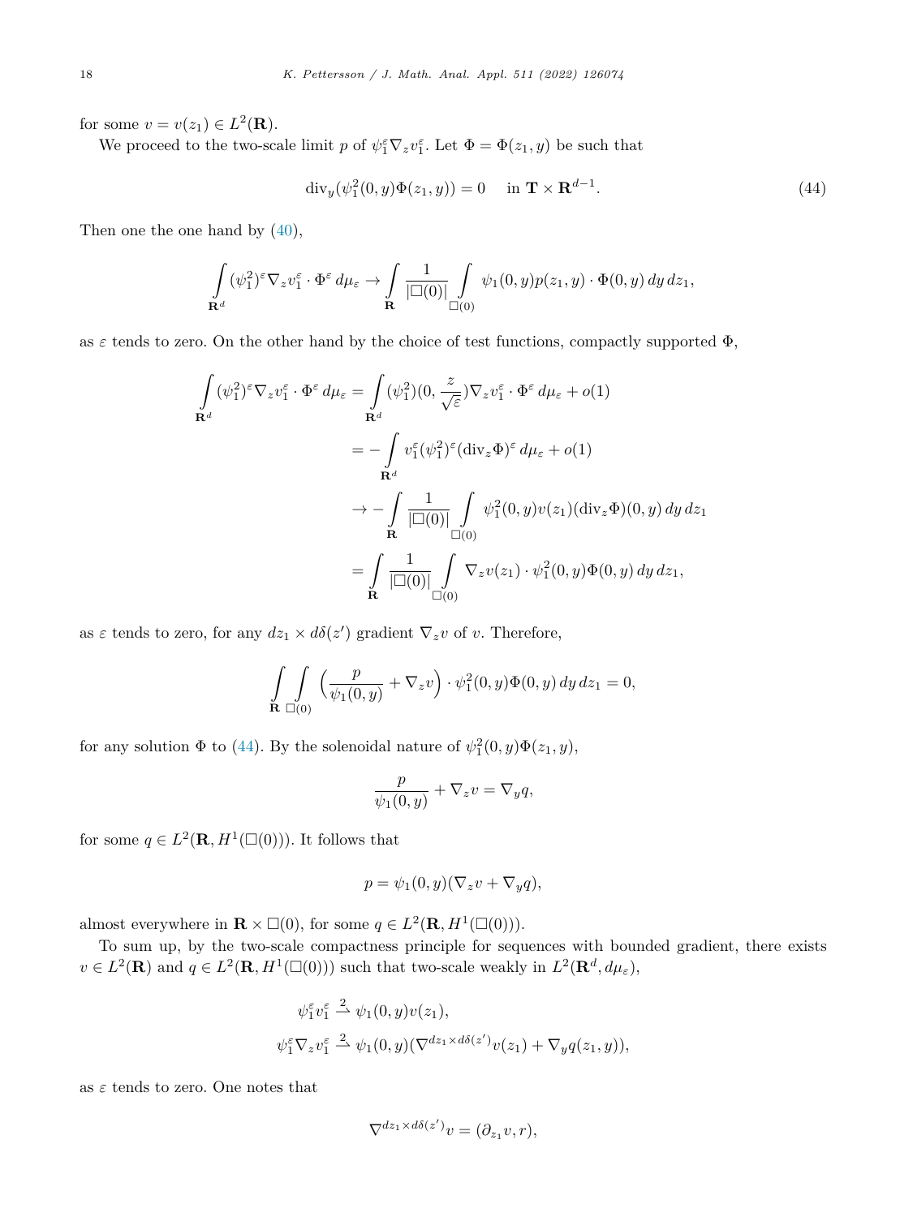for some $v = v(z_1) \in L^2(\mathbf{R})$.

We proceed to the two-scale limit $p$ of $\psi_1^\varepsilon \nabla_z v_1^\varepsilon$. Let $\Phi = \Phi(z_1, y)$ be such that

$$
\operatorname{div}_y(\psi_1^2(0,y)\Phi(z_1,y)) = 0 \quad \text{ in } \mathbf{T} \times \mathbf{R}^{d-1}. \tag{44}
$$

Then one the one hand by (40),

$$
\int_{\mathbf{R}^d} (\psi_1^2)^\varepsilon \nabla_z v_1^\varepsilon \cdot \Phi^\varepsilon \, d\mu_\varepsilon \to \int_{\mathbf{R}} \frac{1}{|\square(0)|} \int_{\square(0)} \psi_1(0,y) p(z_1,y) \cdot \Phi(0,y) \, dy \, dz_1,
$$

as $\varepsilon$ tends to zero. On the other hand by the choice of test functions, compactly supported $\Phi$,

$$
\begin{aligned}
\int_{\mathbf{R}^d} (\psi_1^2)^\varepsilon \nabla_z v_1^\varepsilon \cdot \Phi^\varepsilon \, d\mu_\varepsilon &= \int_{\mathbf{R}^d} (\psi_1^2)(0, \frac{z}{\sqrt{\varepsilon}}) \nabla_z v_1^\varepsilon \cdot \Phi^\varepsilon \, d\mu_\varepsilon + o(1) \\
&= -\int_{\mathbf{R}^d} v_1^\varepsilon (\psi_1^2)^\varepsilon (\operatorname{div}_z \Phi)^\varepsilon \, d\mu_\varepsilon + o(1) \\
&\to -\int_{\mathbf{R}} \frac{1}{|\square(0)|} \int_{\square(0)} \psi_1^2(0,y) v(z_1) (\operatorname{div}_z \Phi)(0,y) \, dy \, dz_1 \\
&= \int_{\mathbf{R}} \frac{1}{|\square(0)|} \int_{\square(0)} \nabla_z v(z_1) \cdot \psi_1^2(0,y) \Phi(0,y) \, dy \, dz_1,
\end{aligned}
$$

as $\varepsilon$ tends to zero, for any $dz_1 \times d\delta(z')$ gradient $\nabla_z v$ of $v$. Therefore,

$$
\int_{\mathbf{R}} \int_{\square(0)} \left( \frac{p}{\psi_1(0,y)} + \nabla_z v \right) \cdot \psi_1^2(0,y) \Phi(0,y) \, dy \, dz_1 = 0,
$$

for any solution $\Phi$ to (44). By the solenoidal nature of $\psi_1^2(0,y)\Phi(z_1,y)$,

$$
\frac{p}{\psi_1(0,y)} + \nabla_z v = \nabla_y q,
$$

for some $q \in L^2(\mathbf{R}, H^1(\square(0)))$. It follows that

$$
p = \psi_1(0,y)(\nabla_z v + \nabla_y q),
$$

almost everywhere in $\mathbf{R} \times \square(0)$, for some $q \in L^2(\mathbf{R}, H^1(\square(0)))$.

To sum up, by the two-scale compactness principle for sequences with bounded gradient, there exists $v \in L^2(\mathbf{R})$ and $q \in L^2(\mathbf{R}, H^1(\square(0)))$ such that two-scale weakly in $L^2(\mathbf{R}^d, d\mu_\varepsilon)$,

$$
\begin{aligned}
\psi_1^\varepsilon v_1^\varepsilon &\overset{2}{\rightharpoonup} \psi_1(0,y) v(z_1), \\
\psi_1^\varepsilon \nabla_z v_1^\varepsilon &\overset{2}{\rightharpoonup} \psi_1(0,y)(\nabla^{dz_1 \times d\delta(z')} v(z_1) + \nabla_y q(z_1,y)),
\end{aligned}
$$

as $\varepsilon$ tends to zero. One notes that

$$
\nabla^{dz_1 \times d\delta(z')} v = (\partial_{z_1} v, r),
$$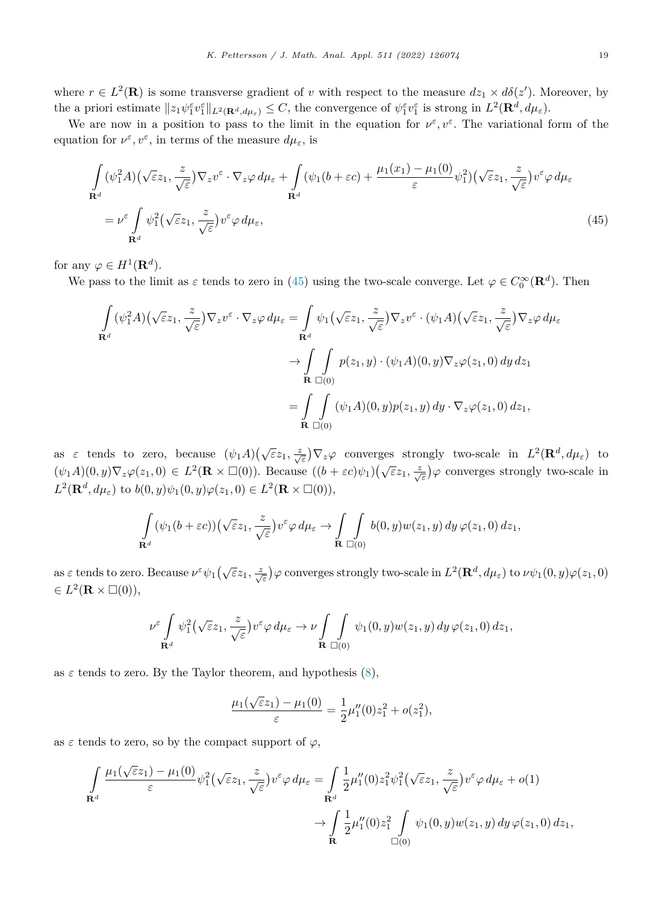where $r \in L^2(\mathbf{R})$ is some transverse gradient of $v$ with respect to the measure $dz_1 \times d\delta(z')$. Moreover, by the a priori estimate $\|z_1\psi_1^\varepsilon v_1^\varepsilon\|_{L^2(\mathbf{R}^d, d\mu_\varepsilon)} \le C$, the convergence of $\psi_1^\varepsilon v_1^\varepsilon$ is strong in $L^2(\mathbf{R}^d, d\mu_\varepsilon)$.

We are now in a position to pass to the limit in the equation for $\nu^\varepsilon, v^\varepsilon$. The variational form of the equation for $\nu^\varepsilon, v^\varepsilon$, in terms of the measure $d\mu_\varepsilon$, is

$$
\begin{aligned}
&\int_{\mathbf{R}^d} (\psi_1^2 A)\big(\sqrt{\varepsilon}z_1, \tfrac{z}{\sqrt{\varepsilon}}\big)\nabla_z v^\varepsilon \cdot \nabla_z \varphi \, d\mu_\varepsilon + \int_{\mathbf{R}^d} (\psi_1(b+\varepsilon c) + \frac{\mu_1(x_1)-\mu_1(0)}{\varepsilon}\psi_1^2)\big(\sqrt{\varepsilon}z_1, \tfrac{z}{\sqrt{\varepsilon}}\big) v^\varepsilon \varphi \, d\mu_\varepsilon \\
&\quad = \nu^\varepsilon \int_{\mathbf{R}^d} \psi_1^2\big(\sqrt{\varepsilon}z_1, \tfrac{z}{\sqrt{\varepsilon}}\big) v^\varepsilon \varphi \, d\mu_\varepsilon,
\end{aligned}
\tag{45}
$$

for any $\varphi \in H^1(\mathbf{R}^d)$.

We pass to the limit as $\varepsilon$ tends to zero in (45) using the two-scale converge. Let $\varphi \in C_0^\infty(\mathbf{R}^d)$. Then

$$
\begin{aligned}
\int_{\mathbf{R}^d} (\psi_1^2 A)\big(\sqrt{\varepsilon}z_1, \tfrac{z}{\sqrt{\varepsilon}}\big)\nabla_z v^\varepsilon \cdot \nabla_z \varphi \, d\mu_\varepsilon &= \int_{\mathbf{R}^d} \psi_1\big(\sqrt{\varepsilon}z_1, \tfrac{z}{\sqrt{\varepsilon}}\big)\nabla_z v^\varepsilon \cdot (\psi_1 A)\big(\sqrt{\varepsilon}z_1, \tfrac{z}{\sqrt{\varepsilon}}\big)\nabla_z \varphi \, d\mu_\varepsilon \\
&\to \int_{\mathbf{R}} \int_{\square(0)} p(z_1, y) \cdot (\psi_1 A)(0, y)\nabla_z \varphi(z_1, 0) \, dy \, dz_1 \\
&= \int_{\mathbf{R}} \int_{\square(0)} (\psi_1 A)(0, y) p(z_1, y) \, dy \cdot \nabla_z \varphi(z_1, 0) \, dz_1,
\end{aligned}
$$

as $\varepsilon$ tends to zero, because $(\psi_1 A)\big(\sqrt{\varepsilon}z_1, \frac{z}{\sqrt{\varepsilon}}\big)\nabla_z \varphi$ converges strongly two-scale in $L^2(\mathbf{R}^d, d\mu_\varepsilon)$ to $(\psi_1 A)(0, y)\nabla_z \varphi(z_1, 0) \in L^2(\mathbf{R} \times \square(0))$. Because $((b+\varepsilon c)\psi_1)\big(\sqrt{\varepsilon}z_1, \frac{z}{\sqrt{\varepsilon}}\big)\varphi$ converges strongly two-scale in $L^2(\mathbf{R}^d, d\mu_\varepsilon)$ to $b(0, y)\psi_1(0, y)\varphi(z_1, 0) \in L^2(\mathbf{R} \times \square(0))$,

$$
\int_{\mathbf{R}^d} (\psi_1(b+\varepsilon c))\big(\sqrt{\varepsilon}z_1, \tfrac{z}{\sqrt{\varepsilon}}\big) v^\varepsilon \varphi \, d\mu_\varepsilon \to \int_{\mathbf{R}} \int_{\square(0)} b(0, y) w(z_1, y) \, dy \, \varphi(z_1, 0) \, dz_1,
$$

as $\varepsilon$ tends to zero. Because $\nu^\varepsilon \psi_1\big(\sqrt{\varepsilon}z_1, \frac{z}{\sqrt{\varepsilon}}\big)\varphi$ converges strongly two-scale in $L^2(\mathbf{R}^d, d\mu_\varepsilon)$ to $\nu\psi_1(0, y)\varphi(z_1, 0) \in L^2(\mathbf{R} \times \square(0))$,

$$
\nu^\varepsilon \int_{\mathbf{R}^d} \psi_1^2\big(\sqrt{\varepsilon}z_1, \tfrac{z}{\sqrt{\varepsilon}}\big) v^\varepsilon \varphi \, d\mu_\varepsilon \to \nu \int_{\mathbf{R}} \int_{\square(0)} \psi_1(0, y) w(z_1, y) \, dy \, \varphi(z_1, 0) \, dz_1,
$$

as $\varepsilon$ tends to zero. By the Taylor theorem, and hypothesis (8),

$$
\frac{\mu_1(\sqrt{\varepsilon}z_1) - \mu_1(0)}{\varepsilon} = \frac{1}{2}\mu_1''(0) z_1^2 + o(z_1^2),
$$

as $\varepsilon$ tends to zero, so by the compact support of $\varphi$,

$$
\begin{aligned}
\int_{\mathbf{R}^d} \frac{\mu_1(\sqrt{\varepsilon}z_1) - \mu_1(0)}{\varepsilon} \psi_1^2\big(\sqrt{\varepsilon}z_1, \tfrac{z}{\sqrt{\varepsilon}}\big) v^\varepsilon \varphi \, d\mu_\varepsilon &= \int_{\mathbf{R}^d} \frac{1}{2}\mu_1''(0) z_1^2 \psi_1^2\big(\sqrt{\varepsilon}z_1, \tfrac{z}{\sqrt{\varepsilon}}\big) v^\varepsilon \varphi \, d\mu_\varepsilon + o(1) \\
&\to \int_{\mathbf{R}} \frac{1}{2}\mu_1''(0) z_1^2 \int_{\square(0)} \psi_1(0, y) w(z_1, y) \, dy \, \varphi(z_1, 0) \, dz_1,
\end{aligned}
$$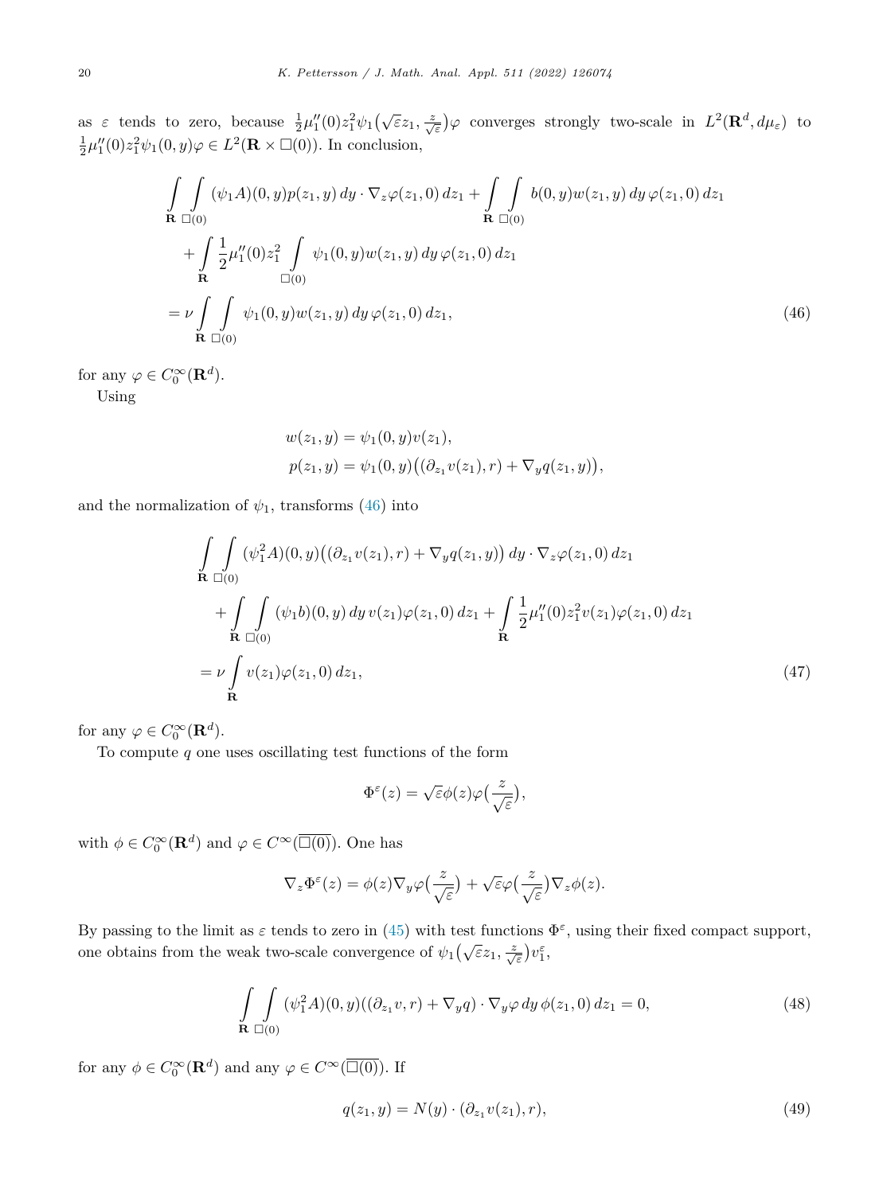as $\varepsilon$ tends to zero, because $\frac{1}{2}\mu_1''(0)z_1^2\psi_1\big(\sqrt{\varepsilon}z_1, \frac{z}{\sqrt{\varepsilon}}\big)\varphi$ converges strongly two-scale in $L^2(\mathbf{R}^d, d\mu_\varepsilon)$ to $\frac{1}{2}\mu_1''(0)z_1^2\psi_1(0, y)\varphi \in L^2(\mathbf{R} \times \square(0))$. In conclusion,

$$
\begin{aligned}
&\int_{\mathbf{R}} \int_{\square(0)} (\psi_1 A)(0, y) p(z_1, y)\, dy \cdot \nabla_z \varphi(z_1, 0)\, dz_1 + \int_{\mathbf{R}} \int_{\square(0)} b(0, y) w(z_1, y)\, dy\, \varphi(z_1, 0)\, dz_1 \\
&\quad + \int_{\mathbf{R}} \frac{1}{2}\mu_1''(0) z_1^2 \int_{\square(0)} \psi_1(0, y) w(z_1, y)\, dy\, \varphi(z_1, 0)\, dz_1 \\
&= \nu \int_{\mathbf{R}} \int_{\square(0)} \psi_1(0, y) w(z_1, y)\, dy\, \varphi(z_1, 0)\, dz_1, \qquad (46)
\end{aligned}
$$

for any $\varphi \in C_0^\infty(\mathbf{R}^d)$.

Using

$$
\begin{aligned}
w(z_1, y) &= \psi_1(0, y) v(z_1), \\
p(z_1, y) &= \psi_1(0, y)\big((\partial_{z_1} v(z_1), r) + \nabla_y q(z_1, y)\big),
\end{aligned}
$$

and the normalization of $\psi_1$, transforms (46) into

$$
\begin{aligned}
&\int_{\mathbf{R}} \int_{\square(0)} (\psi_1^2 A)(0, y)\big((\partial_{z_1} v(z_1), r) + \nabla_y q(z_1, y)\big)\, dy \cdot \nabla_z \varphi(z_1, 0)\, dz_1 \\
&\quad + \int_{\mathbf{R}} \int_{\square(0)} (\psi_1 b)(0, y)\, dy\, v(z_1) \varphi(z_1, 0)\, dz_1 + \int_{\mathbf{R}} \frac{1}{2}\mu_1''(0) z_1^2 v(z_1) \varphi(z_1, 0)\, dz_1 \\
&= \nu \int_{\mathbf{R}} v(z_1) \varphi(z_1, 0)\, dz_1, \qquad (47)
\end{aligned}
$$

for any $\varphi \in C_0^\infty(\mathbf{R}^d)$.

To compute $q$ one uses oscillating test functions of the form

$$
\Phi^\varepsilon(z) = \sqrt{\varepsilon}\phi(z)\varphi\big(\frac{z}{\sqrt{\varepsilon}}\big),
$$

with $\phi \in C_0^\infty(\mathbf{R}^d)$ and $\varphi \in C^\infty(\overline{\square(0)})$. One has

$$
\nabla_z \Phi^\varepsilon(z) = \phi(z)\nabla_y \varphi\big(\frac{z}{\sqrt{\varepsilon}}\big) + \sqrt{\varepsilon}\varphi\big(\frac{z}{\sqrt{\varepsilon}}\big)\nabla_z \phi(z).
$$

By passing to the limit as $\varepsilon$ tends to zero in (45) with test functions $\Phi^\varepsilon$, using their fixed compact support, one obtains from the weak two-scale convergence of $\psi_1\big(\sqrt{\varepsilon}z_1, \frac{z}{\sqrt{\varepsilon}}\big)v_1^\varepsilon$,

$$
\int_{\mathbf{R}} \int_{\square(0)} (\psi_1^2 A)(0, y)((\partial_{z_1} v, r) + \nabla_y q) \cdot \nabla_y \varphi\, dy\, \phi(z_1, 0)\, dz_1 = 0, \qquad (48)
$$

for any $\phi \in C_0^\infty(\mathbf{R}^d)$ and any $\varphi \in C^\infty(\overline{\square(0)})$. If

$$
q(z_1, y) = N(y) \cdot (\partial_{z_1} v(z_1), r), \qquad (49)
$$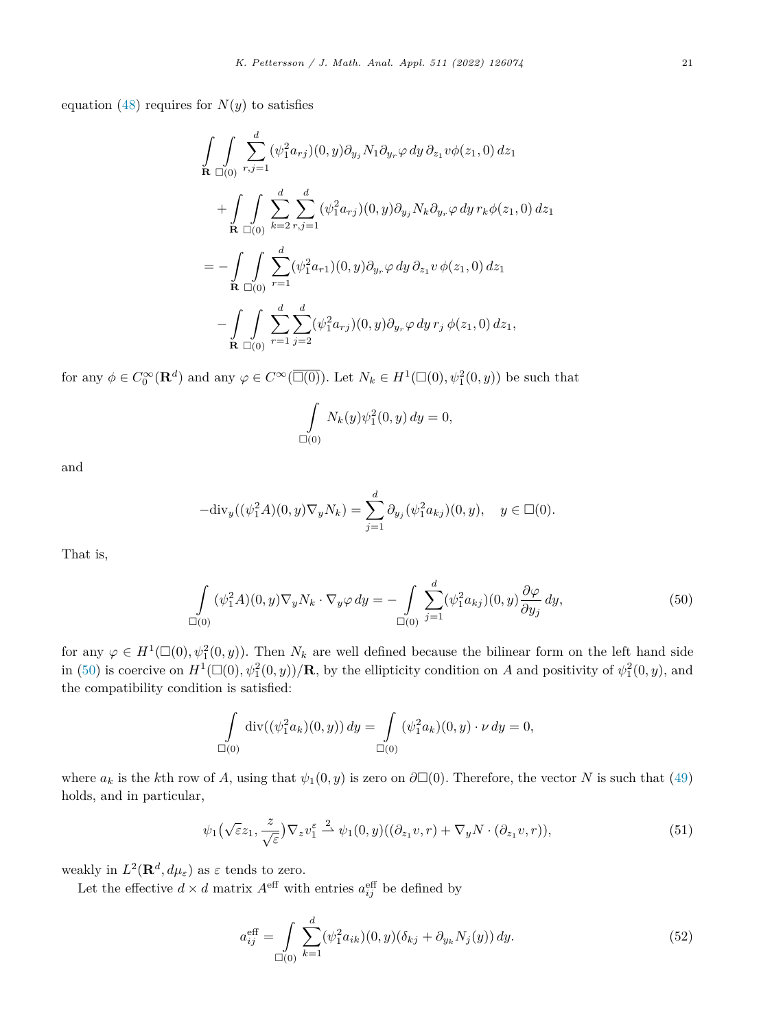equation (48) requires for $N(y)$ to satisfies

$$
\begin{aligned}
&\int_{\mathbf{R}} \int_{\square(0)} \sum_{r,j=1}^{d} (\psi_1^2 a_{rj})(0,y) \partial_{y_j} N_1 \partial_{y_r} \varphi \, dy \, \partial_{z_1} v \phi(z_1, 0) \, dz_1 \\
&\quad + \int_{\mathbf{R}} \int_{\square(0)} \sum_{k=2}^{d} \sum_{r,j=1}^{d} (\psi_1^2 a_{rj})(0,y) \partial_{y_j} N_k \partial_{y_r} \varphi \, dy \, r_k \phi(z_1, 0) \, dz_1 \\
&= - \int_{\mathbf{R}} \int_{\square(0)} \sum_{r=1}^{d} (\psi_1^2 a_{r1})(0,y) \partial_{y_r} \varphi \, dy \, \partial_{z_1} v \, \phi(z_1, 0) \, dz_1 \\
&\quad - \int_{\mathbf{R}} \int_{\square(0)} \sum_{r=1}^{d} \sum_{j=2}^{d} (\psi_1^2 a_{rj})(0,y) \partial_{y_r} \varphi \, dy \, r_j \, \phi(z_1, 0) \, dz_1,
\end{aligned}
$$

for any $\phi \in C_0^\infty(\mathbf{R}^d)$ and any $\varphi \in C^\infty(\overline{\square(0)})$. Let $N_k \in H^1(\square(0), \psi_1^2(0,y))$ be such that

$$
\int_{\square(0)} N_k(y) \psi_1^2(0,y) \, dy = 0,
$$

and

$$
-\mathrm{div}_y((\psi_1^2 A)(0,y) \nabla_y N_k) = \sum_{j=1}^{d} \partial_{y_j} (\psi_1^2 a_{kj})(0,y), \quad y \in \square(0).
$$

That is,

$$
\int_{\square(0)} (\psi_1^2 A)(0,y) \nabla_y N_k \cdot \nabla_y \varphi \, dy = - \int_{\square(0)} \sum_{j=1}^{d} (\psi_1^2 a_{kj})(0,y) \frac{\partial \varphi}{\partial y_j} \, dy, \tag{50}
$$

for any $\varphi \in H^1(\square(0), \psi_1^2(0,y))$. Then $N_k$ are well defined because the bilinear form on the left hand side in (50) is coercive on $H^1(\square(0), \psi_1^2(0,y))/\mathbf{R}$, by the ellipticity condition on $A$ and positivity of $\psi_1^2(0,y)$, and the compatibility condition is satisfied:

$$
\int_{\square(0)} \mathrm{div}((\psi_1^2 a_k)(0,y)) \, dy = \int_{\square(0)} (\psi_1^2 a_k)(0,y) \cdot \nu \, dy = 0,
$$

where $a_k$ is the $k$th row of $A$, using that $\psi_1(0,y)$ is zero on $\partial\square(0)$. Therefore, the vector $N$ is such that (49) holds, and in particular,

$$
\psi_1\big(\sqrt{\varepsilon} z_1, \frac{z}{\sqrt{\varepsilon}}\big) \nabla_z v_1^\varepsilon \overset{2}{\rightharpoonup} \psi_1(0,y)((\partial_{z_1} v, r) + \nabla_y N \cdot (\partial_{z_1} v, r)), \tag{51}
$$

weakly in $L^2(\mathbf{R}^d, d\mu_\varepsilon)$ as $\varepsilon$ tends to zero.

Let the effective $d \times d$ matrix $A^{\mathrm{eff}}$ with entries $a_{ij}^{\mathrm{eff}}$ be defined by

$$
a_{ij}^{\mathrm{eff}} = \int_{\square(0)} \sum_{k=1}^{d} (\psi_1^2 a_{ik})(0,y)(\delta_{kj} + \partial_{y_k} N_j(y)) \, dy. \tag{52}
$$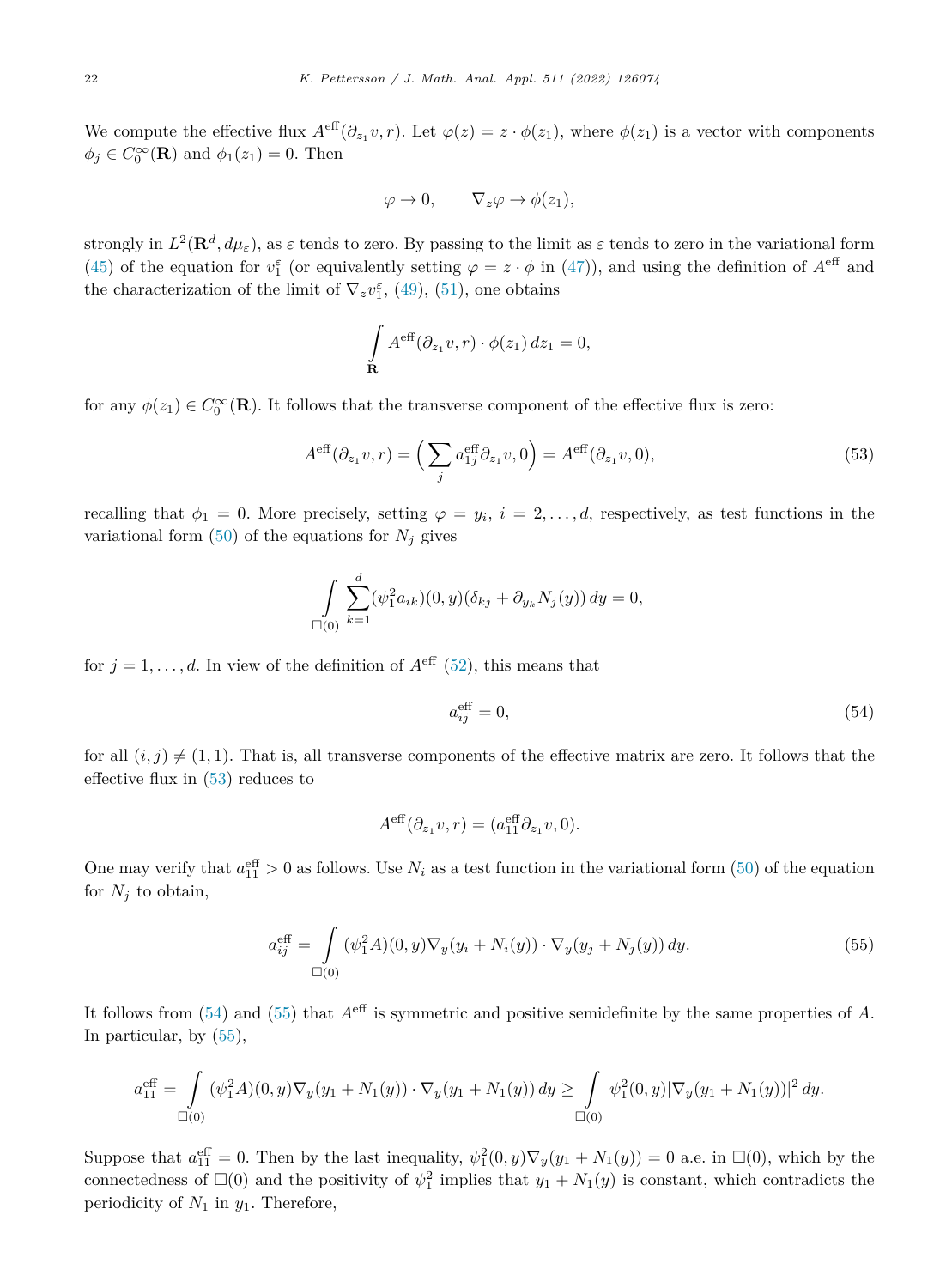We compute the effective flux $A^{\text{eff}}(\partial_{z_1} v, r)$. Let $\varphi(z) = z \cdot \phi(z_1)$, where $\phi(z_1)$ is a vector with components $\phi_j \in C_0^\infty(\mathbf{R})$ and $\phi_1(z_1) = 0$. Then

$$
\varphi \to 0, \qquad \nabla_z \varphi \to \phi(z_1),
$$

strongly in $L^2(\mathbf{R}^d, d\mu_\varepsilon)$, as $\varepsilon$ tends to zero. By passing to the limit as $\varepsilon$ tends to zero in the variational form (45) of the equation for $v_1^\varepsilon$ (or equivalently setting $\varphi = z \cdot \phi$ in (47)), and using the definition of $A^{\text{eff}}$ and the characterization of the limit of $\nabla_z v_1^\varepsilon$, (49), (51), one obtains

$$
\int\limits_{\mathbf{R}} A^{\text{eff}}(\partial_{z_1} v, r) \cdot \phi(z_1)\, dz_1 = 0,
$$

for any $\phi(z_1) \in C_0^\infty(\mathbf{R})$. It follows that the transverse component of the effective flux is zero:

$$
A^{\text{eff}}(\partial_{z_1} v, r) = \Big( \sum_j a_{1j}^{\text{eff}} \partial_{z_1} v, 0 \Big) = A^{\text{eff}}(\partial_{z_1} v, 0), \tag{53}
$$

recalling that $\phi_1 = 0$. More precisely, setting $\varphi = y_i$, $i = 2, \ldots, d$, respectively, as test functions in the variational form (50) of the equations for $N_j$ gives

$$
\int\limits_{\square(0)} \sum_{k=1}^{d} (\psi_1^2 a_{ik})(0, y)(\delta_{kj} + \partial_{y_k} N_j(y))\, dy = 0,
$$

for $j = 1, \ldots, d$. In view of the definition of $A^{\text{eff}}$ (52), this means that

$$
a_{ij}^{\text{eff}} = 0, \tag{54}
$$

for all $(i, j) \neq (1, 1)$. That is, all transverse components of the effective matrix are zero. It follows that the effective flux in (53) reduces to

$$
A^{\text{eff}}(\partial_{z_1} v, r) = (a_{11}^{\text{eff}} \partial_{z_1} v, 0).
$$

One may verify that $a_{11}^{\text{eff}} > 0$ as follows. Use $N_i$ as a test function in the variational form (50) of the equation for $N_j$ to obtain,

$$
a_{ij}^{\text{eff}} = \int\limits_{\square(0)} (\psi_1^2 A)(0, y) \nabla_y (y_i + N_i(y)) \cdot \nabla_y (y_j + N_j(y))\, dy. \tag{55}
$$

It follows from (54) and (55) that $A^{\text{eff}}$ is symmetric and positive semidefinite by the same properties of $A$. In particular, by (55),

$$
a_{11}^{\text{eff}} = \int\limits_{\square(0)} (\psi_1^2 A)(0, y) \nabla_y (y_1 + N_1(y)) \cdot \nabla_y (y_1 + N_1(y))\, dy \geq \int\limits_{\square(0)} \psi_1^2(0, y) |\nabla_y (y_1 + N_1(y))|^2\, dy.
$$

Suppose that $a_{11}^{\text{eff}} = 0$. Then by the last inequality, $\psi_1^2(0, y) \nabla_y (y_1 + N_1(y)) = 0$ a.e. in $\square(0)$, which by the connectedness of $\square(0)$ and the positivity of $\psi_1^2$ implies that $y_1 + N_1(y)$ is constant, which contradicts the periodicity of $N_1$ in $y_1$. Therefore,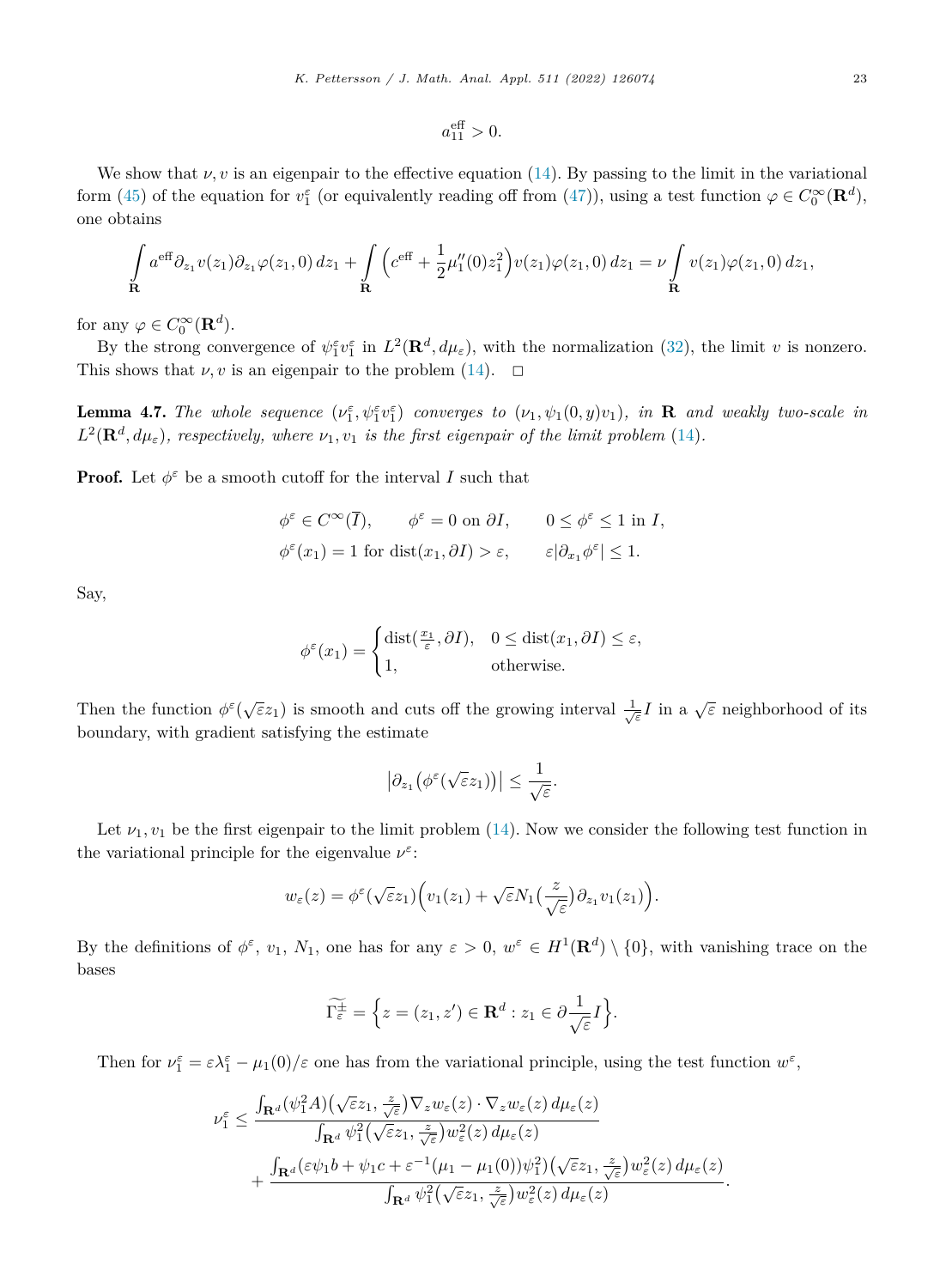$$a_{11}^{\text{eff}} > 0.$$

We show that $\nu, v$ is an eigenpair to the effective equation (14). By passing to the limit in the variational form (45) of the equation for $v_1^\varepsilon$ (or equivalently reading off from (47)), using a test function $\varphi \in C_0^\infty(\mathbf{R}^d)$, one obtains

$$\int_{\mathbf{R}} a^{\text{eff}} \partial_{z_1} v(z_1) \partial_{z_1} \varphi(z_1, 0)\, dz_1 + \int_{\mathbf{R}} \Big(c^{\text{eff}} + \frac{1}{2}\mu_1''(0) z_1^2\Big) v(z_1) \varphi(z_1, 0)\, dz_1 = \nu \int_{\mathbf{R}} v(z_1) \varphi(z_1, 0)\, dz_1,$$

for any $\varphi \in C_0^\infty(\mathbf{R}^d)$.

By the strong convergence of $\psi_1^\varepsilon v_1^\varepsilon$ in $L^2(\mathbf{R}^d, d\mu_\varepsilon)$, with the normalization (32), the limit $v$ is nonzero. This shows that $\nu, v$ is an eigenpair to the problem (14). $\square$

**Lemma 4.7.** *The whole sequence $(\nu_1^\varepsilon, \psi_1^\varepsilon v_1^\varepsilon)$ converges to $(\nu_1, \psi_1(0, y) v_1)$, in $\mathbf{R}$ and weakly two-scale in $L^2(\mathbf{R}^d, d\mu_\varepsilon)$, respectively, where $\nu_1, v_1$ is the first eigenpair of the limit problem (14).*

**Proof.** Let $\phi^\varepsilon$ be a smooth cutoff for the interval $I$ such that

$$\begin{aligned}
&\phi^\varepsilon \in C^\infty(\overline{I}), \qquad \phi^\varepsilon = 0 \text{ on } \partial I, \qquad 0 \le \phi^\varepsilon \le 1 \text{ in } I,\\
&\phi^\varepsilon(x_1) = 1 \text{ for } \operatorname{dist}(x_1, \partial I) > \varepsilon, \qquad \varepsilon |\partial_{x_1} \phi^\varepsilon| \le 1.
\end{aligned}$$

Say,

$$\phi^\varepsilon(x_1) = \begin{cases} \operatorname{dist}(\frac{x_1}{\varepsilon}, \partial I), & 0 \le \operatorname{dist}(x_1, \partial I) \le \varepsilon, \\ 1, & \text{otherwise.} \end{cases}$$

Then the function $\phi^\varepsilon(\sqrt{\varepsilon} z_1)$ is smooth and cuts off the growing interval $\frac{1}{\sqrt{\varepsilon}} I$ in a $\sqrt{\varepsilon}$ neighborhood of its boundary, with gradient satisfying the estimate

$$\big|\partial_{z_1}\big(\phi^\varepsilon(\sqrt{\varepsilon} z_1)\big)\big| \le \frac{1}{\sqrt{\varepsilon}}.$$

Let $\nu_1, v_1$ be the first eigenpair to the limit problem (14). Now we consider the following test function in the variational principle for the eigenvalue $\nu^\varepsilon$:

$$w_\varepsilon(z) = \phi^\varepsilon(\sqrt{\varepsilon} z_1)\Big(v_1(z_1) + \sqrt{\varepsilon} N_1\big(\frac{z}{\sqrt{\varepsilon}}\big) \partial_{z_1} v_1(z_1)\Big).$$

By the definitions of $\phi^\varepsilon$, $v_1$, $N_1$, one has for any $\varepsilon > 0$, $w^\varepsilon \in H^1(\mathbf{R}^d) \setminus \{0\}$, with vanishing trace on the bases

$$\widetilde{\Gamma_\varepsilon^\pm} = \Big\{ z = (z_1, z') \in \mathbf{R}^d : z_1 \in \partial \frac{1}{\sqrt{\varepsilon}} I \Big\}.$$

Then for $\nu_1^\varepsilon = \varepsilon \lambda_1^\varepsilon - \mu_1(0)/\varepsilon$ one has from the variational principle, using the test function $w^\varepsilon$,

$$\begin{aligned}
\nu_1^\varepsilon \le\; & \frac{\int_{\mathbf{R}^d} (\psi_1^2 A)\big(\sqrt{\varepsilon} z_1, \frac{z}{\sqrt{\varepsilon}}\big) \nabla_z w_\varepsilon(z) \cdot \nabla_z w_\varepsilon(z)\, d\mu_\varepsilon(z)}{\int_{\mathbf{R}^d} \psi_1^2\big(\sqrt{\varepsilon} z_1, \frac{z}{\sqrt{\varepsilon}}\big) w_\varepsilon^2(z)\, d\mu_\varepsilon(z)} \\
& + \frac{\int_{\mathbf{R}^d} (\varepsilon \psi_1 b + \psi_1 c + \varepsilon^{-1}(\mu_1 - \mu_1(0)) \psi_1^2)\big(\sqrt{\varepsilon} z_1, \frac{z}{\sqrt{\varepsilon}}\big) w_\varepsilon^2(z)\, d\mu_\varepsilon(z)}{\int_{\mathbf{R}^d} \psi_1^2\big(\sqrt{\varepsilon} z_1, \frac{z}{\sqrt{\varepsilon}}\big) w_\varepsilon^2(z)\, d\mu_\varepsilon(z)}.
\end{aligned}$$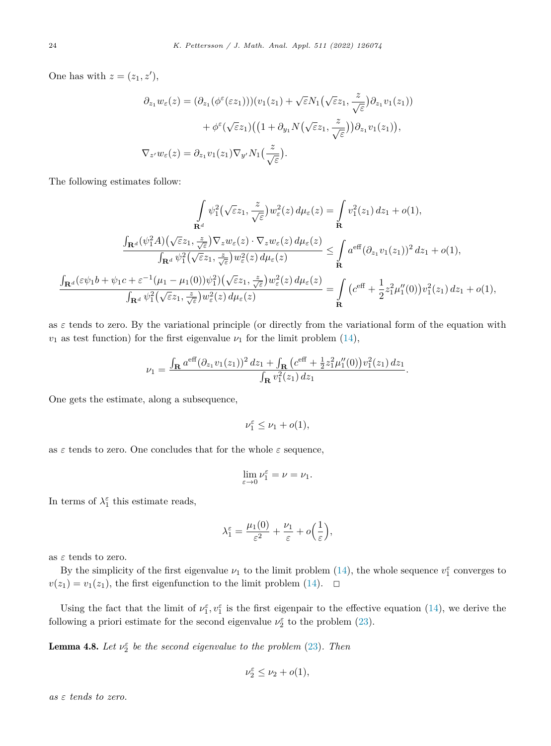One has with $z = (z_1, z')$,

$$
\begin{aligned}
\partial_{z_1} w_\varepsilon(z) &= (\partial_{z_1}(\phi^\varepsilon(\varepsilon z_1)))(v_1(z_1)) + \sqrt{\varepsilon} N_1\big(\sqrt{\varepsilon} z_1, \frac{z}{\sqrt{\varepsilon}}\big)\partial_{z_1} v_1(z_1)) \\
&\quad + \phi^\varepsilon(\sqrt{\varepsilon} z_1)\big(\big(1 + \partial_{y_1} N\big(\sqrt{\varepsilon} z_1, \frac{z}{\sqrt{\varepsilon}}\big)\big)\partial_{z_1} v_1(z_1)\big), \\
\nabla_{z'} w_\varepsilon(z) &= \partial_{z_1} v_1(z_1) \nabla_{y'} N_1\big(\frac{z}{\sqrt{\varepsilon}}\big).
\end{aligned}
$$

The following estimates follow:

$$
\int_{\mathbf{R}^d} \psi_1^2\big(\sqrt{\varepsilon} z_1, \frac{z}{\sqrt{\varepsilon}}\big) w_\varepsilon^2(z)\, d\mu_\varepsilon(z) = \int_{\mathbf{R}} v_1^2(z_1)\, dz_1 + o(1),
$$

$$
\frac{\int_{\mathbf{R}^d} (\psi_1^2 A)\big(\sqrt{\varepsilon} z_1, \frac{z}{\sqrt{\varepsilon}}\big) \nabla_z w_\varepsilon(z) \cdot \nabla_z w_\varepsilon(z)\, d\mu_\varepsilon(z)}{\int_{\mathbf{R}^d} \psi_1^2\big(\sqrt{\varepsilon} z_1, \frac{z}{\sqrt{\varepsilon}}\big) w_\varepsilon^2(z)\, d\mu_\varepsilon(z)} \le \int_{\mathbf{R}} a^{\mathrm{eff}} (\partial_{z_1} v_1(z_1))^2\, dz_1 + o(1),
$$

$$
\frac{\int_{\mathbf{R}^d} (\varepsilon \psi_1 b + \psi_1 c + \varepsilon^{-1}(\mu_1 - \mu_1(0))\psi_1^2)\big(\sqrt{\varepsilon} z_1, \frac{z}{\sqrt{\varepsilon}}\big) w_\varepsilon^2(z)\, d\mu_\varepsilon(z)}{\int_{\mathbf{R}^d} \psi_1^2\big(\sqrt{\varepsilon} z_1, \frac{z}{\sqrt{\varepsilon}}\big) w_\varepsilon^2(z)\, d\mu_\varepsilon(z)} = \int_{\mathbf{R}} \big(c^{\mathrm{eff}} + \frac{1}{2} z_1^2 \mu_1''(0)\big) v_1^2(z_1)\, dz_1 + o(1),
$$

as $\varepsilon$ tends to zero. By the variational principle (or directly from the variational form of the equation with $v_1$ as test function) for the first eigenvalue $\nu_1$ for the limit problem (14),

$$
\nu_1 = \frac{\int_{\mathbf{R}} a^{\mathrm{eff}} (\partial_{z_1} v_1(z_1))^2\, dz_1 + \int_{\mathbf{R}} \big(c^{\mathrm{eff}} + \frac{1}{2} z_1^2 \mu_1''(0)\big) v_1^2(z_1)\, dz_1}{\int_{\mathbf{R}} v_1^2(z_1)\, dz_1}.
$$

One gets the estimate, along a subsequence,

$$
\nu_1^\varepsilon \le \nu_1 + o(1),
$$

as $\varepsilon$ tends to zero. One concludes that for the whole $\varepsilon$ sequence,

$$
\lim_{\varepsilon \to 0} \nu_1^\varepsilon = \nu = \nu_1.
$$

In terms of $\lambda_1^\varepsilon$ this estimate reads,

$$
\lambda_1^\varepsilon = \frac{\mu_1(0)}{\varepsilon^2} + \frac{\nu_1}{\varepsilon} + o\Big(\frac{1}{\varepsilon}\Big),
$$

as $\varepsilon$ tends to zero.

By the simplicity of the first eigenvalue $\nu_1$ to the limit problem (14), the whole sequence $v_1^\varepsilon$ converges to $v(z_1) = v_1(z_1)$, the first eigenfunction to the limit problem (14). □

Using the fact that the limit of $\nu_1^\varepsilon, v_1^\varepsilon$ is the first eigenpair to the effective equation (14), we derive the following a priori estimate for the second eigenvalue $\nu_2^\varepsilon$ to the problem (23).

**Lemma 4.8.** *Let $\nu_2^\varepsilon$ be the second eigenvalue to the problem (23). Then*

$$
\nu_2^\varepsilon \le \nu_2 + o(1),
$$

*as $\varepsilon$ tends to zero.*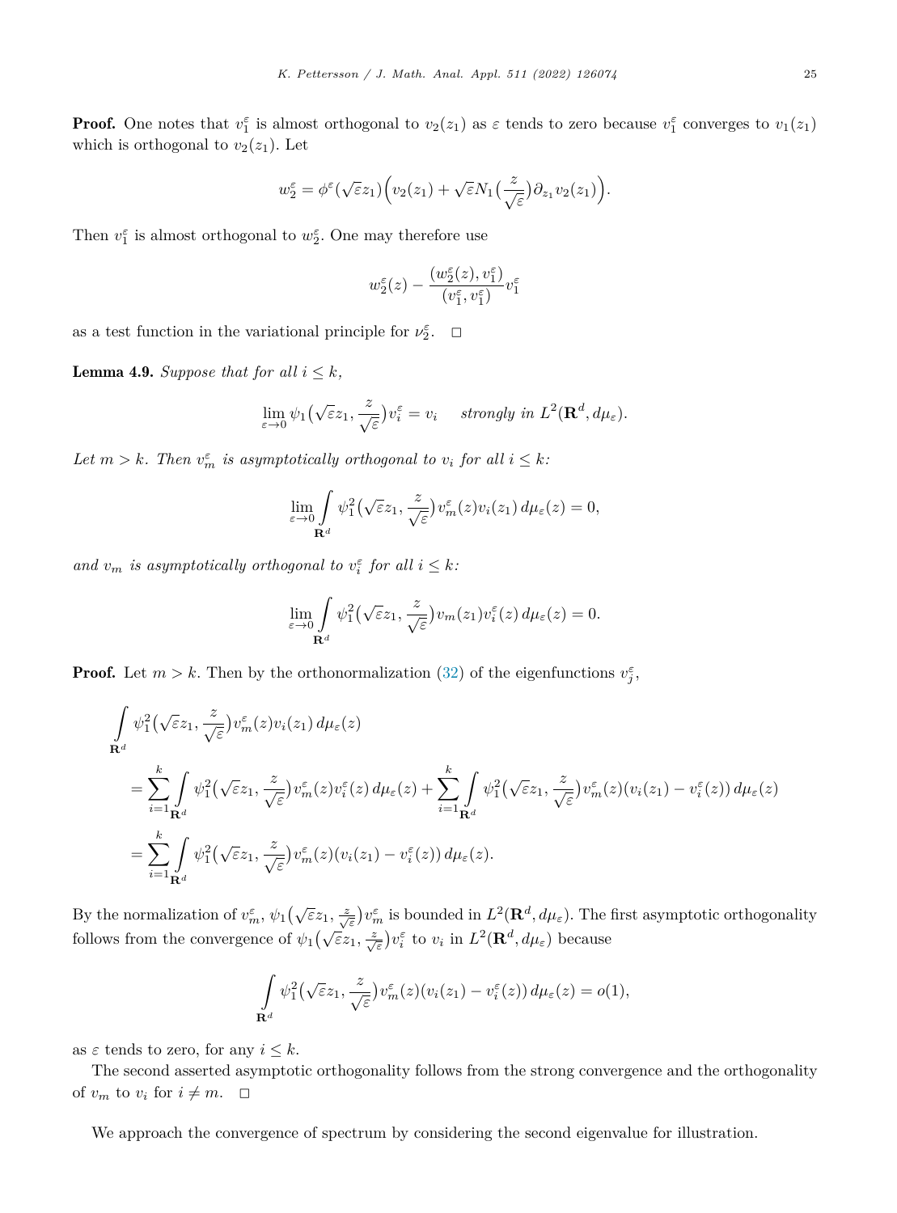**Proof.** One notes that $v_1^\varepsilon$ is almost orthogonal to $v_2(z_1)$ as $\varepsilon$ tends to zero because $v_1^\varepsilon$ converges to $v_1(z_1)$ which is orthogonal to $v_2(z_1)$. Let

$$w_2^\varepsilon = \phi^\varepsilon(\sqrt{\varepsilon} z_1)\Big(v_2(z_1) + \sqrt{\varepsilon} N_1\big(\frac{z}{\sqrt{\varepsilon}}\big)\partial_{z_1} v_2(z_1)\Big).$$

Then $v_1^\varepsilon$ is almost orthogonal to $w_2^\varepsilon$. One may therefore use

$$w_2^\varepsilon(z) - \frac{(w_2^\varepsilon(z), v_1^\varepsilon)}{(v_1^\varepsilon, v_1^\varepsilon)} v_1^\varepsilon$$

as a test function in the variational principle for $\nu_2^\varepsilon$. $\square$

**Lemma 4.9.** *Suppose that for all $i \le k$,*

$$\lim_{\varepsilon \to 0} \psi_1\big(\sqrt{\varepsilon} z_1, \frac{z}{\sqrt{\varepsilon}}\big) v_i^\varepsilon = v_i \quad \textit{strongly in } L^2(\mathbf{R}^d, d\mu_\varepsilon).$$

*Let $m > k$. Then $v_m^\varepsilon$ is asymptotically orthogonal to $v_i$ for all $i \le k$:*

$$\lim_{\varepsilon \to 0} \int\limits_{\mathbf{R}^d} \psi_1^2\big(\sqrt{\varepsilon} z_1, \frac{z}{\sqrt{\varepsilon}}\big) v_m^\varepsilon(z) v_i(z_1)\, d\mu_\varepsilon(z) = 0,$$

*and $v_m$ is asymptotically orthogonal to $v_i^\varepsilon$ for all $i \le k$:*

$$\lim_{\varepsilon \to 0} \int\limits_{\mathbf{R}^d} \psi_1^2\big(\sqrt{\varepsilon} z_1, \frac{z}{\sqrt{\varepsilon}}\big) v_m(z_1) v_i^\varepsilon(z)\, d\mu_\varepsilon(z) = 0.$$

**Proof.** Let $m > k$. Then by the orthonormalization (32) of the eigenfunctions $v_j^\varepsilon$,

$$\begin{aligned}
&\int\limits_{\mathbf{R}^d} \psi_1^2\big(\sqrt{\varepsilon} z_1, \frac{z}{\sqrt{\varepsilon}}\big) v_m^\varepsilon(z) v_i(z_1)\, d\mu_\varepsilon(z) \\
&= \sum_{i=1}^k \int\limits_{\mathbf{R}^d} \psi_1^2\big(\sqrt{\varepsilon} z_1, \frac{z}{\sqrt{\varepsilon}}\big) v_m^\varepsilon(z) v_i^\varepsilon(z)\, d\mu_\varepsilon(z) + \sum_{i=1}^k \int\limits_{\mathbf{R}^d} \psi_1^2\big(\sqrt{\varepsilon} z_1, \frac{z}{\sqrt{\varepsilon}}\big) v_m^\varepsilon(z)(v_i(z_1) - v_i^\varepsilon(z))\, d\mu_\varepsilon(z) \\
&= \sum_{i=1}^k \int\limits_{\mathbf{R}^d} \psi_1^2\big(\sqrt{\varepsilon} z_1, \frac{z}{\sqrt{\varepsilon}}\big) v_m^\varepsilon(z)(v_i(z_1) - v_i^\varepsilon(z))\, d\mu_\varepsilon(z).
\end{aligned}$$

By the normalization of $v_m^\varepsilon$, $\psi_1\big(\sqrt{\varepsilon} z_1, \frac{z}{\sqrt{\varepsilon}}\big) v_m^\varepsilon$ is bounded in $L^2(\mathbf{R}^d, d\mu_\varepsilon)$. The first asymptotic orthogonality follows from the convergence of $\psi_1\big(\sqrt{\varepsilon} z_1, \frac{z}{\sqrt{\varepsilon}}\big) v_i^\varepsilon$ to $v_i$ in $L^2(\mathbf{R}^d, d\mu_\varepsilon)$ because

$$\int\limits_{\mathbf{R}^d} \psi_1^2\big(\sqrt{\varepsilon} z_1, \frac{z}{\sqrt{\varepsilon}}\big) v_m^\varepsilon(z)(v_i(z_1) - v_i^\varepsilon(z))\, d\mu_\varepsilon(z) = o(1),$$

as $\varepsilon$ tends to zero, for any $i \le k$.

The second asserted asymptotic orthogonality follows from the strong convergence and the orthogonality of $v_m$ to $v_i$ for $i \ne m$. $\square$

We approach the convergence of spectrum by considering the second eigenvalue for illustration.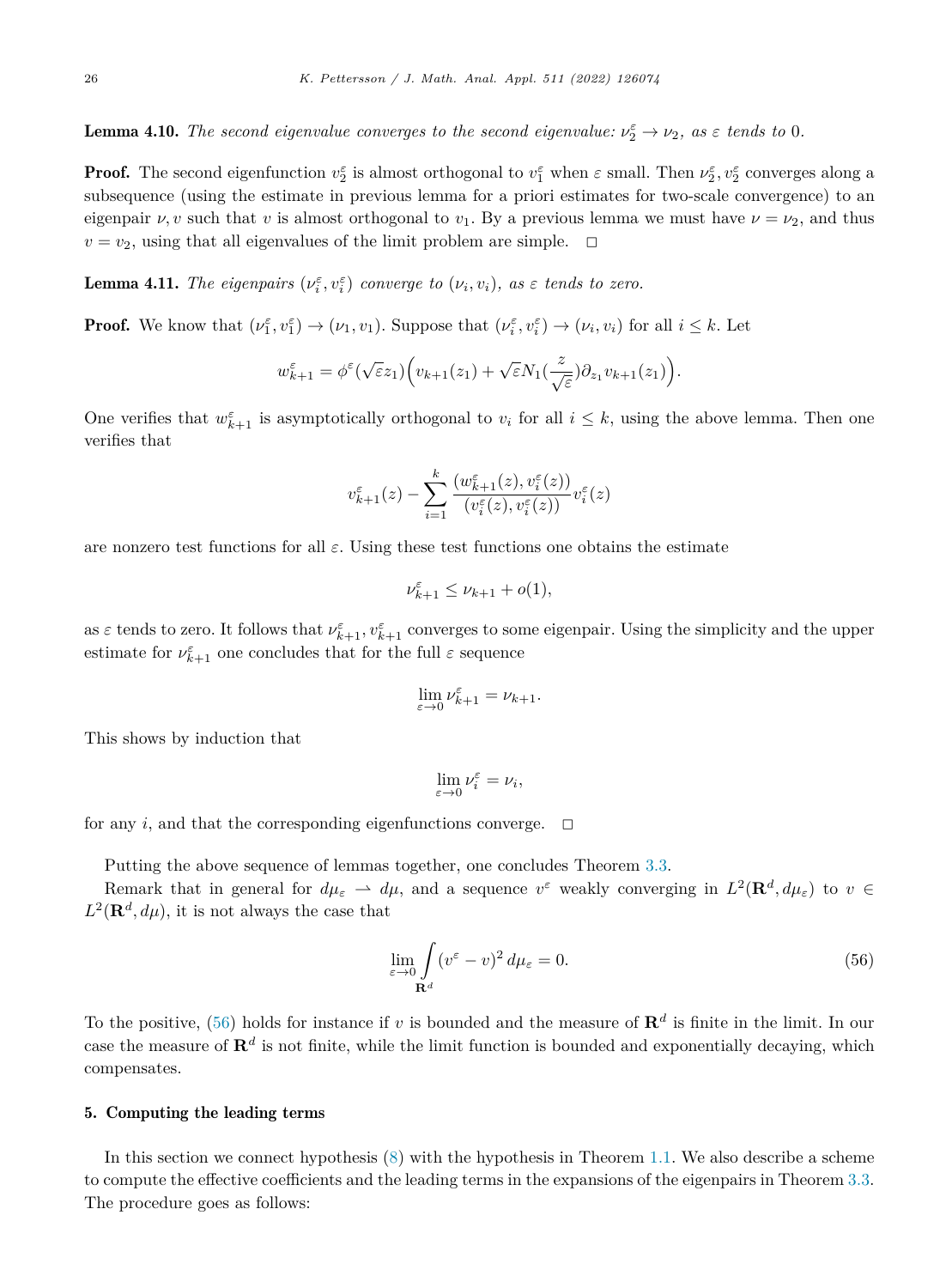**Lemma 4.10.** *The second eigenvalue converges to the second eigenvalue: $\nu_2^\varepsilon \to \nu_2$, as $\varepsilon$ tends to 0.*

**Proof.** The second eigenfunction $v_2^\varepsilon$ is almost orthogonal to $v_1^\varepsilon$ when $\varepsilon$ small. Then $\nu_2^\varepsilon, v_2^\varepsilon$ converges along a subsequence (using the estimate in previous lemma for a priori estimates for two-scale convergence) to an eigenpair $\nu, v$ such that $v$ is almost orthogonal to $v_1$. By a previous lemma we must have $\nu = \nu_2$, and thus $v = v_2$, using that all eigenvalues of the limit problem are simple. $\square$

**Lemma 4.11.** *The eigenpairs $(\nu_i^\varepsilon, v_i^\varepsilon)$ converge to $(\nu_i, v_i)$, as $\varepsilon$ tends to zero.*

**Proof.** We know that $(\nu_1^\varepsilon, v_1^\varepsilon) \to (\nu_1, v_1)$. Suppose that $(\nu_i^\varepsilon, v_i^\varepsilon) \to (\nu_i, v_i)$ for all $i \le k$. Let

$$w_{k+1}^\varepsilon = \phi^\varepsilon(\sqrt{\varepsilon} z_1)\Big(v_{k+1}(z_1) + \sqrt{\varepsilon} N_1(\frac{z}{\sqrt{\varepsilon}})\partial_{z_1} v_{k+1}(z_1)\Big).$$

One verifies that $w_{k+1}^\varepsilon$ is asymptotically orthogonal to $v_i$ for all $i \le k$, using the above lemma. Then one verifies that

$$v_{k+1}^\varepsilon(z) - \sum_{i=1}^{k} \frac{(w_{k+1}^\varepsilon(z), v_i^\varepsilon(z))}{(v_i^\varepsilon(z), v_i^\varepsilon(z))} v_i^\varepsilon(z)$$

are nonzero test functions for all $\varepsilon$. Using these test functions one obtains the estimate

$$\nu_{k+1}^\varepsilon \le \nu_{k+1} + o(1),$$

as $\varepsilon$ tends to zero. It follows that $\nu_{k+1}^\varepsilon, v_{k+1}^\varepsilon$ converges to some eigenpair. Using the simplicity and the upper estimate for $\nu_{k+1}^\varepsilon$ one concludes that for the full $\varepsilon$ sequence

$$\lim_{\varepsilon \to 0} \nu_{k+1}^\varepsilon = \nu_{k+1}.$$

This shows by induction that

$$\lim_{\varepsilon \to 0} \nu_i^\varepsilon = \nu_i,$$

for any $i$, and that the corresponding eigenfunctions converge. $\square$

Putting the above sequence of lemmas together, one concludes Theorem 3.3.

Remark that in general for $d\mu_\varepsilon \rightharpoonup d\mu$, and a sequence $v^\varepsilon$ weakly converging in $L^2(\mathbf{R}^d, d\mu_\varepsilon)$ to $v \in L^2(\mathbf{R}^d, d\mu)$, it is not always the case that

$$\lim_{\varepsilon \to 0} \int_{\mathbf{R}^d} (v^\varepsilon - v)^2 \, d\mu_\varepsilon = 0. \tag{56}$$

To the positive, (56) holds for instance if $v$ is bounded and the measure of $\mathbf{R}^d$ is finite in the limit. In our case the measure of $\mathbf{R}^d$ is not finite, while the limit function is bounded and exponentially decaying, which compensates.

## 5. Computing the leading terms

In this section we connect hypothesis (8) with the hypothesis in Theorem 1.1. We also describe a scheme to compute the effective coefficients and the leading terms in the expansions of the eigenpairs in Theorem 3.3. The procedure goes as follows: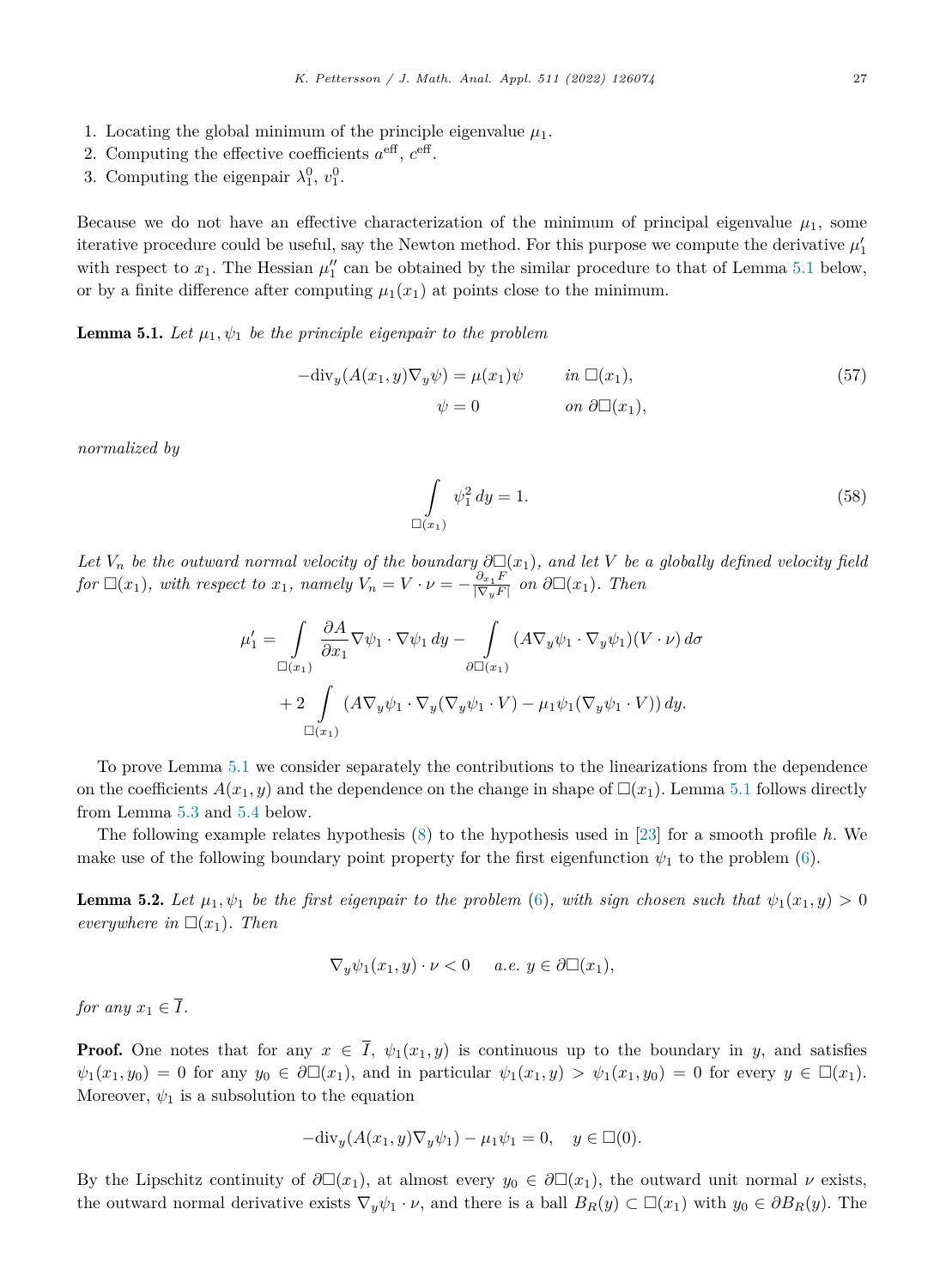1. Locating the global minimum of the principle eigenvalue $\mu_1$.
2. Computing the effective coefficients $a^{\text{eff}}$, $c^{\text{eff}}$.
3. Computing the eigenpair $\lambda_1^0$, $v_1^0$.

Because we do not have an effective characterization of the minimum of principal eigenvalue $\mu_1$, some iterative procedure could be useful, say the Newton method. For this purpose we compute the derivative $\mu_1'$ with respect to $x_1$. The Hessian $\mu_1''$ can be obtained by the similar procedure to that of Lemma 5.1 below, or by a finite difference after computing $\mu_1(x_1)$ at points close to the minimum.

**Lemma 5.1.** *Let $\mu_1, \psi_1$ be the principle eigenpair to the problem*

$$
\begin{aligned}
-\operatorname{div}_y(A(x_1,y)\nabla_y\psi) &= \mu(x_1)\psi \qquad \text{in } \square(x_1), \\
\psi &= 0 \qquad\qquad \text{on } \partial\square(x_1),
\end{aligned}
\tag{57}
$$

*normalized by*

$$
\int_{\square(x_1)} \psi_1^2\, dy = 1. \tag{58}
$$

*Let $V_n$ be the outward normal velocity of the boundary $\partial\square(x_1)$, and let $V$ be a globally defined velocity field for $\square(x_1)$, with respect to $x_1$, namely $V_n = V\cdot\nu = -\frac{\partial_{x_1}F}{|\nabla_y F|}$ on $\partial\square(x_1)$. Then*

$$
\begin{aligned}
\mu_1' = &\int_{\square(x_1)} \frac{\partial A}{\partial x_1}\nabla\psi_1\cdot\nabla\psi_1\, dy - \int_{\partial\square(x_1)} (A\nabla_y\psi_1\cdot\nabla_y\psi_1)(V\cdot\nu)\, d\sigma \\
&+ 2\int_{\square(x_1)} (A\nabla_y\psi_1\cdot\nabla_y(\nabla_y\psi_1\cdot V) - \mu_1\psi_1(\nabla_y\psi_1\cdot V))\, dy.
\end{aligned}
$$

To prove Lemma 5.1 we consider separately the contributions to the linearizations from the dependence on the coefficients $A(x_1,y)$ and the dependence on the change in shape of $\square(x_1)$. Lemma 5.1 follows directly from Lemma 5.3 and 5.4 below.

The following example relates hypothesis (8) to the hypothesis used in [23] for a smooth profile $h$. We make use of the following boundary point property for the first eigenfunction $\psi_1$ to the problem (6).

**Lemma 5.2.** *Let $\mu_1, \psi_1$ be the first eigenpair to the problem (6), with sign chosen such that $\psi_1(x_1,y) > 0$ everywhere in $\square(x_1)$. Then*

$$
\nabla_y\psi_1(x_1,y)\cdot\nu < 0 \qquad a.e.\ y\in\partial\square(x_1),
$$

*for any $x_1\in\overline{I}$.*

**Proof.** One notes that for any $x\in\overline{I}$, $\psi_1(x_1,y)$ is continuous up to the boundary in $y$, and satisfies $\psi_1(x_1,y_0) = 0$ for any $y_0\in\partial\square(x_1)$, and in particular $\psi_1(x_1,y) > \psi_1(x_1,y_0) = 0$ for every $y\in\square(x_1)$. Moreover, $\psi_1$ is a subsolution to the equation

$$
-\operatorname{div}_y(A(x_1,y)\nabla_y\psi_1) - \mu_1\psi_1 = 0, \quad y\in\square(0).
$$

By the Lipschitz continuity of $\partial\square(x_1)$, at almost every $y_0\in\partial\square(x_1)$, the outward unit normal $\nu$ exists, the outward normal derivative exists $\nabla_y\psi_1\cdot\nu$, and there is a ball $B_R(y)\subset\square(x_1)$ with $y_0\in\partial B_R(y)$. The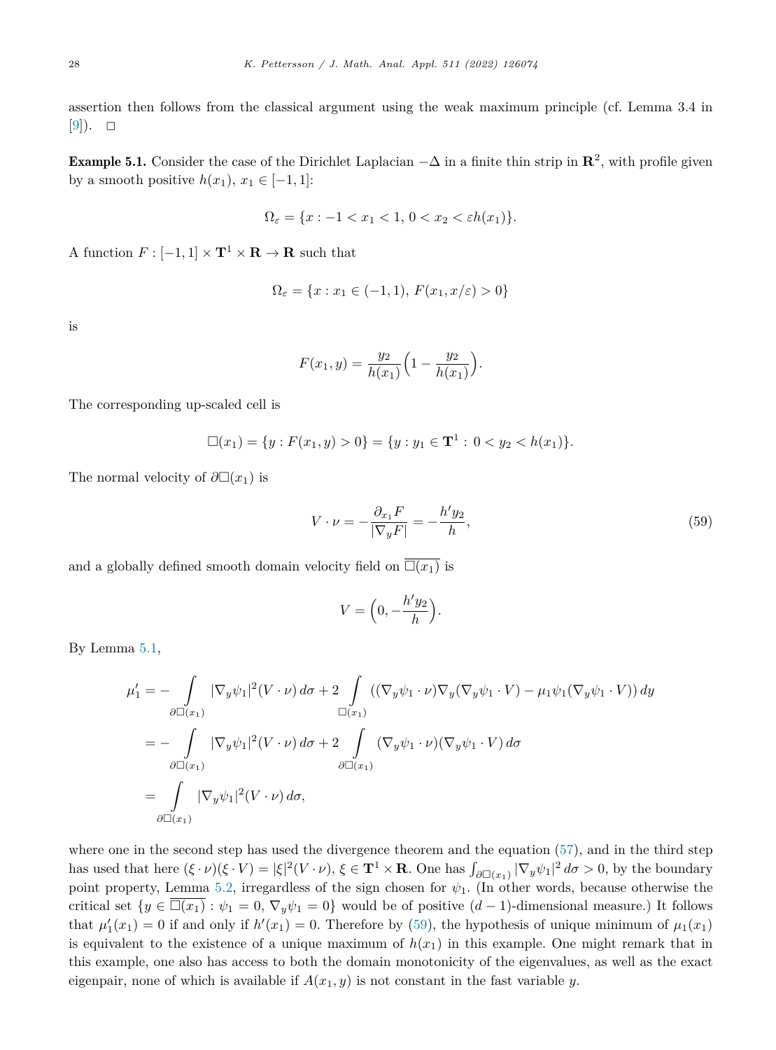assertion then follows from the classical argument using the weak maximum principle (cf. Lemma 3.4 in [9]). $\square$

**Example 5.1.** Consider the case of the Dirichlet Laplacian $-\Delta$ in a finite thin strip in $\mathbf{R}^2$, with profile given by a smooth positive $h(x_1)$, $x_1 \in [-1, 1]$:

$$\Omega_\varepsilon = \{x : -1 < x_1 < 1,\, 0 < x_2 < \varepsilon h(x_1)\}.$$

A function $F : [-1, 1] \times \mathbf{T}^1 \times \mathbf{R} \to \mathbf{R}$ such that

$$\Omega_\varepsilon = \{x : x_1 \in (-1, 1),\, F(x_1, x/\varepsilon) > 0\}$$

is

$$F(x_1, y) = \frac{y_2}{h(x_1)}\Big(1 - \frac{y_2}{h(x_1)}\Big).$$

The corresponding up-scaled cell is

$$\square(x_1) = \{y : F(x_1, y) > 0\} = \{y : y_1 \in \mathbf{T}^1 : \, 0 < y_2 < h(x_1)\}.$$

The normal velocity of $\partial\square(x_1)$ is

$$V \cdot \nu = -\frac{\partial_{x_1} F}{|\nabla_y F|} = -\frac{h' y_2}{h}, \tag{59}$$

and a globally defined smooth domain velocity field on $\overline{\square(x_1)}$ is

$$V = \Big(0, -\frac{h' y_2}{h}\Big).$$

By Lemma 5.1,

$$\begin{aligned}
\mu_1' &= -\int\limits_{\partial\square(x_1)} |\nabla_y \psi_1|^2 (V \cdot \nu)\, d\sigma + 2 \int\limits_{\square(x_1)} \big((\nabla_y \psi_1 \cdot \nu) \nabla_y (\nabla_y \psi_1 \cdot V) - \mu_1 \psi_1 (\nabla_y \psi_1 \cdot V)\big)\, dy \\
&= -\int\limits_{\partial\square(x_1)} |\nabla_y \psi_1|^2 (V \cdot \nu)\, d\sigma + 2 \int\limits_{\partial\square(x_1)} (\nabla_y \psi_1 \cdot \nu)(\nabla_y \psi_1 \cdot V)\, d\sigma \\
&= \int\limits_{\partial\square(x_1)} |\nabla_y \psi_1|^2 (V \cdot \nu)\, d\sigma,
\end{aligned}$$

where one in the second step has used the divergence theorem and the equation (57), and in the third step has used that here $(\xi \cdot \nu)(\xi \cdot V) = |\xi|^2 (V \cdot \nu)$, $\xi \in \mathbf{T}^1 \times \mathbf{R}$. One has $\int_{\partial\square(x_1)} |\nabla_y \psi_1|^2\, d\sigma > 0$, by the boundary point property, Lemma 5.2, irregardless of the sign chosen for $\psi_1$. (In other words, because otherwise the critical set $\{y \in \overline{\square(x_1)} : \psi_1 = 0,\, \nabla_y \psi_1 = 0\}$ would be of positive $(d-1)$-dimensional measure.) It follows that $\mu_1'(x_1) = 0$ if and only if $h'(x_1) = 0$. Therefore by (59), the hypothesis of unique minimum of $\mu_1(x_1)$ is equivalent to the existence of a unique maximum of $h(x_1)$ in this example. One might remark that in this example, one also has access to both the domain monotonicity of the eigenvalues, as well as the exact eigenpair, none of which is available if $A(x_1, y)$ is not constant in the fast variable $y$.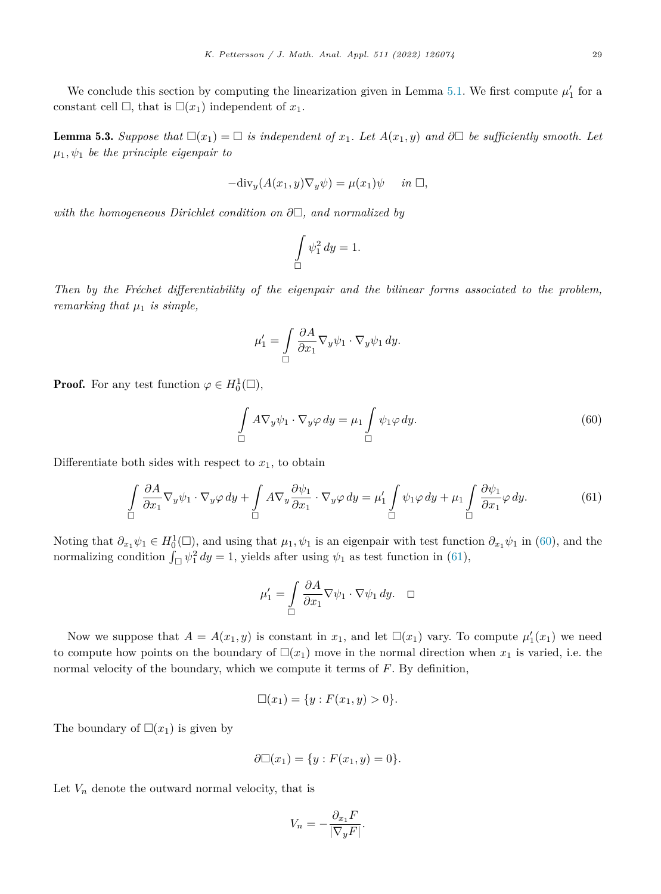We conclude this section by computing the linearization given in Lemma 5.1. We first compute $\mu_1'$ for a constant cell $\square$, that is $\square(x_1)$ independent of $x_1$.

**Lemma 5.3.** *Suppose that $\square(x_1) = \square$ is independent of $x_1$. Let $A(x_1, y)$ and $\partial\square$ be sufficiently smooth. Let $\mu_1, \psi_1$ be the principle eigenpair to*

$$-\mathrm{div}_y(A(x_1, y)\nabla_y \psi) = \mu(x_1)\psi \quad \text{ in } \square,$$

*with the homogeneous Dirichlet condition on $\partial\square$, and normalized by*

$$\int_\square \psi_1^2 \, dy = 1.$$

*Then by the Fréchet differentiability of the eigenpair and the bilinear forms associated to the problem, remarking that $\mu_1$ is simple,*

$$\mu_1' = \int_\square \frac{\partial A}{\partial x_1} \nabla_y \psi_1 \cdot \nabla_y \psi_1 \, dy.$$

**Proof.** For any test function $\varphi \in H_0^1(\square)$,

$$\int_\square A\nabla_y \psi_1 \cdot \nabla_y \varphi \, dy = \mu_1 \int_\square \psi_1 \varphi \, dy. \tag{60}$$

Differentiate both sides with respect to $x_1$, to obtain

$$\int_\square \frac{\partial A}{\partial x_1} \nabla_y \psi_1 \cdot \nabla_y \varphi \, dy + \int_\square A \nabla_y \frac{\partial \psi_1}{\partial x_1} \cdot \nabla_y \varphi \, dy = \mu_1' \int_\square \psi_1 \varphi \, dy + \mu_1 \int_\square \frac{\partial \psi_1}{\partial x_1} \varphi \, dy. \tag{61}$$

Noting that $\partial_{x_1}\psi_1 \in H_0^1(\square)$, and using that $\mu_1, \psi_1$ is an eigenpair with test function $\partial_{x_1}\psi_1$ in (60), and the normalizing condition $\int_\square \psi_1^2 \, dy = 1$, yields after using $\psi_1$ as test function in (61),

$$\mu_1' = \int_\square \frac{\partial A}{\partial x_1} \nabla \psi_1 \cdot \nabla \psi_1 \, dy. \quad \square$$

Now we suppose that $A = A(x_1, y)$ is constant in $x_1$, and let $\square(x_1)$ vary. To compute $\mu_1'(x_1)$ we need to compute how points on the boundary of $\square(x_1)$ move in the normal direction when $x_1$ is varied, i.e. the normal velocity of the boundary, which we compute it terms of $F$. By definition,

$$\square(x_1) = \{y : F(x_1, y) > 0\}.$$

The boundary of $\square(x_1)$ is given by

$$\partial\square(x_1) = \{y : F(x_1, y) = 0\}.$$

Let $V_n$ denote the outward normal velocity, that is

$$V_n = -\frac{\partial_{x_1} F}{|\nabla_y F|}.$$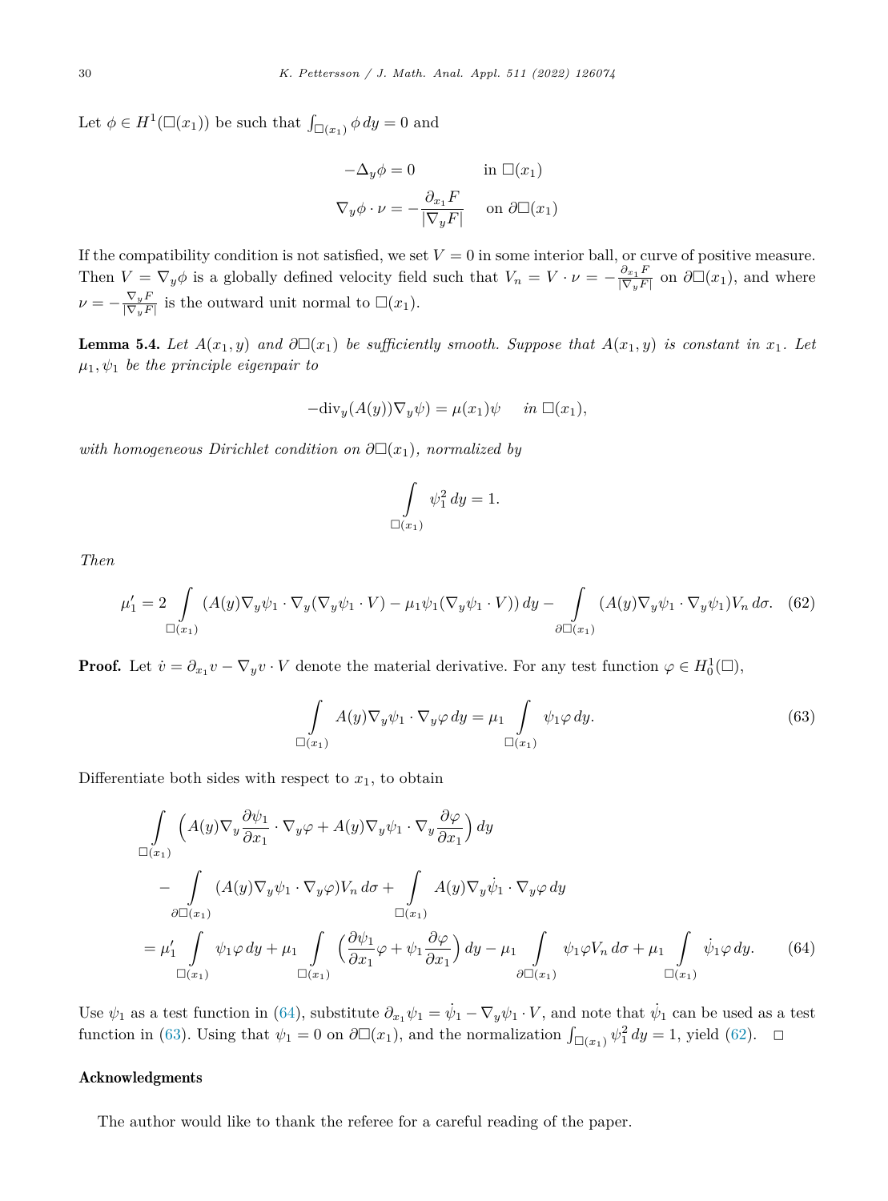Let $\phi \in H^1(\square(x_1))$ be such that $\int_{\square(x_1)} \phi \, dy = 0$ and

$$
\begin{aligned}
-\Delta_y \phi &= 0 && \text{in } \square(x_1) \\
\nabla_y \phi \cdot \nu &= -\frac{\partial_{x_1} F}{|\nabla_y F|} && \text{on } \partial\square(x_1)
\end{aligned}
$$

If the compatibility condition is not satisfied, we set $V = 0$ in some interior ball, or curve of positive measure. Then $V = \nabla_y \phi$ is a globally defined velocity field such that $V_n = V \cdot \nu = -\frac{\partial_{x_1} F}{|\nabla_y F|}$ on $\partial\square(x_1)$, and where $\nu = -\frac{\nabla_y F}{|\nabla_y F|}$ is the outward unit normal to $\square(x_1)$.

**Lemma 5.4.** *Let $A(x_1, y)$ and $\partial\square(x_1)$ be sufficiently smooth. Suppose that $A(x_1, y)$ is constant in $x_1$. Let $\mu_1, \psi_1$ be the principle eigenpair to*

$$
-\mathrm{div}_y(A(y))\nabla_y \psi) = \mu(x_1)\psi \quad \text{ in } \square(x_1),
$$

*with homogeneous Dirichlet condition on $\partial\square(x_1)$, normalized by*

$$
\int_{\square(x_1)} \psi_1^2 \, dy = 1.
$$

*Then*

$$
\mu_1' = 2 \int_{\square(x_1)} (A(y)\nabla_y \psi_1 \cdot \nabla_y (\nabla_y \psi_1 \cdot V) - \mu_1 \psi_1 (\nabla_y \psi_1 \cdot V)) \, dy - \int_{\partial\square(x_1)} (A(y)\nabla_y \psi_1 \cdot \nabla_y \psi_1) V_n \, d\sigma. \quad (62)
$$

**Proof.** Let $\dot{v} = \partial_{x_1} v - \nabla_y v \cdot V$ denote the material derivative. For any test function $\varphi \in H_0^1(\square)$,

$$
\int_{\square(x_1)} A(y)\nabla_y \psi_1 \cdot \nabla_y \varphi \, dy = \mu_1 \int_{\square(x_1)} \psi_1 \varphi \, dy. \quad (63)
$$

Differentiate both sides with respect to $x_1$, to obtain

$$
\begin{aligned}
&\int_{\square(x_1)} \Big( A(y)\nabla_y \frac{\partial \psi_1}{\partial x_1} \cdot \nabla_y \varphi + A(y)\nabla_y \psi_1 \cdot \nabla_y \frac{\partial \varphi}{\partial x_1} \Big) \, dy \\
&\quad - \int_{\partial\square(x_1)} (A(y)\nabla_y \psi_1 \cdot \nabla_y \varphi) V_n \, d\sigma + \int_{\square(x_1)} A(y)\nabla_y \dot{\psi}_1 \cdot \nabla_y \varphi \, dy \\
&= \mu_1' \int_{\square(x_1)} \psi_1 \varphi \, dy + \mu_1 \int_{\square(x_1)} \Big( \frac{\partial \psi_1}{\partial x_1} \varphi + \psi_1 \frac{\partial \varphi}{\partial x_1} \Big) \, dy - \mu_1 \int_{\partial\square(x_1)} \psi_1 \varphi V_n \, d\sigma + \mu_1 \int_{\square(x_1)} \dot{\psi}_1 \varphi \, dy. \quad (64)
\end{aligned}
$$

Use $\psi_1$ as a test function in (64), substitute $\partial_{x_1} \psi_1 = \dot{\psi}_1 - \nabla_y \psi_1 \cdot V$, and note that $\dot{\psi}_1$ can be used as a test function in (63). Using that $\psi_1 = 0$ on $\partial\square(x_1)$, and the normalization $\int_{\square(x_1)} \psi_1^2 \, dy = 1$, yield (62). $\square$

## Acknowledgments

The author would like to thank the referee for a careful reading of the paper.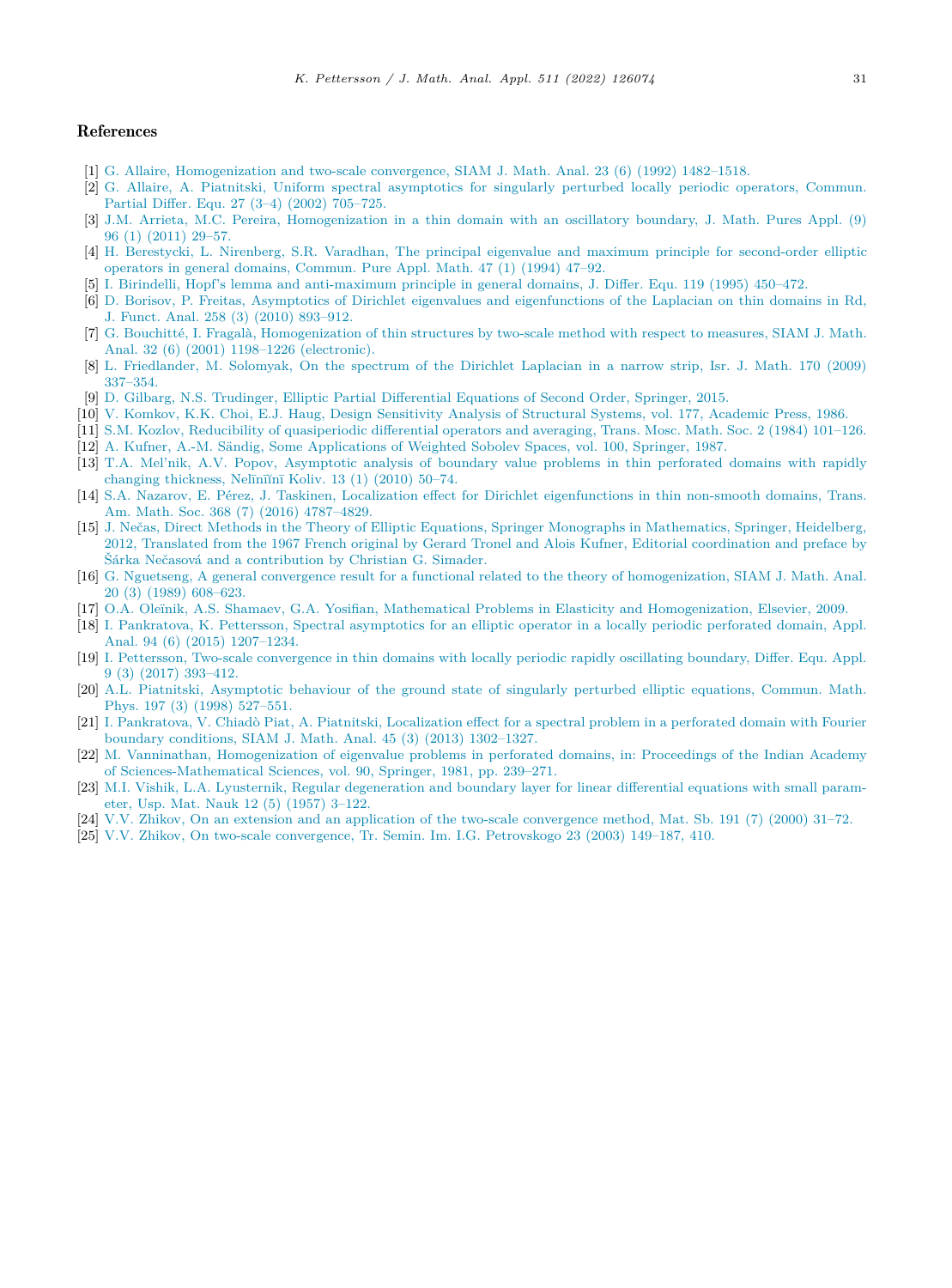## References

[1] G. Allaire, Homogenization and two-scale convergence, SIAM J. Math. Anal. 23 (6) (1992) 1482–1518.

[2] G. Allaire, A. Piatnitski, Uniform spectral asymptotics for singularly perturbed locally periodic operators, Commun. Partial Differ. Equ. 27 (3–4) (2002) 705–725.

[3] J.M. Arrieta, M.C. Pereira, Homogenization in a thin domain with an oscillatory boundary, J. Math. Pures Appl. (9) 96 (1) (2011) 29–57.

[4] H. Berestycki, L. Nirenberg, S.R. Varadhan, The principal eigenvalue and maximum principle for second-order elliptic operators in general domains, Commun. Pure Appl. Math. 47 (1) (1994) 47–92.

[5] I. Birindelli, Hopf's lemma and anti-maximum principle in general domains, J. Differ. Equ. 119 (1995) 450–472.

[6] D. Borisov, P. Freitas, Asymptotics of Dirichlet eigenvalues and eigenfunctions of the Laplacian on thin domains in Rd, J. Funct. Anal. 258 (3) (2010) 893–912.

[7] G. Bouchitté, I. Fragalà, Homogenization of thin structures by two-scale method with respect to measures, SIAM J. Math. Anal. 32 (6) (2001) 1198–1226 (electronic).

[8] L. Friedlander, M. Solomyak, On the spectrum of the Dirichlet Laplacian in a narrow strip, Isr. J. Math. 170 (2009) 337–354.

[9] D. Gilbarg, N.S. Trudinger, Elliptic Partial Differential Equations of Second Order, Springer, 2015.

[10] V. Komkov, K.K. Choi, E.J. Haug, Design Sensitivity Analysis of Structural Systems, vol. 177, Academic Press, 1986.

[11] S.M. Kozlov, Reducibility of quasiperiodic differential operators and averaging, Trans. Mosc. Math. Soc. 2 (1984) 101–126.

[12] A. Kufner, A.-M. Sändig, Some Applications of Weighted Sobolev Spaces, vol. 100, Springer, 1987.

[13] T.A. Mel'nik, A.V. Popov, Asymptotic analysis of boundary value problems in thin perforated domains with rapidly changing thickness, Nelīnīĭnī Koliv. 13 (1) (2010) 50–74.

[14] S.A. Nazarov, E. Pérez, J. Taskinen, Localization effect for Dirichlet eigenfunctions in thin non-smooth domains, Trans. Am. Math. Soc. 368 (7) (2016) 4787–4829.

[15] J. Nečas, Direct Methods in the Theory of Elliptic Equations, Springer Monographs in Mathematics, Springer, Heidelberg, 2012, Translated from the 1967 French original by Gerard Tronel and Alois Kufner, Editorial coordination and preface by Šárka Nečasová and a contribution by Christian G. Simader.

[16] G. Nguetseng, A general convergence result for a functional related to the theory of homogenization, SIAM J. Math. Anal. 20 (3) (1989) 608–623.

[17] O.A. Oleĭnik, A.S. Shamaev, G.A. Yosifian, Mathematical Problems in Elasticity and Homogenization, Elsevier, 2009.

[18] I. Pankratova, K. Pettersson, Spectral asymptotics for an elliptic operator in a locally periodic perforated domain, Appl. Anal. 94 (6) (2015) 1207–1234.

[19] I. Pettersson, Two-scale convergence in thin domains with locally periodic rapidly oscillating boundary, Differ. Equ. Appl. 9 (3) (2017) 393–412.

[20] A.L. Piatnitski, Asymptotic behaviour of the ground state of singularly perturbed elliptic equations, Commun. Math. Phys. 197 (3) (1998) 527–551.

[21] I. Pankratova, V. Chiadò Piat, A. Piatnitski, Localization effect for a spectral problem in a perforated domain with Fourier boundary conditions, SIAM J. Math. Anal. 45 (3) (2013) 1302–1327.

[22] M. Vanninathan, Homogenization of eigenvalue problems in perforated domains, in: Proceedings of the Indian Academy of Sciences-Mathematical Sciences, vol. 90, Springer, 1981, pp. 239–271.

[23] M.I. Vishik, L.A. Lyusternik, Regular degeneration and boundary layer for linear differential equations with small parameter, Usp. Mat. Nauk 12 (5) (1957) 3–122.

[24] V.V. Zhikov, On an extension and an application of the two-scale convergence method, Mat. Sb. 191 (7) (2000) 31–72.

[25] V.V. Zhikov, On two-scale convergence, Tr. Semin. Im. I.G. Petrovskogo 23 (2003) 149–187, 410.